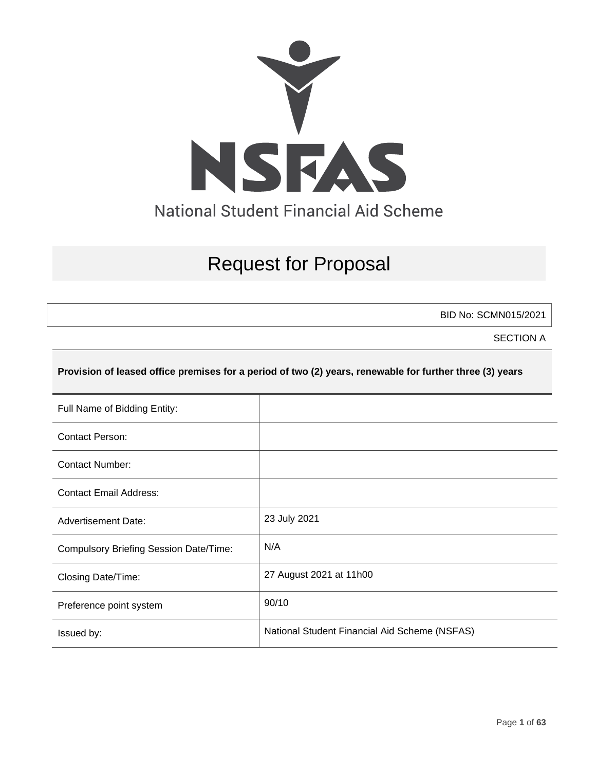NSFAS

National Student Financial Aid Scheme

# Request for Proposal

BID No: SCMN015/2021

SECTION A

**Provision of leased office premises for a period of two (2) years, renewable for further three (3) years**

| | |
|---|---|
| Full Name of Bidding Entity: | |
| Contact Person: | |
| Contact Number: | |
| Contact Email Address: | |
| Advertisement Date: | 23 July 2021 |
| Compulsory Briefing Session Date/Time: | N/A |
| Closing Date/Time: | 27 August 2021 at 11h00 |
| Preference point system | 90/10 |
| Issued by: | National Student Financial Aid Scheme (NSFAS) |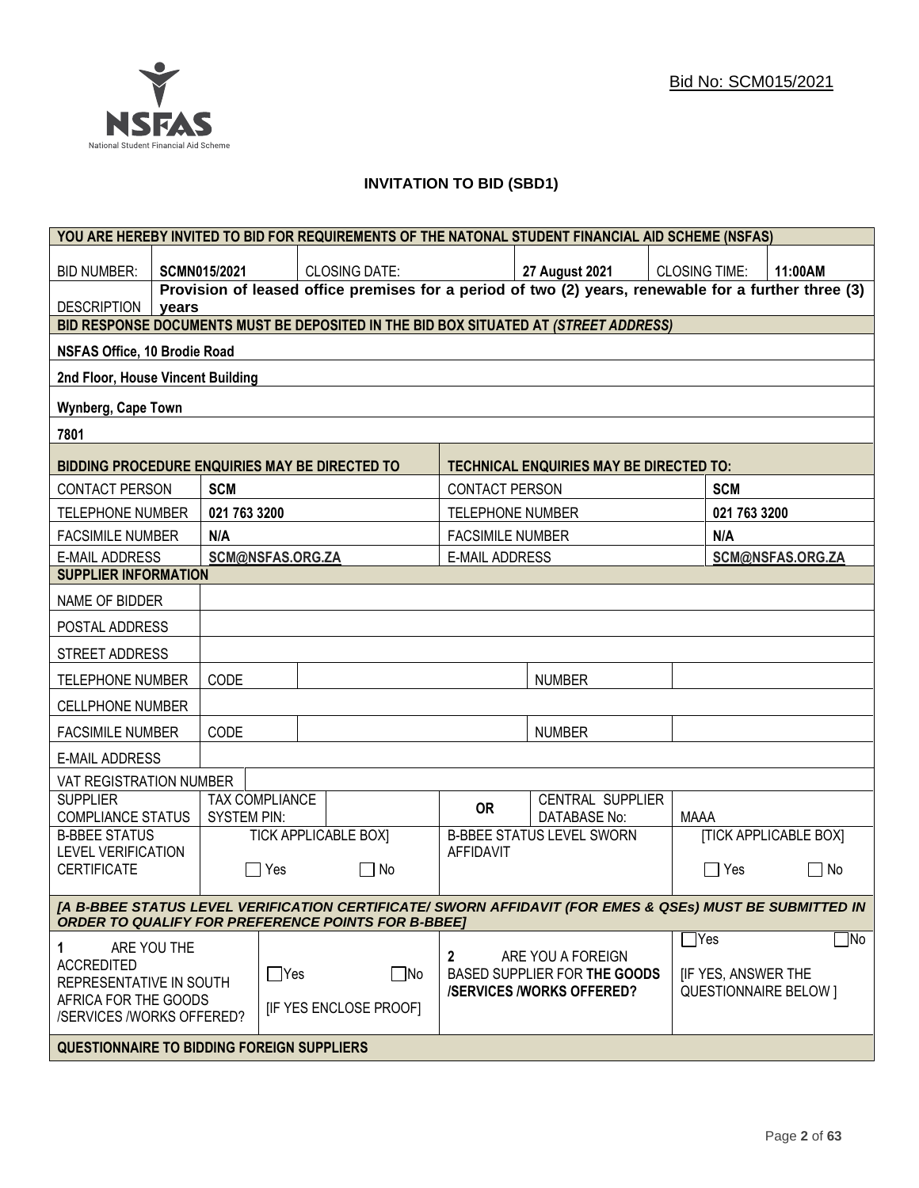Bid No: SCM015/2021

# INVITATION TO BID (SBD1)

| YOU ARE HEREBY INVITED TO BID FOR REQUIREMENTS OF THE NATONAL STUDENT FINANCIAL AID SCHEME (NSFAS) | | | | | |
|---|---|---|---|---|---|
| BID NUMBER: | SCMN015/2021 | CLOSING DATE: | 27 August 2021 | CLOSING TIME: | 11:00AM |
| DESCRIPTION | **Provision of leased office premises for a period of two (2) years, renewable for a further three (3) years** | | | | |

**BID RESPONSE DOCUMENTS MUST BE DEPOSITED IN THE BID BOX SITUATED AT *(STREET ADDRESS)***

**NSFAS Office, 10 Brodie Road**

**2nd Floor, House Vincent Building**

**Wynberg, Cape Town**

**7801**

| BIDDING PROCEDURE ENQUIRIES MAY BE DIRECTED TO | | TECHNICAL ENQUIRIES MAY BE DIRECTED TO: | |
|---|---|---|---|
| CONTACT PERSON | SCM | CONTACT PERSON | SCM |
| TELEPHONE NUMBER | 021 763 3200 | TELEPHONE NUMBER | 021 763 3200 |
| FACSIMILE NUMBER | N/A | FACSIMILE NUMBER | N/A |
| E-MAIL ADDRESS | SCM@NSFAS.ORG.ZA | E-MAIL ADDRESS | SCM@NSFAS.ORG.ZA |

**SUPPLIER INFORMATION**

| | | | | |
|---|---|---|---|---|
| NAME OF BIDDER | | | | |
| POSTAL ADDRESS | | | | |
| STREET ADDRESS | | | | |
| TELEPHONE NUMBER | CODE | | NUMBER | |
| CELLPHONE NUMBER | | | | |
| FACSIMILE NUMBER | CODE | | NUMBER | |
| E-MAIL ADDRESS | | | | |
| VAT REGISTRATION NUMBER | | | | |
| SUPPLIER COMPLIANCE STATUS | TAX COMPLIANCE SYSTEM PIN: | | OR | CENTRAL SUPPLIER DATABASE No: MAAA |
| B-BBEE STATUS LEVEL VERIFICATION CERTIFICATE | TICK APPLICABLE BOX] ☐ Yes ☐ No | | B-BBEE STATUS LEVEL SWORN AFFIDAVIT | [TICK APPLICABLE BOX] ☐ Yes ☐ No |

***[A B-BBEE STATUS LEVEL VERIFICATION CERTIFICATE/ SWORN AFFIDAVIT (FOR EMES & QSEs) MUST BE SUBMITTED IN ORDER TO QUALIFY FOR PREFERENCE POINTS FOR B-BBEE]***

| | | | |
|---|---|---|---|
| 1 ARE YOU THE ACCREDITED REPRESENTATIVE IN SOUTH AFRICA FOR THE GOODS /SERVICES /WORKS OFFERED? | ☐Yes ☐No [IF YES ENCLOSE PROOF] | 2 ARE YOU A FOREIGN BASED SUPPLIER FOR **THE GOODS /SERVICES /WORKS OFFERED?** | ☐Yes ☐No [IF YES, ANSWER THE QUESTIONNAIRE BELOW ] |

**QUESTIONNAIRE TO BIDDING FOREIGN SUPPLIERS**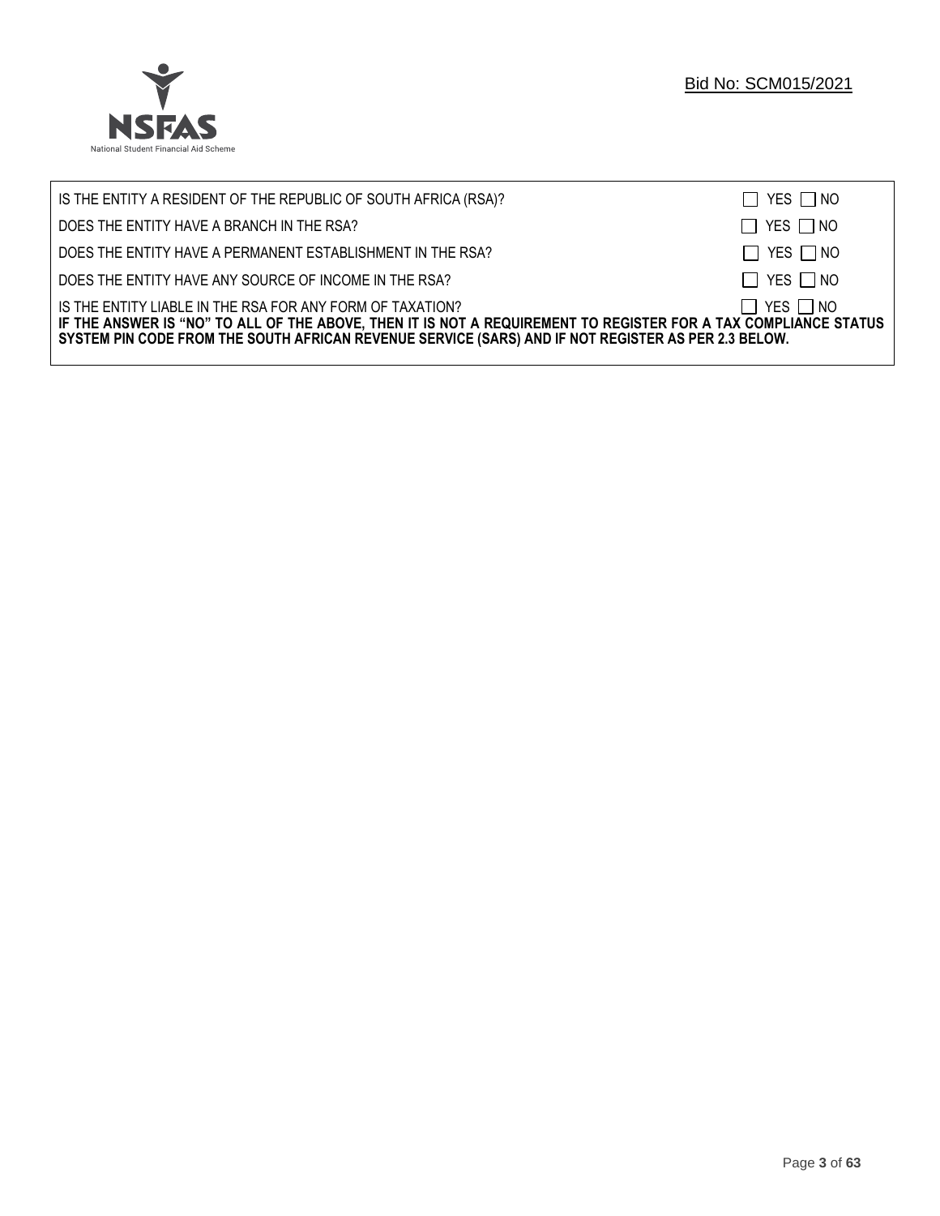| | |
|---|---|
| IS THE ENTITY A RESIDENT OF THE REPUBLIC OF SOUTH AFRICA (RSA)? | ☐ YES ☐ NO |
| DOES THE ENTITY HAVE A BRANCH IN THE RSA? | ☐ YES ☐ NO |
| DOES THE ENTITY HAVE A PERMANENT ESTABLISHMENT IN THE RSA? | ☐ YES ☐ NO |
| DOES THE ENTITY HAVE ANY SOURCE OF INCOME IN THE RSA? | ☐ YES ☐ NO |
| IS THE ENTITY LIABLE IN THE RSA FOR ANY FORM OF TAXATION? | ☐ YES ☐ NO |

**IF THE ANSWER IS "NO" TO ALL OF THE ABOVE, THEN IT IS NOT A REQUIREMENT TO REGISTER FOR A TAX COMPLIANCE STATUS SYSTEM PIN CODE FROM THE SOUTH AFRICAN REVENUE SERVICE (SARS) AND IF NOT REGISTER AS PER 2.3 BELOW.**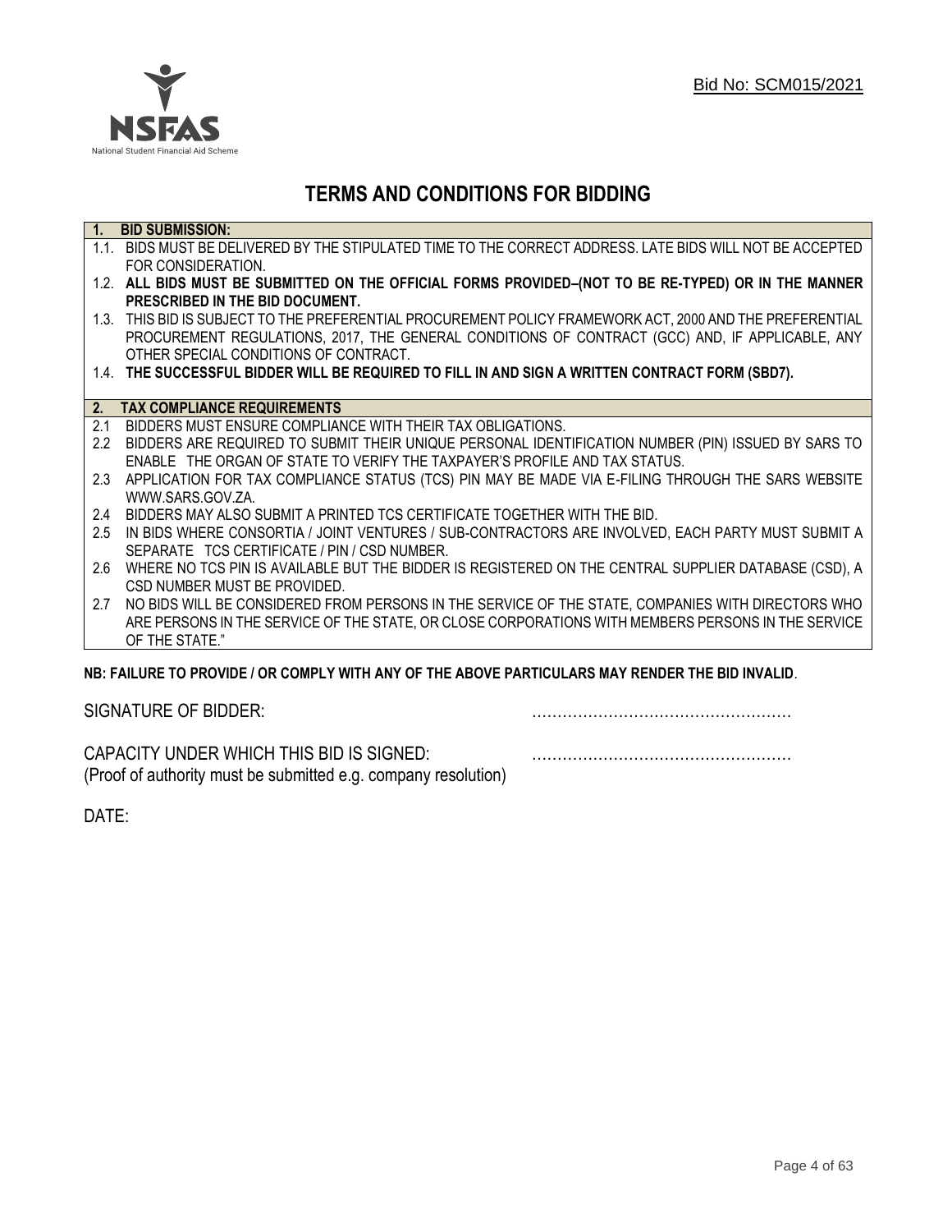Bid No: SCM015/2021

# TERMS AND CONDITIONS FOR BIDDING

| **1. BID SUBMISSION:** |
|---|
| 1.1. BIDS MUST BE DELIVERED BY THE STIPULATED TIME TO THE CORRECT ADDRESS. LATE BIDS WILL NOT BE ACCEPTED FOR CONSIDERATION. |
| 1.2. **ALL BIDS MUST BE SUBMITTED ON THE OFFICIAL FORMS PROVIDED–(NOT TO BE RE-TYPED) OR IN THE MANNER PRESCRIBED IN THE BID DOCUMENT.** |
| 1.3. THIS BID IS SUBJECT TO THE PREFERENTIAL PROCUREMENT POLICY FRAMEWORK ACT, 2000 AND THE PREFERENTIAL PROCUREMENT REGULATIONS, 2017, THE GENERAL CONDITIONS OF CONTRACT (GCC) AND, IF APPLICABLE, ANY OTHER SPECIAL CONDITIONS OF CONTRACT. |
| 1.4. **THE SUCCESSFUL BIDDER WILL BE REQUIRED TO FILL IN AND SIGN A WRITTEN CONTRACT FORM (SBD7).** |

| **2. TAX COMPLIANCE REQUIREMENTS** |
|---|
| 2.1 BIDDERS MUST ENSURE COMPLIANCE WITH THEIR TAX OBLIGATIONS. |
| 2.2 BIDDERS ARE REQUIRED TO SUBMIT THEIR UNIQUE PERSONAL IDENTIFICATION NUMBER (PIN) ISSUED BY SARS TO ENABLE THE ORGAN OF STATE TO VERIFY THE TAXPAYER'S PROFILE AND TAX STATUS. |
| 2.3 APPLICATION FOR TAX COMPLIANCE STATUS (TCS) PIN MAY BE MADE VIA E-FILING THROUGH THE SARS WEBSITE WWW.SARS.GOV.ZA. |
| 2.4 BIDDERS MAY ALSO SUBMIT A PRINTED TCS CERTIFICATE TOGETHER WITH THE BID. |
| 2.5 IN BIDS WHERE CONSORTIA / JOINT VENTURES / SUB-CONTRACTORS ARE INVOLVED, EACH PARTY MUST SUBMIT A SEPARATE TCS CERTIFICATE / PIN / CSD NUMBER. |
| 2.6 WHERE NO TCS PIN IS AVAILABLE BUT THE BIDDER IS REGISTERED ON THE CENTRAL SUPPLIER DATABASE (CSD), A CSD NUMBER MUST BE PROVIDED. |
| 2.7 NO BIDS WILL BE CONSIDERED FROM PERSONS IN THE SERVICE OF THE STATE, COMPANIES WITH DIRECTORS WHO ARE PERSONS IN THE SERVICE OF THE STATE, OR CLOSE CORPORATIONS WITH MEMBERS PERSONS IN THE SERVICE OF THE STATE." |

**NB: FAILURE TO PROVIDE / OR COMPLY WITH ANY OF THE ABOVE PARTICULARS MAY RENDER THE BID INVALID**.

SIGNATURE OF BIDDER: ……………………………………………

CAPACITY UNDER WHICH THIS BID IS SIGNED: ……………………………………………
(Proof of authority must be submitted e.g. company resolution)

DATE: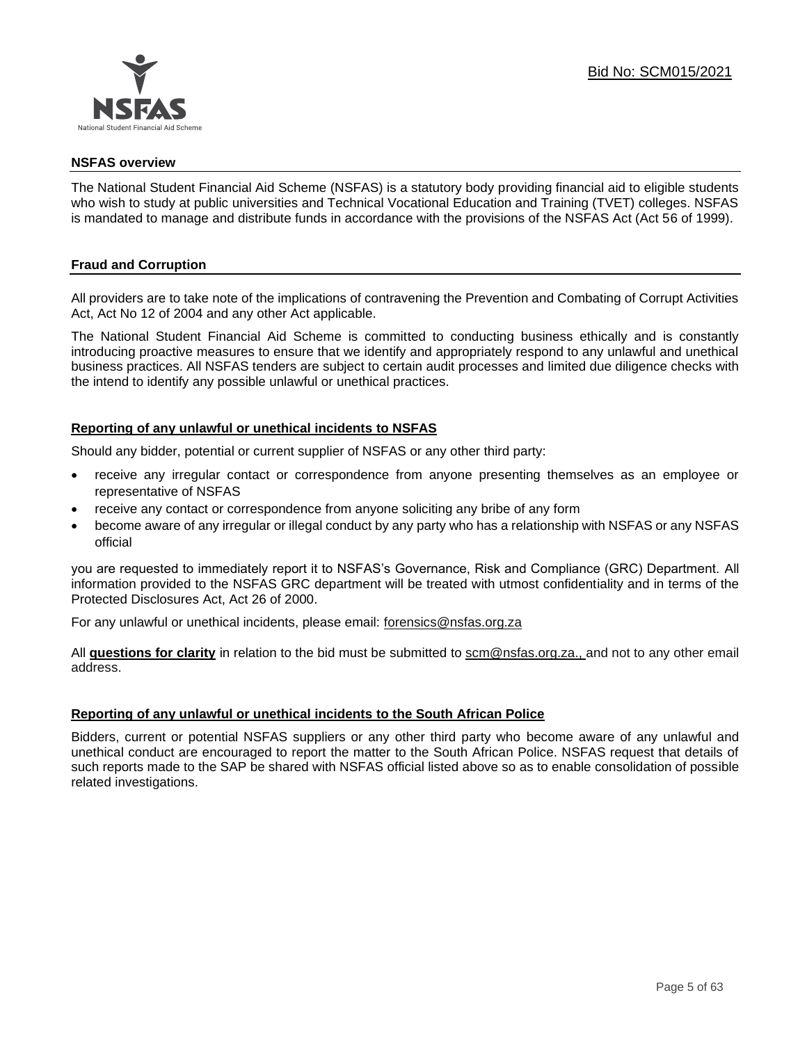Bid No: SCM015/2021

## NSFAS overview

The National Student Financial Aid Scheme (NSFAS) is a statutory body providing financial aid to eligible students who wish to study at public universities and Technical Vocational Education and Training (TVET) colleges. NSFAS is mandated to manage and distribute funds in accordance with the provisions of the NSFAS Act (Act 56 of 1999).

## Fraud and Corruption

All providers are to take note of the implications of contravening the Prevention and Combating of Corrupt Activities Act, Act No 12 of 2004 and any other Act applicable.

The National Student Financial Aid Scheme is committed to conducting business ethically and is constantly introducing proactive measures to ensure that we identify and appropriately respond to any unlawful and unethical business practices. All NSFAS tenders are subject to certain audit processes and limited due diligence checks with the intend to identify any possible unlawful or unethical practices.

### Reporting of any unlawful or unethical incidents to NSFAS

Should any bidder, potential or current supplier of NSFAS or any other third party:

- receive any irregular contact or correspondence from anyone presenting themselves as an employee or representative of NSFAS
- receive any contact or correspondence from anyone soliciting any bribe of any form
- become aware of any irregular or illegal conduct by any party who has a relationship with NSFAS or any NSFAS official

you are requested to immediately report it to NSFAS's Governance, Risk and Compliance (GRC) Department. All information provided to the NSFAS GRC department will be treated with utmost confidentiality and in terms of the Protected Disclosures Act, Act 26 of 2000.

For any unlawful or unethical incidents, please email: forensics@nsfas.org.za

All **questions for clarity** in relation to the bid must be submitted to scm@nsfas.org.za., and not to any other email address.

### Reporting of any unlawful or unethical incidents to the South African Police

Bidders, current or potential NSFAS suppliers or any other third party who become aware of any unlawful and unethical conduct are encouraged to report the matter to the South African Police. NSFAS request that details of such reports made to the SAP be shared with NSFAS official listed above so as to enable consolidation of possible related investigations.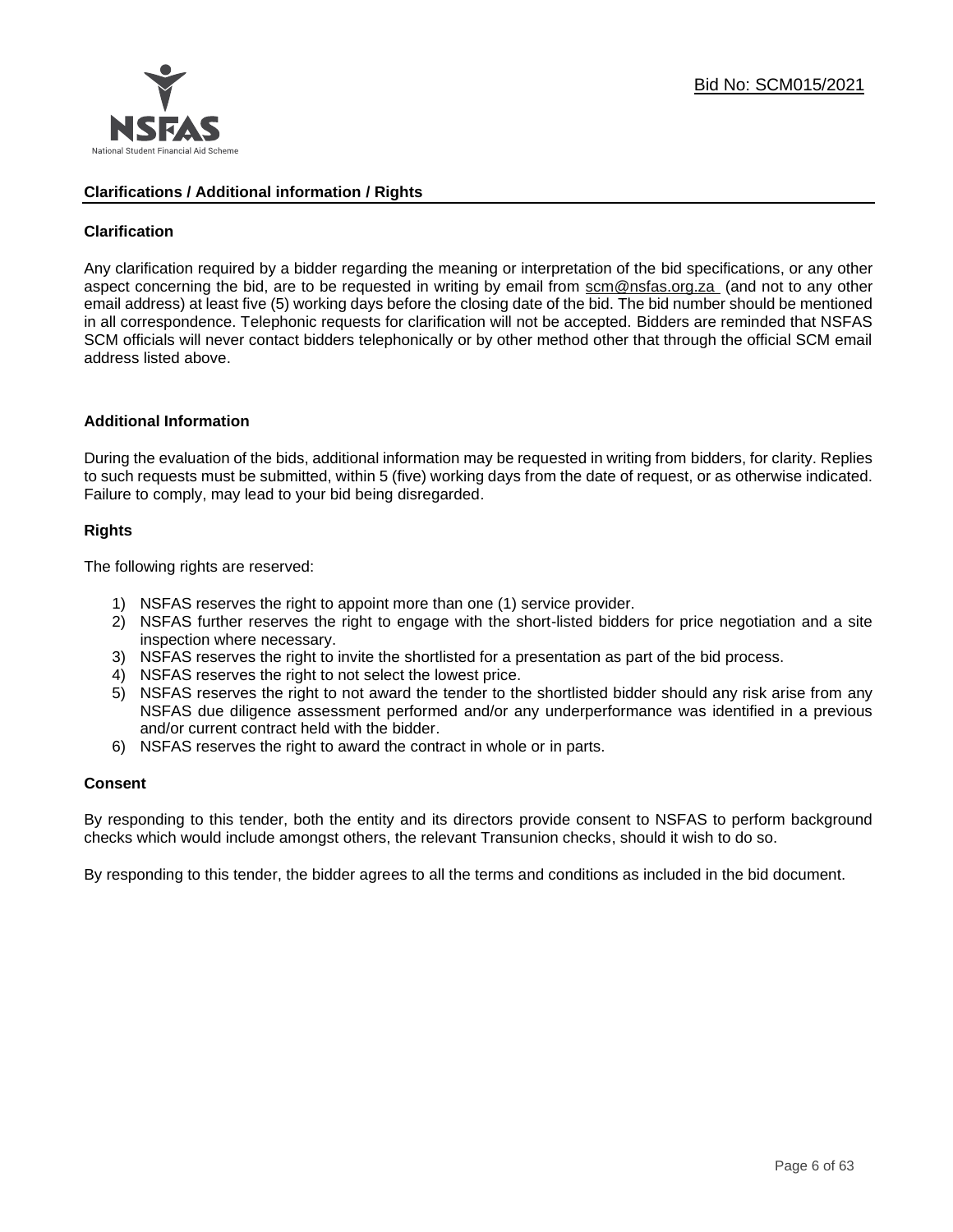## Clarifications / Additional information / Rights

### Clarification

Any clarification required by a bidder regarding the meaning or interpretation of the bid specifications, or any other aspect concerning the bid, are to be requested in writing by email from scm@nsfas.org.za (and not to any other email address) at least five (5) working days before the closing date of the bid. The bid number should be mentioned in all correspondence. Telephonic requests for clarification will not be accepted. Bidders are reminded that NSFAS SCM officials will never contact bidders telephonically or by other method other that through the official SCM email address listed above.

### Additional Information

During the evaluation of the bids, additional information may be requested in writing from bidders, for clarity. Replies to such requests must be submitted, within 5 (five) working days from the date of request, or as otherwise indicated. Failure to comply, may lead to your bid being disregarded.

### Rights

The following rights are reserved:

1) NSFAS reserves the right to appoint more than one (1) service provider.
2) NSFAS further reserves the right to engage with the short-listed bidders for price negotiation and a site inspection where necessary.
3) NSFAS reserves the right to invite the shortlisted for a presentation as part of the bid process.
4) NSFAS reserves the right to not select the lowest price.
5) NSFAS reserves the right to not award the tender to the shortlisted bidder should any risk arise from any NSFAS due diligence assessment performed and/or any underperformance was identified in a previous and/or current contract held with the bidder.
6) NSFAS reserves the right to award the contract in whole or in parts.

### Consent

By responding to this tender, both the entity and its directors provide consent to NSFAS to perform background checks which would include amongst others, the relevant Transunion checks, should it wish to do so.

By responding to this tender, the bidder agrees to all the terms and conditions as included in the bid document.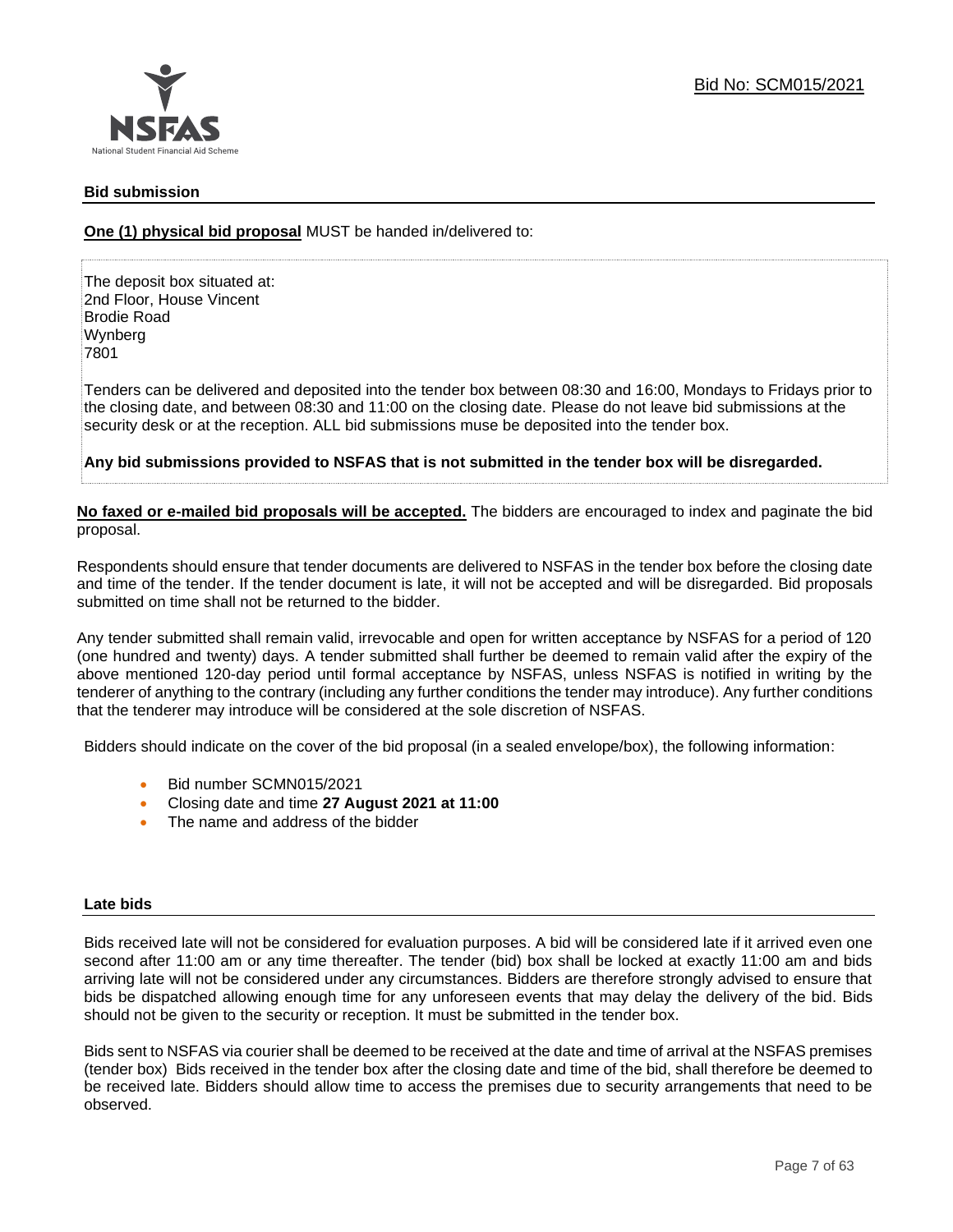Bid No: SCM015/2021

## Bid submission

**One (1) physical bid proposal** MUST be handed in/delivered to:

The deposit box situated at:
2nd Floor, House Vincent
Brodie Road
Wynberg
7801

Tenders can be delivered and deposited into the tender box between 08:30 and 16:00, Mondays to Fridays prior to the closing date, and between 08:30 and 11:00 on the closing date. Please do not leave bid submissions at the security desk or at the reception. ALL bid submissions muse be deposited into the tender box.

**Any bid submissions provided to NSFAS that is not submitted in the tender box will be disregarded.**

**No faxed or e-mailed bid proposals will be accepted.** The bidders are encouraged to index and paginate the bid proposal.

Respondents should ensure that tender documents are delivered to NSFAS in the tender box before the closing date and time of the tender. If the tender document is late, it will not be accepted and will be disregarded. Bid proposals submitted on time shall not be returned to the bidder.

Any tender submitted shall remain valid, irrevocable and open for written acceptance by NSFAS for a period of 120 (one hundred and twenty) days. A tender submitted shall further be deemed to remain valid after the expiry of the above mentioned 120-day period until formal acceptance by NSFAS, unless NSFAS is notified in writing by the tenderer of anything to the contrary (including any further conditions the tender may introduce). Any further conditions that the tenderer may introduce will be considered at the sole discretion of NSFAS.

Bidders should indicate on the cover of the bid proposal (in a sealed envelope/box), the following information:

- Bid number SCMN015/2021
- Closing date and time **27 August 2021 at 11:00**
- The name and address of the bidder

## Late bids

Bids received late will not be considered for evaluation purposes. A bid will be considered late if it arrived even one second after 11:00 am or any time thereafter. The tender (bid) box shall be locked at exactly 11:00 am and bids arriving late will not be considered under any circumstances. Bidders are therefore strongly advised to ensure that bids be dispatched allowing enough time for any unforeseen events that may delay the delivery of the bid. Bids should not be given to the security or reception. It must be submitted in the tender box.

Bids sent to NSFAS via courier shall be deemed to be received at the date and time of arrival at the NSFAS premises (tender box) Bids received in the tender box after the closing date and time of the bid, shall therefore be deemed to be received late. Bidders should allow time to access the premises due to security arrangements that need to be observed.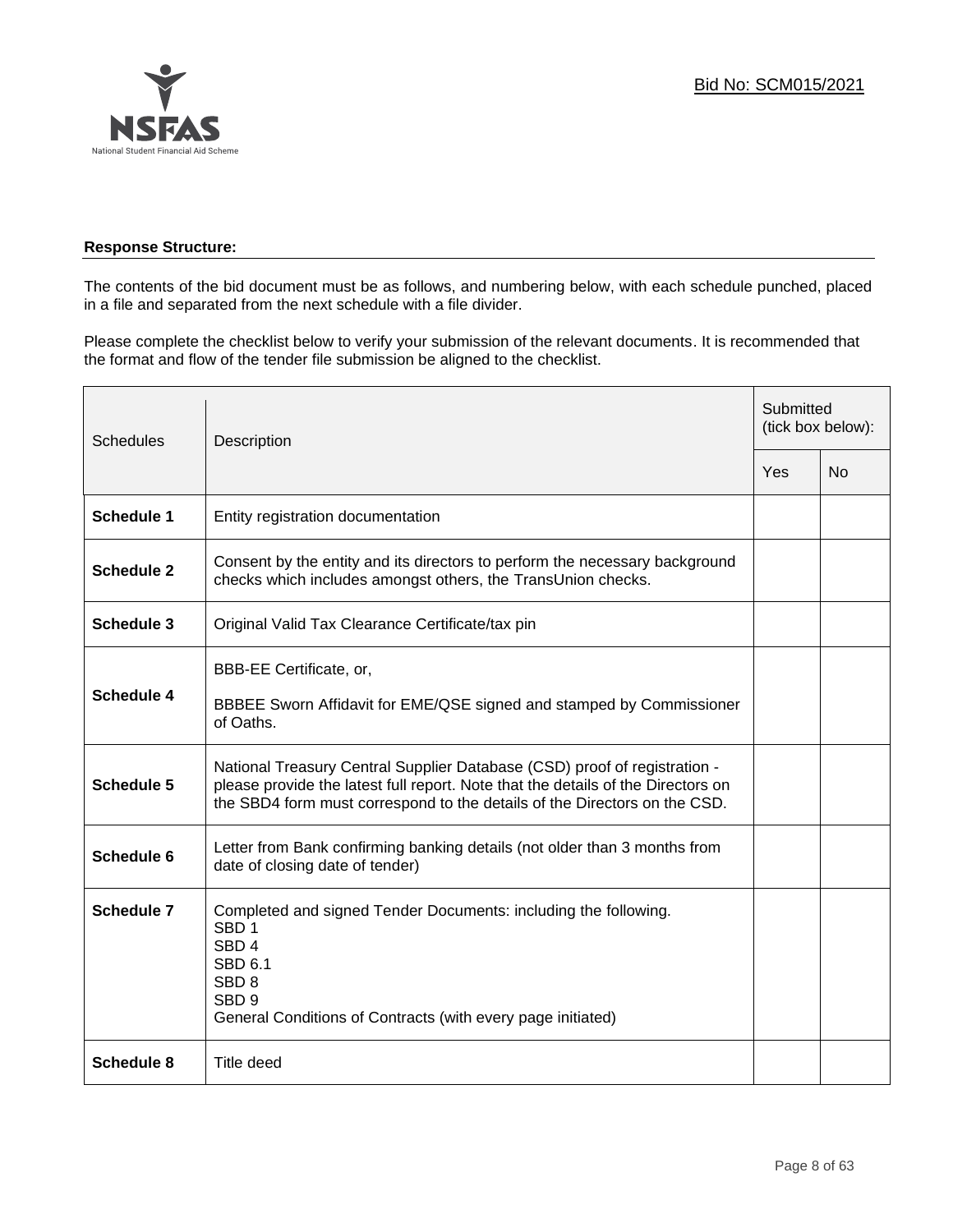Bid No: SCM015/2021

**Response Structure:**

The contents of the bid document must be as follows, and numbering below, with each schedule punched, placed in a file and separated from the next schedule with a file divider.

Please complete the checklist below to verify your submission of the relevant documents. It is recommended that the format and flow of the tender file submission be aligned to the checklist.

| Schedules | Description | Submitted (tick box below): | |
|---|---|---|---|
| | | Yes | No |
| **Schedule 1** | Entity registration documentation | | |
| **Schedule 2** | Consent by the entity and its directors to perform the necessary background checks which includes amongst others, the TransUnion checks. | | |
| **Schedule 3** | Original Valid Tax Clearance Certificate/tax pin | | |
| **Schedule 4** | BBB-EE Certificate, or,<br><br>BBBEE Sworn Affidavit for EME/QSE signed and stamped by Commissioner of Oaths. | | |
| **Schedule 5** | National Treasury Central Supplier Database (CSD) proof of registration - please provide the latest full report. Note that the details of the Directors on the SBD4 form must correspond to the details of the Directors on the CSD. | | |
| **Schedule 6** | Letter from Bank confirming banking details (not older than 3 months from date of closing date of tender) | | |
| **Schedule 7** | Completed and signed Tender Documents: including the following.<br>SBD 1<br>SBD 4<br>SBD 6.1<br>SBD 8<br>SBD 9<br>General Conditions of Contracts (with every page initiated) | | |
| **Schedule 8** | Title deed | | |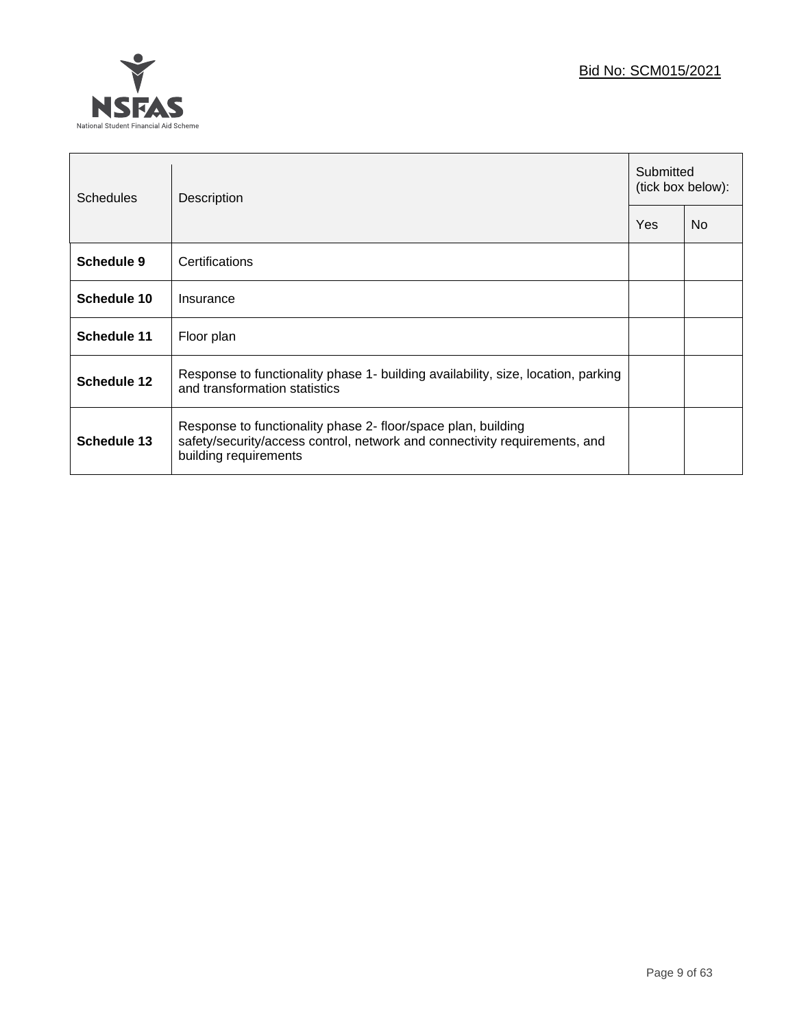| Schedules | Description | Submitted (tick box below): | |
|---|---|---|---|
| | | Yes | No |
| **Schedule 9** | Certifications | | |
| **Schedule 10** | Insurance | | |
| **Schedule 11** | Floor plan | | |
| **Schedule 12** | Response to functionality phase 1- building availability, size, location, parking and transformation statistics | | |
| **Schedule 13** | Response to functionality phase 2- floor/space plan, building safety/security/access control, network and connectivity requirements, and building requirements | | |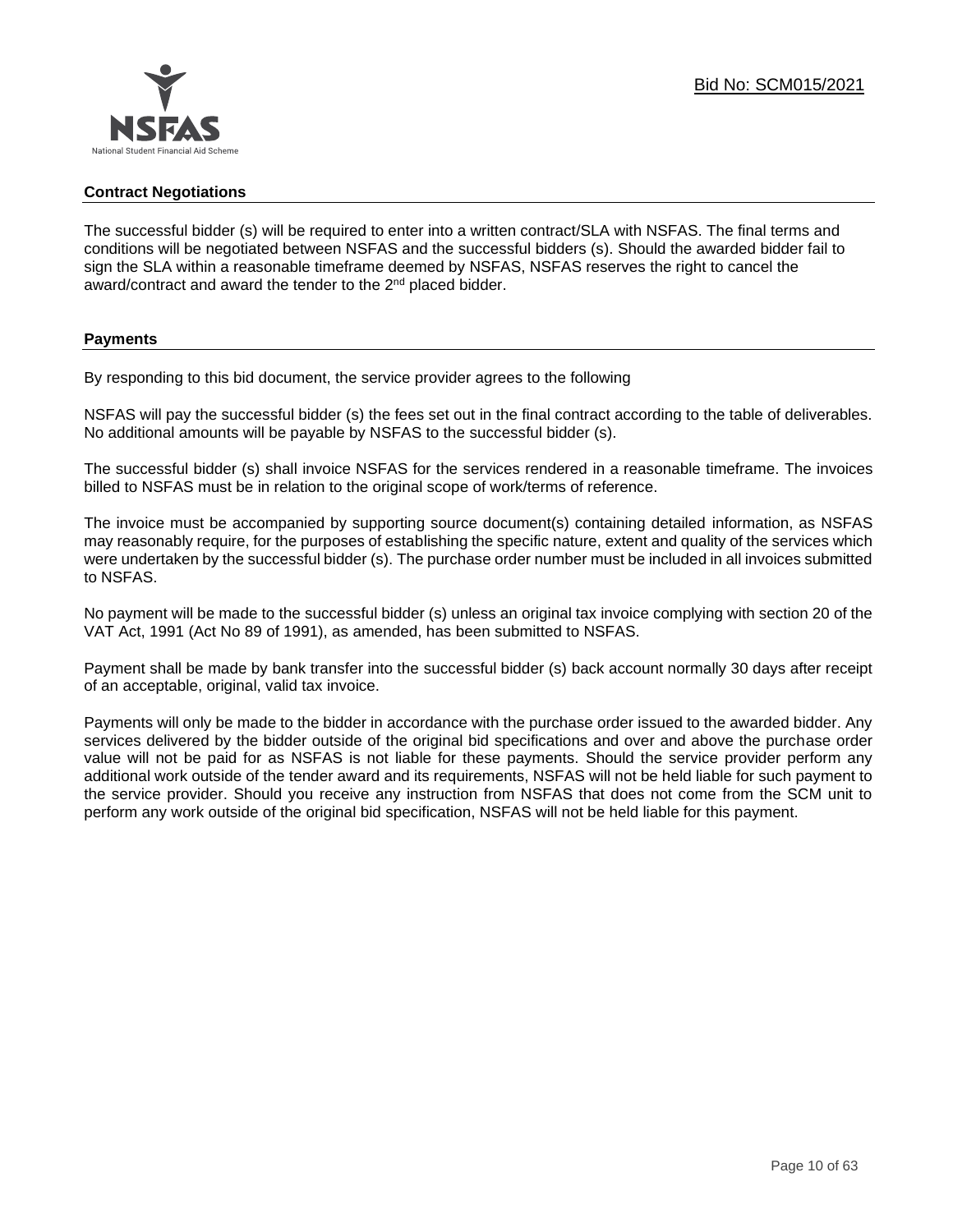## Contract Negotiations

The successful bidder (s) will be required to enter into a written contract/SLA with NSFAS. The final terms and conditions will be negotiated between NSFAS and the successful bidders (s). Should the awarded bidder fail to sign the SLA within a reasonable timeframe deemed by NSFAS, NSFAS reserves the right to cancel the award/contract and award the tender to the 2nd placed bidder.

## Payments

By responding to this bid document, the service provider agrees to the following

NSFAS will pay the successful bidder (s) the fees set out in the final contract according to the table of deliverables. No additional amounts will be payable by NSFAS to the successful bidder (s).

The successful bidder (s) shall invoice NSFAS for the services rendered in a reasonable timeframe. The invoices billed to NSFAS must be in relation to the original scope of work/terms of reference.

The invoice must be accompanied by supporting source document(s) containing detailed information, as NSFAS may reasonably require, for the purposes of establishing the specific nature, extent and quality of the services which were undertaken by the successful bidder (s). The purchase order number must be included in all invoices submitted to NSFAS.

No payment will be made to the successful bidder (s) unless an original tax invoice complying with section 20 of the VAT Act, 1991 (Act No 89 of 1991), as amended, has been submitted to NSFAS.

Payment shall be made by bank transfer into the successful bidder (s) back account normally 30 days after receipt of an acceptable, original, valid tax invoice.

Payments will only be made to the bidder in accordance with the purchase order issued to the awarded bidder. Any services delivered by the bidder outside of the original bid specifications and over and above the purchase order value will not be paid for as NSFAS is not liable for these payments. Should the service provider perform any additional work outside of the tender award and its requirements, NSFAS will not be held liable for such payment to the service provider. Should you receive any instruction from NSFAS that does not come from the SCM unit to perform any work outside of the original bid specification, NSFAS will not be held liable for this payment.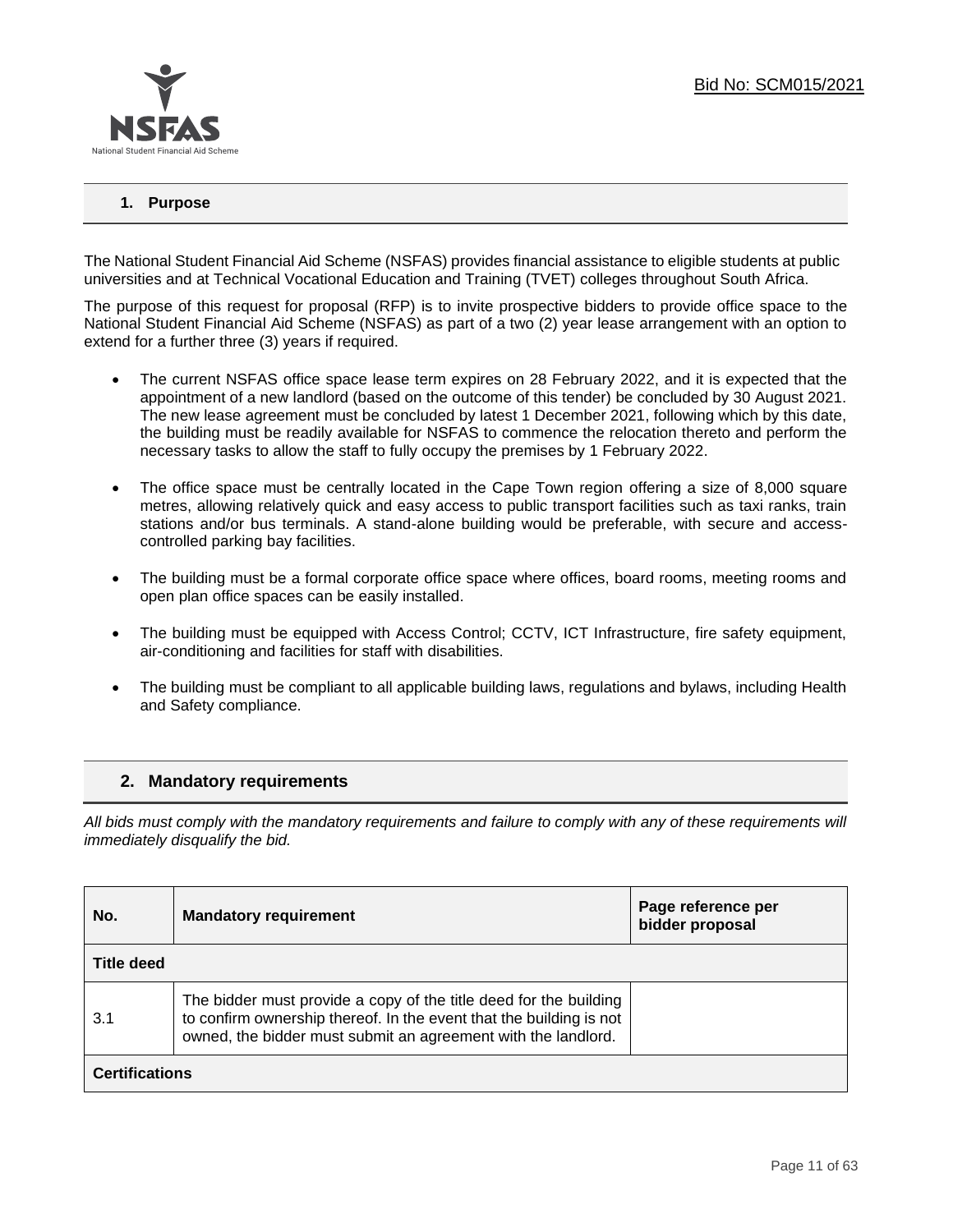## 1. Purpose

The National Student Financial Aid Scheme (NSFAS) provides financial assistance to eligible students at public universities and at Technical Vocational Education and Training (TVET) colleges throughout South Africa.

The purpose of this request for proposal (RFP) is to invite prospective bidders to provide office space to the National Student Financial Aid Scheme (NSFAS) as part of a two (2) year lease arrangement with an option to extend for a further three (3) years if required.

- The current NSFAS office space lease term expires on 28 February 2022, and it is expected that the appointment of a new landlord (based on the outcome of this tender) be concluded by 30 August 2021. The new lease agreement must be concluded by latest 1 December 2021, following which by this date, the building must be readily available for NSFAS to commence the relocation thereto and perform the necessary tasks to allow the staff to fully occupy the premises by 1 February 2022.
- The office space must be centrally located in the Cape Town region offering a size of 8,000 square metres, allowing relatively quick and easy access to public transport facilities such as taxi ranks, train stations and/or bus terminals. A stand-alone building would be preferable, with secure and access-controlled parking bay facilities.
- The building must be a formal corporate office space where offices, board rooms, meeting rooms and open plan office spaces can be easily installed.
- The building must be equipped with Access Control; CCTV, ICT Infrastructure, fire safety equipment, air-conditioning and facilities for staff with disabilities.
- The building must be compliant to all applicable building laws, regulations and bylaws, including Health and Safety compliance.

## 2. Mandatory requirements

*All bids must comply with the mandatory requirements and failure to comply with any of these requirements will immediately disqualify the bid.*

| No. | Mandatory requirement | Page reference per bidder proposal |
|---|---|---|
| **Title deed** | | |
| 3.1 | The bidder must provide a copy of the title deed for the building to confirm ownership thereof. In the event that the building is not owned, the bidder must submit an agreement with the landlord. | |
| **Certifications** | | |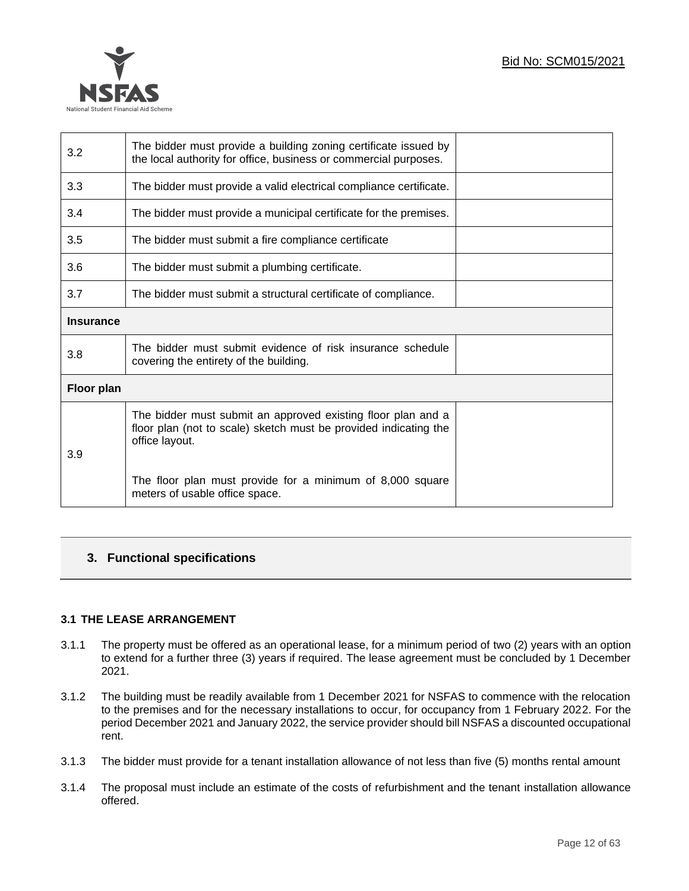| | | |
|---|---|---|
| 3.2 | The bidder must provide a building zoning certificate issued by the local authority for office, business or commercial purposes. | |
| 3.3 | The bidder must provide a valid electrical compliance certificate. | |
| 3.4 | The bidder must provide a municipal certificate for the premises. | |
| 3.5 | The bidder must submit a fire compliance certificate | |
| 3.6 | The bidder must submit a plumbing certificate. | |
| 3.7 | The bidder must submit a structural certificate of compliance. | |
| **Insurance** | | |
| 3.8 | The bidder must submit evidence of risk insurance schedule covering the entirety of the building. | |
| **Floor plan** | | |
| 3.9 | The bidder must submit an approved existing floor plan and a floor plan (not to scale) sketch must be provided indicating the office layout.<br><br>The floor plan must provide for a minimum of 8,000 square meters of usable office space. | |

## 3. Functional specifications

### 3.1 THE LEASE ARRANGEMENT

3.1.1 The property must be offered as an operational lease, for a minimum period of two (2) years with an option to extend for a further three (3) years if required. The lease agreement must be concluded by 1 December 2021.

3.1.2 The building must be readily available from 1 December 2021 for NSFAS to commence with the relocation to the premises and for the necessary installations to occur, for occupancy from 1 February 2022. For the period December 2021 and January 2022, the service provider should bill NSFAS a discounted occupational rent.

3.1.3 The bidder must provide for a tenant installation allowance of not less than five (5) months rental amount

3.1.4 The proposal must include an estimate of the costs of refurbishment and the tenant installation allowance offered.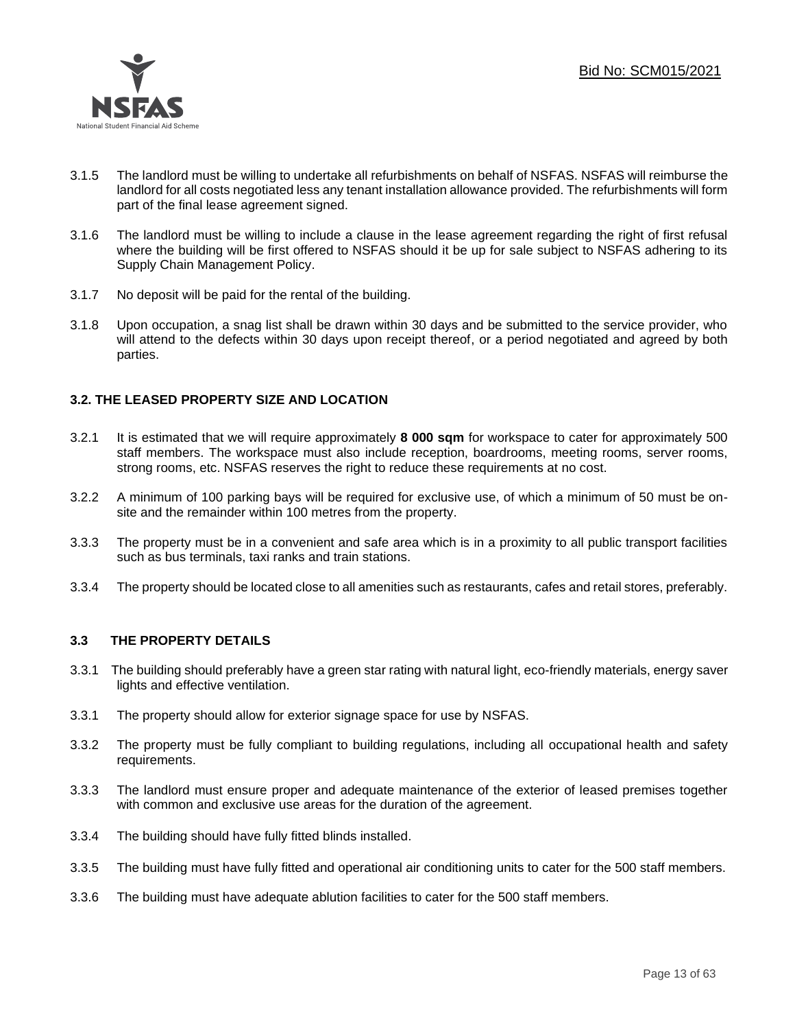3.1.5 The landlord must be willing to undertake all refurbishments on behalf of NSFAS. NSFAS will reimburse the landlord for all costs negotiated less any tenant installation allowance provided. The refurbishments will form part of the final lease agreement signed.

3.1.6 The landlord must be willing to include a clause in the lease agreement regarding the right of first refusal where the building will be first offered to NSFAS should it be up for sale subject to NSFAS adhering to its Supply Chain Management Policy.

3.1.7 No deposit will be paid for the rental of the building.

3.1.8 Upon occupation, a snag list shall be drawn within 30 days and be submitted to the service provider, who will attend to the defects within 30 days upon receipt thereof, or a period negotiated and agreed by both parties.

### 3.2. THE LEASED PROPERTY SIZE AND LOCATION

3.2.1 It is estimated that we will require approximately **8 000 sqm** for workspace to cater for approximately 500 staff members. The workspace must also include reception, boardrooms, meeting rooms, server rooms, strong rooms, etc. NSFAS reserves the right to reduce these requirements at no cost.

3.2.2 A minimum of 100 parking bays will be required for exclusive use, of which a minimum of 50 must be on-site and the remainder within 100 metres from the property.

3.3.3 The property must be in a convenient and safe area which is in a proximity to all public transport facilities such as bus terminals, taxi ranks and train stations.

3.3.4 The property should be located close to all amenities such as restaurants, cafes and retail stores, preferably.

### 3.3 THE PROPERTY DETAILS

3.3.1 The building should preferably have a green star rating with natural light, eco-friendly materials, energy saver lights and effective ventilation.

3.3.1 The property should allow for exterior signage space for use by NSFAS.

3.3.2 The property must be fully compliant to building regulations, including all occupational health and safety requirements.

3.3.3 The landlord must ensure proper and adequate maintenance of the exterior of leased premises together with common and exclusive use areas for the duration of the agreement.

3.3.4 The building should have fully fitted blinds installed.

3.3.5 The building must have fully fitted and operational air conditioning units to cater for the 500 staff members.

3.3.6 The building must have adequate ablution facilities to cater for the 500 staff members.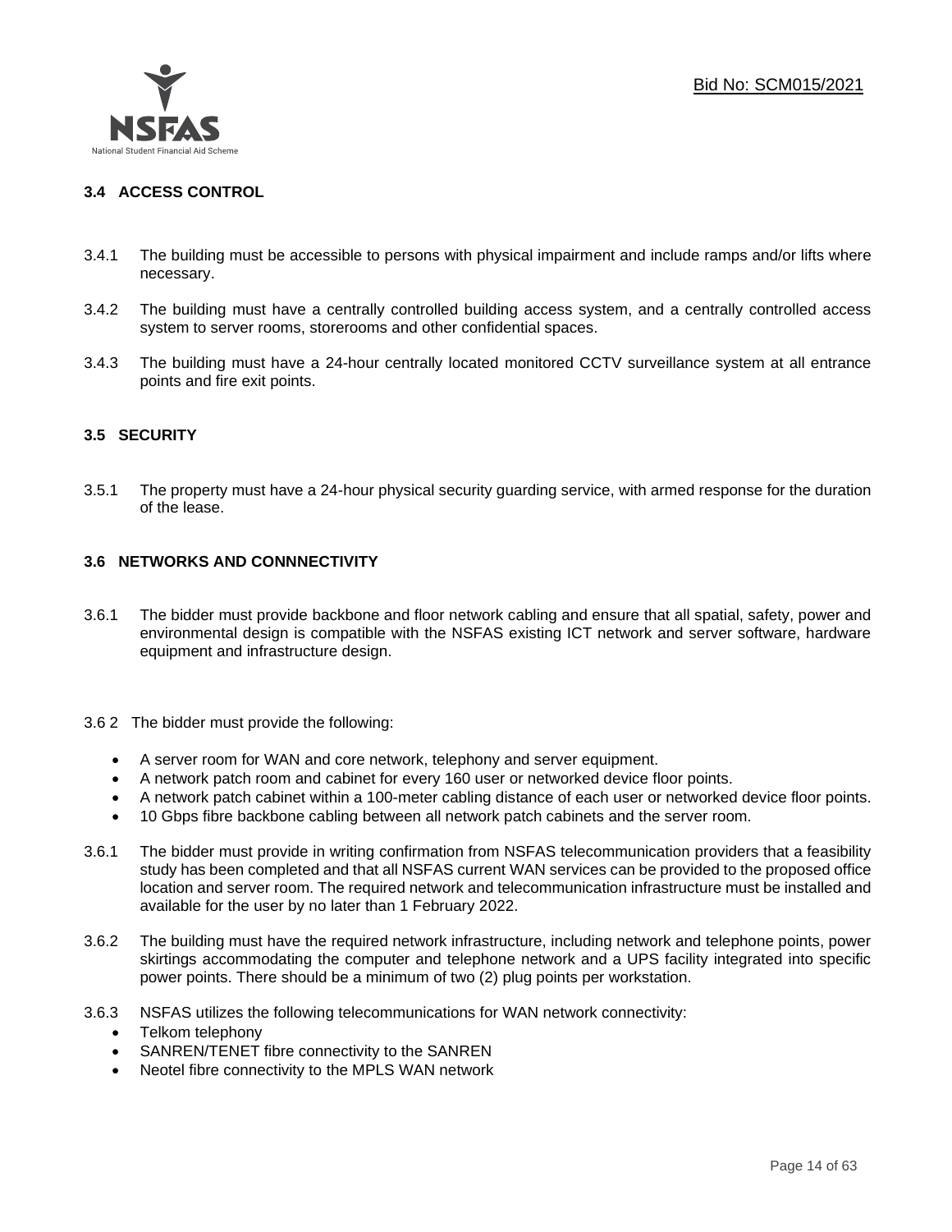### 3.4 ACCESS CONTROL

3.4.1 The building must be accessible to persons with physical impairment and include ramps and/or lifts where necessary.

3.4.2 The building must have a centrally controlled building access system, and a centrally controlled access system to server rooms, storerooms and other confidential spaces.

3.4.3 The building must have a 24-hour centrally located monitored CCTV surveillance system at all entrance points and fire exit points.

### 3.5 SECURITY

3.5.1 The property must have a 24-hour physical security guarding service, with armed response for the duration of the lease.

### 3.6 NETWORKS AND CONNNECTIVITY

3.6.1 The bidder must provide backbone and floor network cabling and ensure that all spatial, safety, power and environmental design is compatible with the NSFAS existing ICT network and server software, hardware equipment and infrastructure design.

3.6 2 The bidder must provide the following:

- A server room for WAN and core network, telephony and server equipment.
- A network patch room and cabinet for every 160 user or networked device floor points.
- A network patch cabinet within a 100-meter cabling distance of each user or networked device floor points.
- 10 Gbps fibre backbone cabling between all network patch cabinets and the server room.

3.6.1 The bidder must provide in writing confirmation from NSFAS telecommunication providers that a feasibility study has been completed and that all NSFAS current WAN services can be provided to the proposed office location and server room. The required network and telecommunication infrastructure must be installed and available for the user by no later than 1 February 2022.

3.6.2 The building must have the required network infrastructure, including network and telephone points, power skirtings accommodating the computer and telephone network and a UPS facility integrated into specific power points. There should be a minimum of two (2) plug points per workstation.

3.6.3 NSFAS utilizes the following telecommunications for WAN network connectivity:

- Telkom telephony
- SANREN/TENET fibre connectivity to the SANREN
- Neotel fibre connectivity to the MPLS WAN network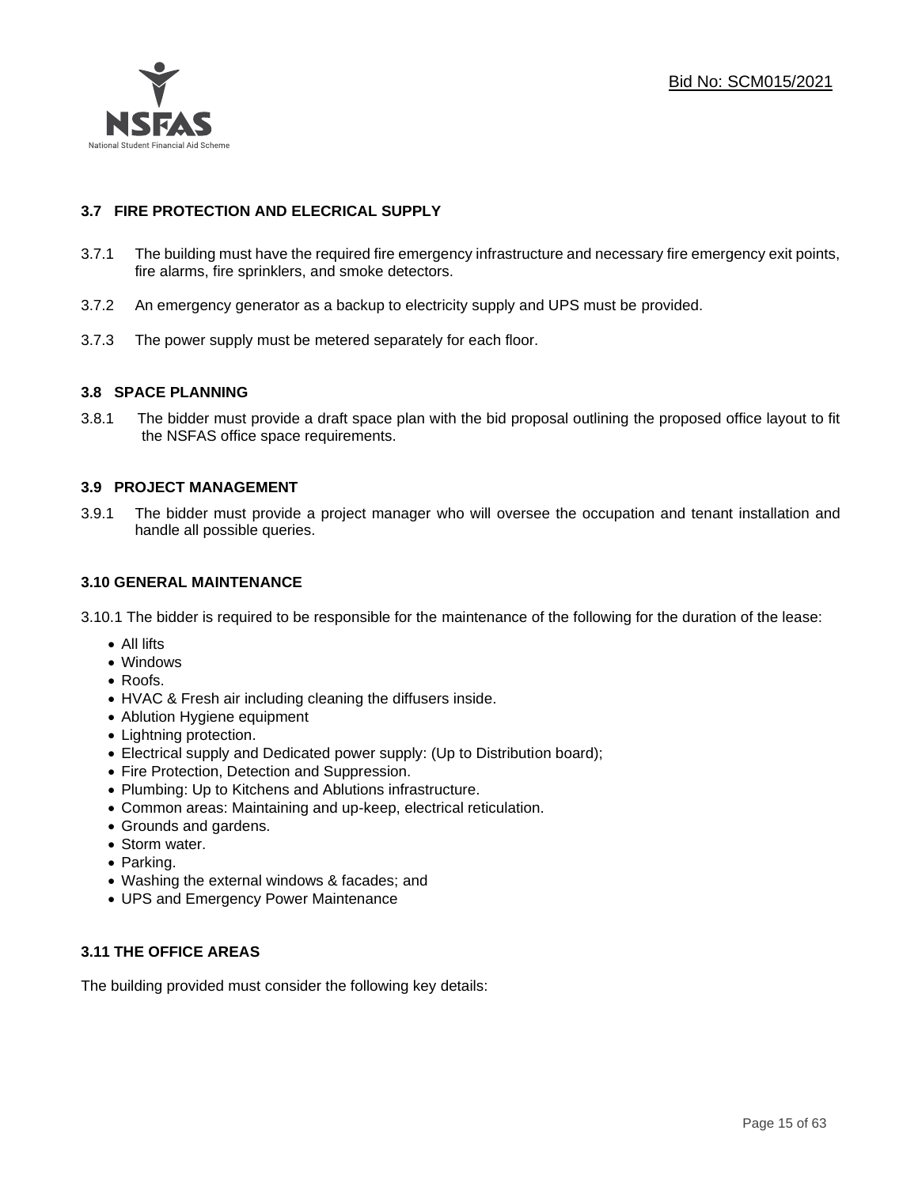### 3.7 FIRE PROTECTION AND ELECRICAL SUPPLY

3.7.1 The building must have the required fire emergency infrastructure and necessary fire emergency exit points, fire alarms, fire sprinklers, and smoke detectors.

3.7.2 An emergency generator as a backup to electricity supply and UPS must be provided.

3.7.3 The power supply must be metered separately for each floor.

### 3.8 SPACE PLANNING

3.8.1 The bidder must provide a draft space plan with the bid proposal outlining the proposed office layout to fit the NSFAS office space requirements.

### 3.9 PROJECT MANAGEMENT

3.9.1 The bidder must provide a project manager who will oversee the occupation and tenant installation and handle all possible queries.

### 3.10 GENERAL MAINTENANCE

3.10.1 The bidder is required to be responsible for the maintenance of the following for the duration of the lease:

- All lifts
- Windows
- Roofs.
- HVAC & Fresh air including cleaning the diffusers inside.
- Ablution Hygiene equipment
- Lightning protection.
- Electrical supply and Dedicated power supply: (Up to Distribution board);
- Fire Protection, Detection and Suppression.
- Plumbing: Up to Kitchens and Ablutions infrastructure.
- Common areas: Maintaining and up-keep, electrical reticulation.
- Grounds and gardens.
- Storm water.
- Parking.
- Washing the external windows & facades; and
- UPS and Emergency Power Maintenance

### 3.11 THE OFFICE AREAS

The building provided must consider the following key details: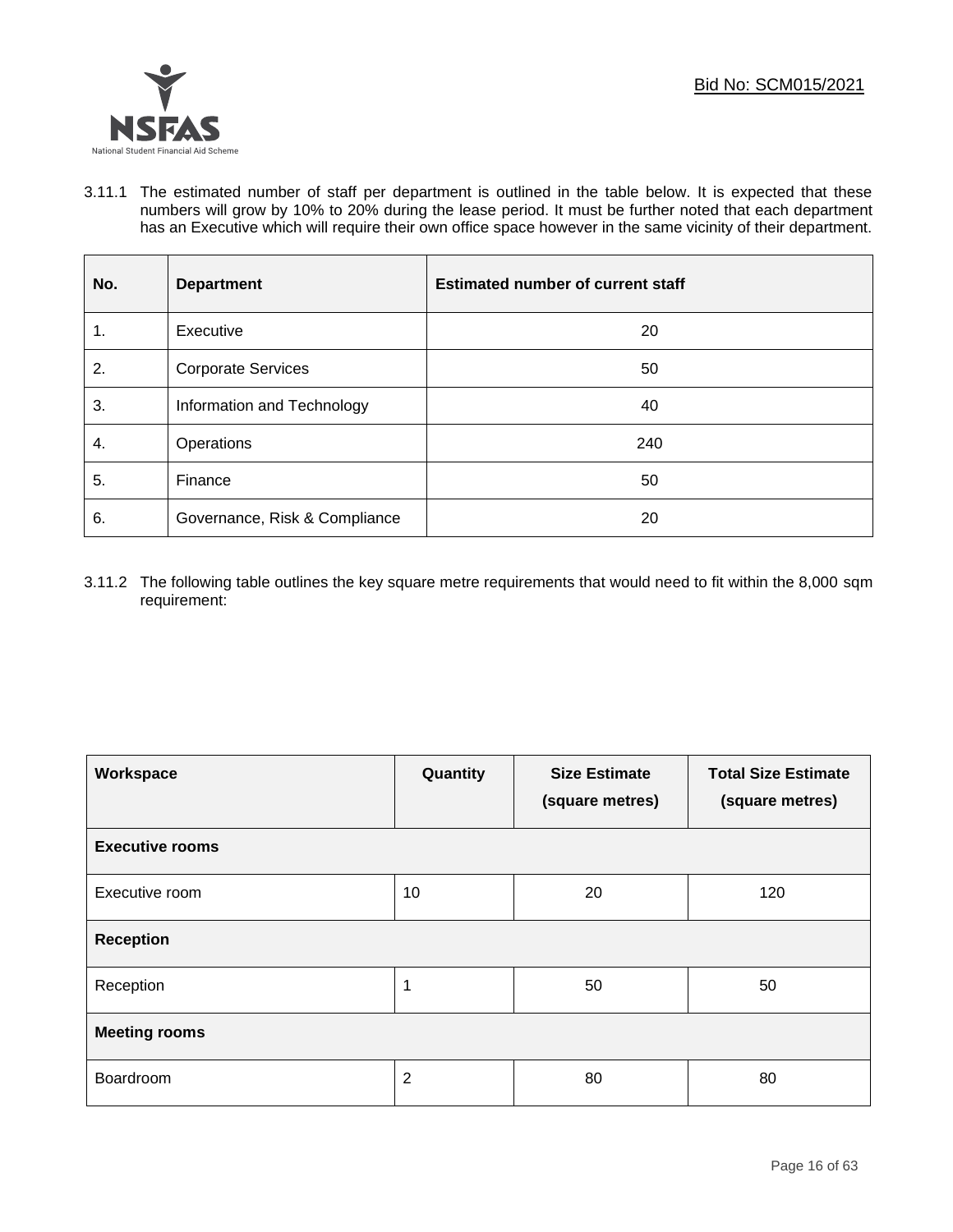Bid No: SCM015/2021

3.11.1 The estimated number of staff per department is outlined in the table below. It is expected that these numbers will grow by 10% to 20% during the lease period. It must be further noted that each department has an Executive which will require their own office space however in the same vicinity of their department.

| No. | Department | Estimated number of current staff |
|---|---|---|
| 1. | Executive | 20 |
| 2. | Corporate Services | 50 |
| 3. | Information and Technology | 40 |
| 4. | Operations | 240 |
| 5. | Finance | 50 |
| 6. | Governance, Risk & Compliance | 20 |

3.11.2 The following table outlines the key square metre requirements that would need to fit within the 8,000 sqm requirement:

| Workspace | Quantity | Size Estimate (square metres) | Total Size Estimate (square metres) |
|---|---|---|---|
| **Executive rooms** | | | |
| Executive room | 10 | 20 | 120 |
| **Reception** | | | |
| Reception | 1 | 50 | 50 |
| **Meeting rooms** | | | |
| Boardroom | 2 | 80 | 80 |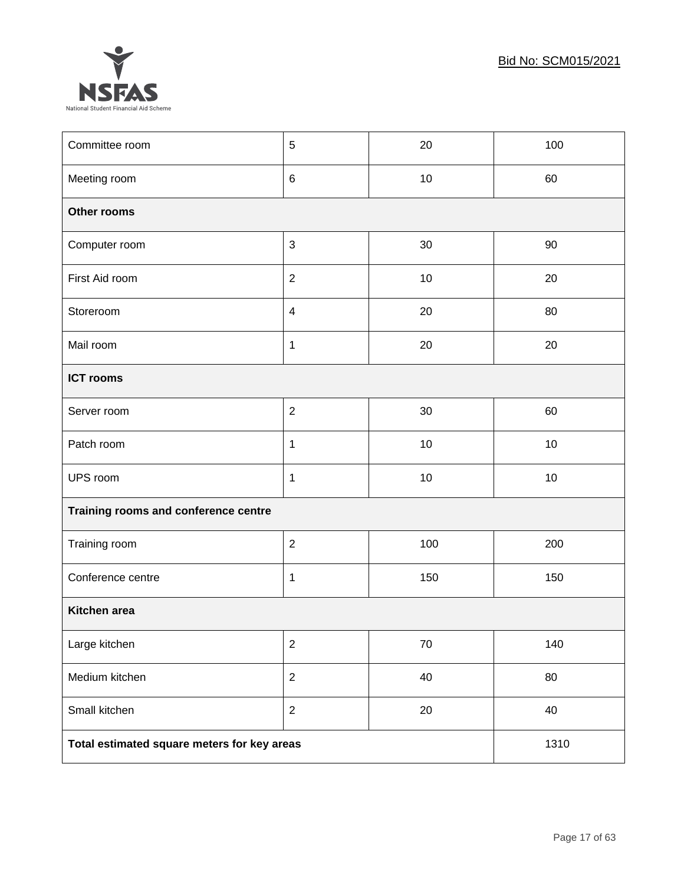| | | | |
|---|---|---|---|
| Committee room | 5 | 20 | 100 |
| Meeting room | 6 | 10 | 60 |
| **Other rooms** | | | |
| Computer room | 3 | 30 | 90 |
| First Aid room | 2 | 10 | 20 |
| Storeroom | 4 | 20 | 80 |
| Mail room | 1 | 20 | 20 |
| **ICT rooms** | | | |
| Server room | 2 | 30 | 60 |
| Patch room | 1 | 10 | 10 |
| UPS room | 1 | 10 | 10 |
| **Training rooms and conference centre** | | | |
| Training room | 2 | 100 | 200 |
| Conference centre | 1 | 150 | 150 |
| **Kitchen area** | | | |
| Large kitchen | 2 | 70 | 140 |
| Medium kitchen | 2 | 40 | 80 |
| Small kitchen | 2 | 20 | 40 |
| **Total estimated square meters for key areas** | | | 1310 |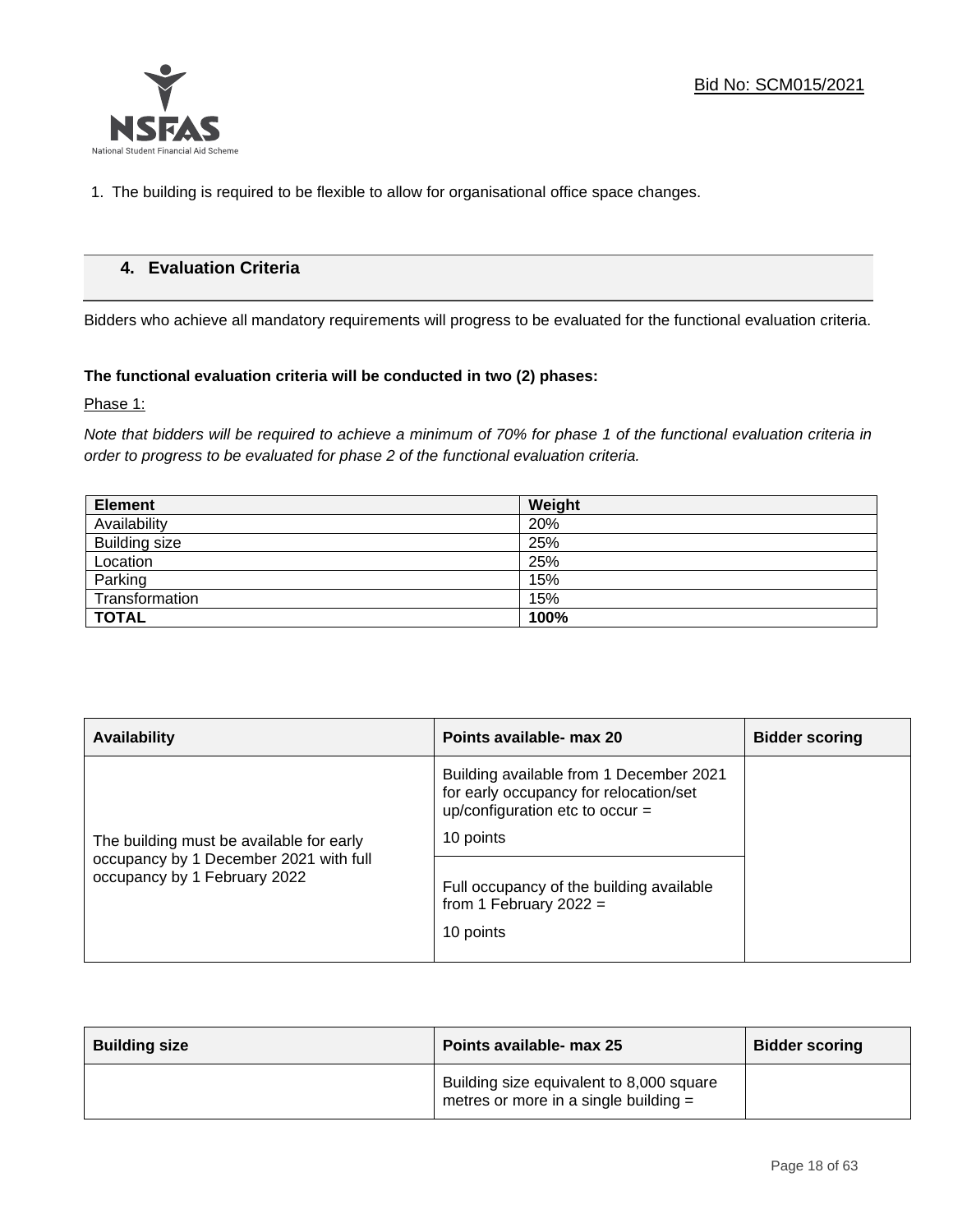1. The building is required to be flexible to allow for organisational office space changes.

## 4. Evaluation Criteria

Bidders who achieve all mandatory requirements will progress to be evaluated for the functional evaluation criteria.

**The functional evaluation criteria will be conducted in two (2) phases:**

Phase 1:

*Note that bidders will be required to achieve a minimum of 70% for phase 1 of the functional evaluation criteria in order to progress to be evaluated for phase 2 of the functional evaluation criteria.*

| Element | Weight |
|---|---|
| Availability | 20% |
| Building size | 25% |
| Location | 25% |
| Parking | 15% |
| Transformation | 15% |
| **TOTAL** | **100%** |

| Availability | Points available- max 20 | Bidder scoring |
|---|---|---|
| The building must be available for early occupancy by 1 December 2021 with full occupancy by 1 February 2022 | Building available from 1 December 2021 for early occupancy for relocation/set up/configuration etc to occur = 10 points | |
| | Full occupancy of the building available from 1 February 2022 = 10 points | |

| Building size | Points available- max 25 | Bidder scoring |
|---|---|---|
| | Building size equivalent to 8,000 square metres or more in a single building = | |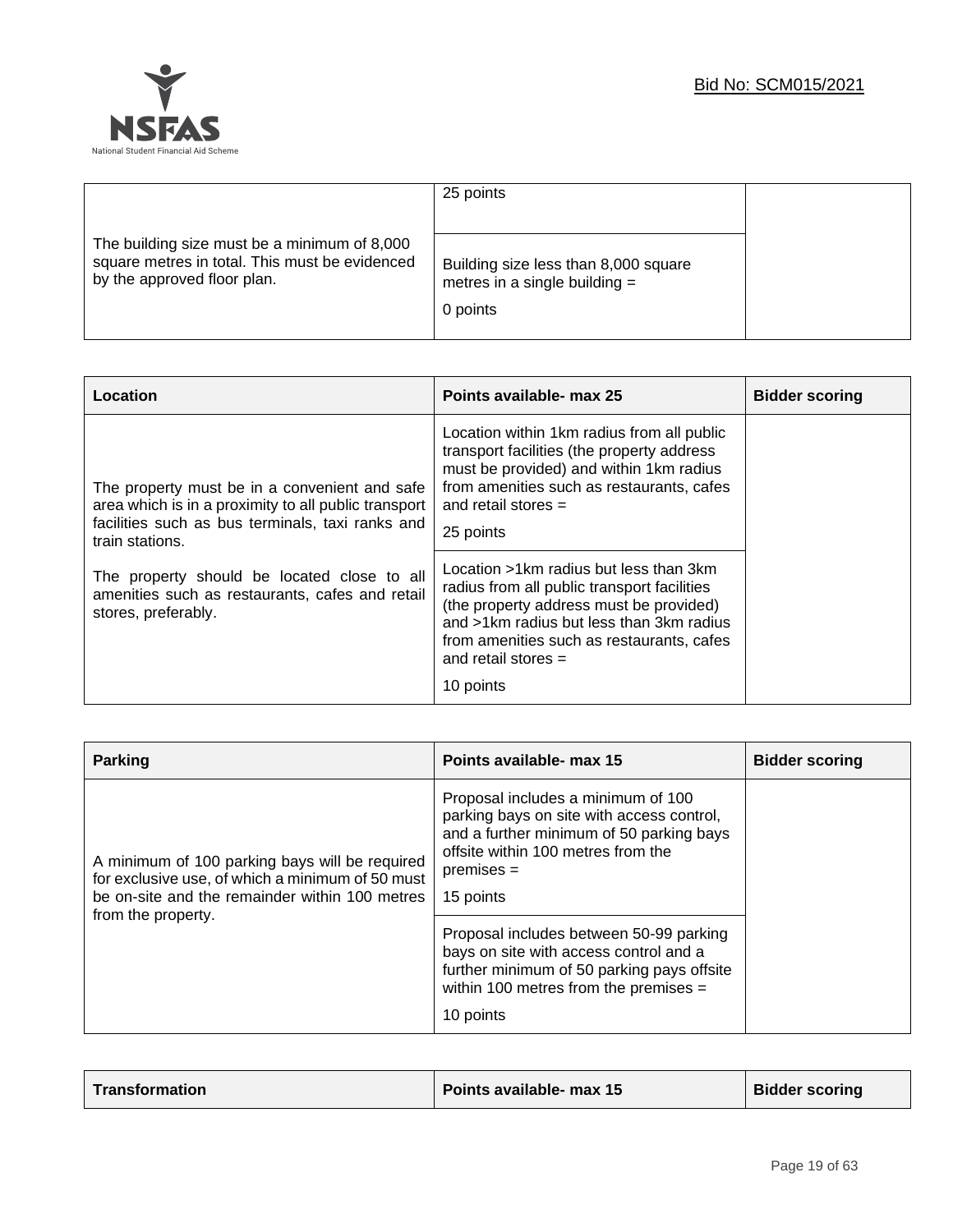| | | |
|---|---|---|
| The building size must be a minimum of 8,000 square metres in total. This must be evidenced by the approved floor plan. | 25 points | |
| | Building size less than 8,000 square metres in a single building = 0 points | |

| **Location** | **Points available- max 25** | **Bidder scoring** |
|---|---|---|
| The property must be in a convenient and safe area which is in a proximity to all public transport facilities such as bus terminals, taxi ranks and train stations. The property should be located close to all amenities such as restaurants, cafes and retail stores, preferably. | Location within 1km radius from all public transport facilities (the property address must be provided) and within 1km radius from amenities such as restaurants, cafes and retail stores = 25 points | |
| | Location >1km radius but less than 3km radius from all public transport facilities (the property address must be provided) and >1km radius but less than 3km radius from amenities such as restaurants, cafes and retail stores = 10 points | |

| **Parking** | **Points available- max 15** | **Bidder scoring** |
|---|---|---|
| A minimum of 100 parking bays will be required for exclusive use, of which a minimum of 50 must be on-site and the remainder within 100 metres from the property. | Proposal includes a minimum of 100 parking bays on site with access control, and a further minimum of 50 parking bays offsite within 100 metres from the premises = 15 points | |
| | Proposal includes between 50-99 parking bays on site with access control and a further minimum of 50 parking pays offsite within 100 metres from the premises = 10 points | |

| **Transformation** | **Points available- max 15** | **Bidder scoring** |
|---|---|---|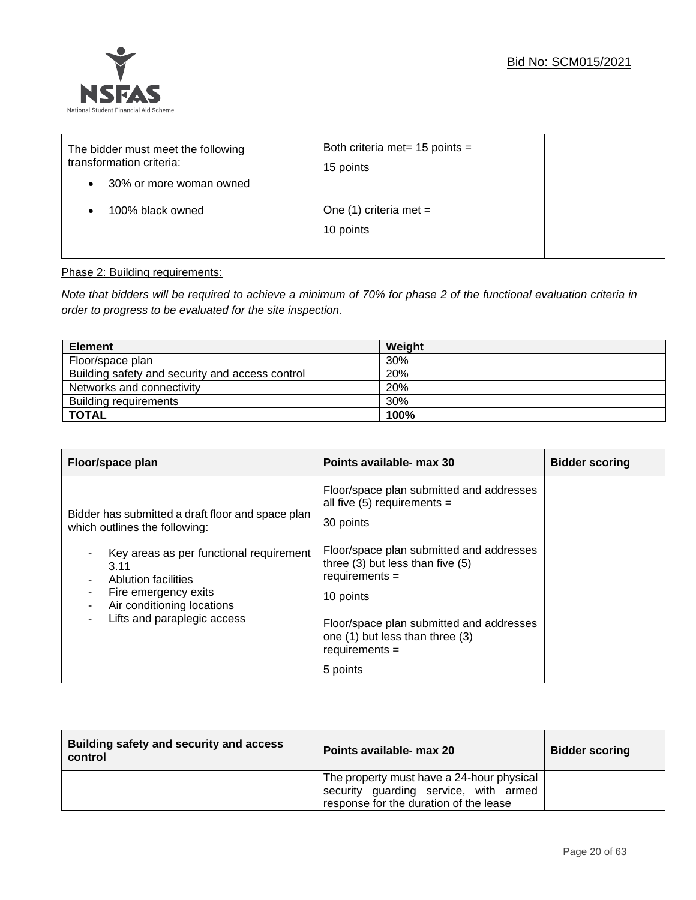| The bidder must meet the following transformation criteria:<br>• 30% or more woman owned<br>• 100% black owned | Both criteria met= 15 points =<br>15 points | |
|---|---|---|
| | One (1) criteria met =<br>10 points | |

Phase 2: Building requirements:

*Note that bidders will be required to achieve a minimum of 70% for phase 2 of the functional evaluation criteria in order to progress to be evaluated for the site inspection.*

| Element | Weight |
|---|---|
| Floor/space plan | 30% |
| Building safety and security and access control | 20% |
| Networks and connectivity | 20% |
| Building requirements | 30% |
| **TOTAL** | **100%** |

| Floor/space plan | Points available- max 30 | Bidder scoring |
|---|---|---|
| Bidder has submitted a draft floor and space plan which outlines the following:<br>- Key areas as per functional requirement 3.11<br>- Ablution facilities<br>- Fire emergency exits<br>- Air conditioning locations<br>- Lifts and paraplegic access | Floor/space plan submitted and addresses all five (5) requirements =<br>30 points | |
| | Floor/space plan submitted and addresses three (3) but less than five (5) requirements =<br>10 points | |
| | Floor/space plan submitted and addresses one (1) but less than three (3) requirements =<br>5 points | |

| Building safety and security and access control | Points available- max 20 | Bidder scoring |
|---|---|---|
| | The property must have a 24-hour physical security guarding service, with armed response for the duration of the lease | |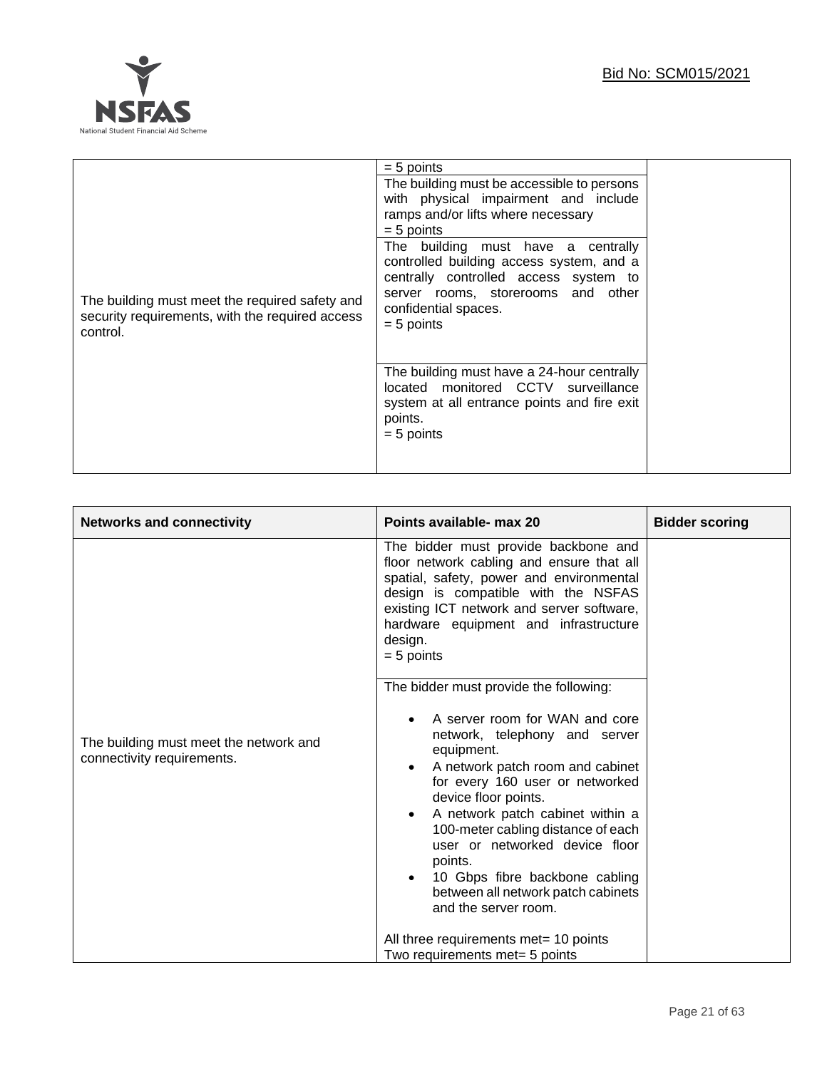| | | |
|---|---|---|
| The building must meet the required safety and security requirements, with the required access control. | = 5 points<br>The building must be accessible to persons with physical impairment and include ramps and/or lifts where necessary<br>= 5 points<br>The building must have a centrally controlled building access system, and a centrally controlled access system to server rooms, storerooms and other confidential spaces.<br>= 5 points<br><br>The building must have a 24-hour centrally located monitored CCTV surveillance system at all entrance points and fire exit points.<br>= 5 points | |

| Networks and connectivity | Points available- max 20 | Bidder scoring |
|---|---|---|
| The building must meet the network and connectivity requirements. | The bidder must provide backbone and floor network cabling and ensure that all spatial, safety, power and environmental design is compatible with the NSFAS existing ICT network and server software, hardware equipment and infrastructure design.<br>= 5 points<br><br>The bidder must provide the following:<br>• A server room for WAN and core network, telephony and server equipment.<br>• A network patch room and cabinet for every 160 user or networked device floor points.<br>• A network patch cabinet within a 100-meter cabling distance of each user or networked device floor points.<br>• 10 Gbps fibre backbone cabling between all network patch cabinets and the server room.<br><br>All three requirements met= 10 points<br>Two requirements met= 5 points | |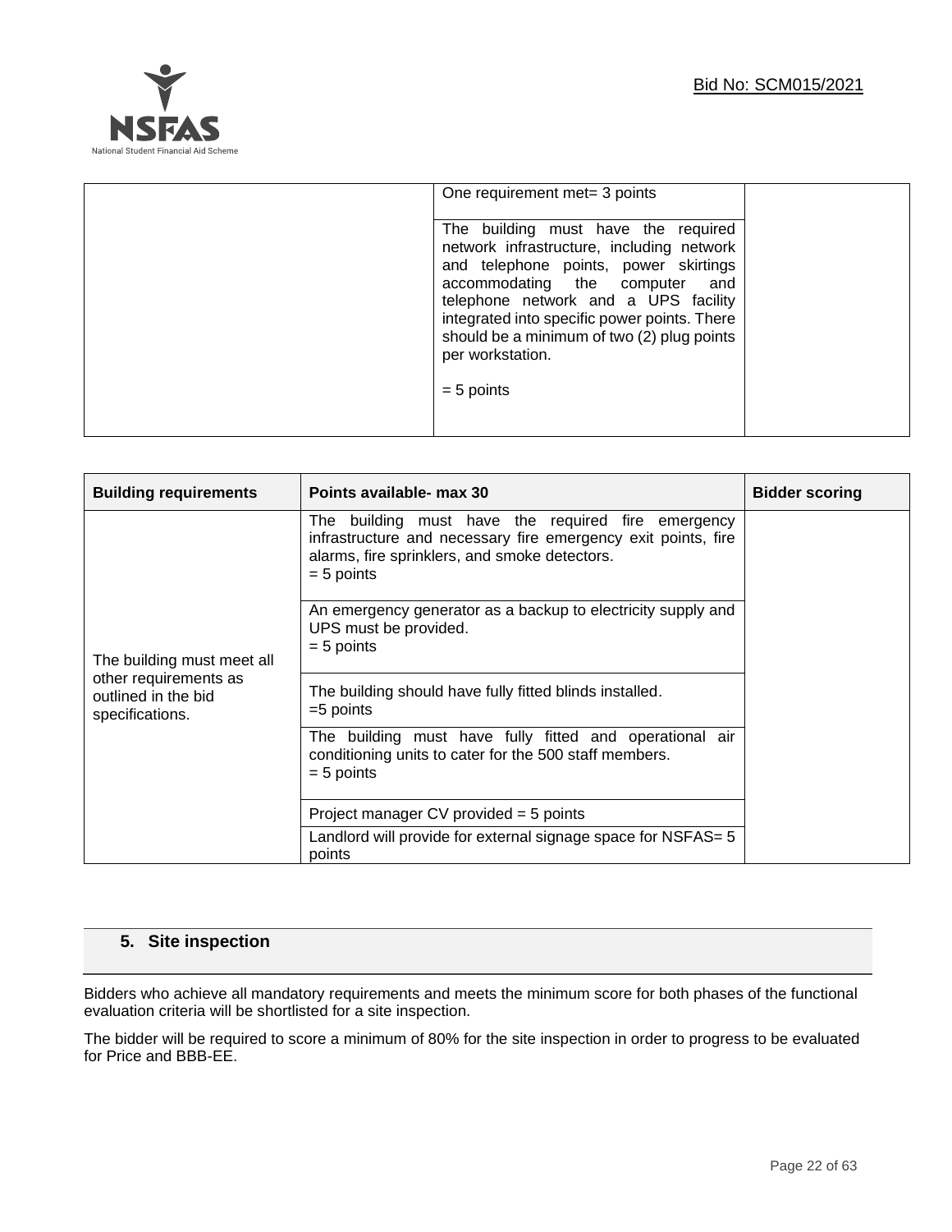| | | |
|---|---|---|
| | One requirement met= 3 points | |
| | The building must have the required network infrastructure, including network and telephone points, power skirtings accommodating the computer and telephone network and a UPS facility integrated into specific power points. There should be a minimum of two (2) plug points per workstation.<br><br>= 5 points | |

| Building requirements | Points available- max 30 | Bidder scoring |
|---|---|---|
| The building must meet all other requirements as outlined in the bid specifications. | The building must have the required fire emergency infrastructure and necessary fire emergency exit points, fire alarms, fire sprinklers, and smoke detectors.<br>= 5 points | |
| | An emergency generator as a backup to electricity supply and UPS must be provided.<br>= 5 points | |
| | The building should have fully fitted blinds installed.<br>=5 points | |
| | The building must have fully fitted and operational air conditioning units to cater for the 500 staff members.<br>= 5 points | |
| | Project manager CV provided = 5 points | |
| | Landlord will provide for external signage space for NSFAS= 5 points | |

## 5. Site inspection

Bidders who achieve all mandatory requirements and meets the minimum score for both phases of the functional evaluation criteria will be shortlisted for a site inspection.

The bidder will be required to score a minimum of 80% for the site inspection in order to progress to be evaluated for Price and BBB-EE.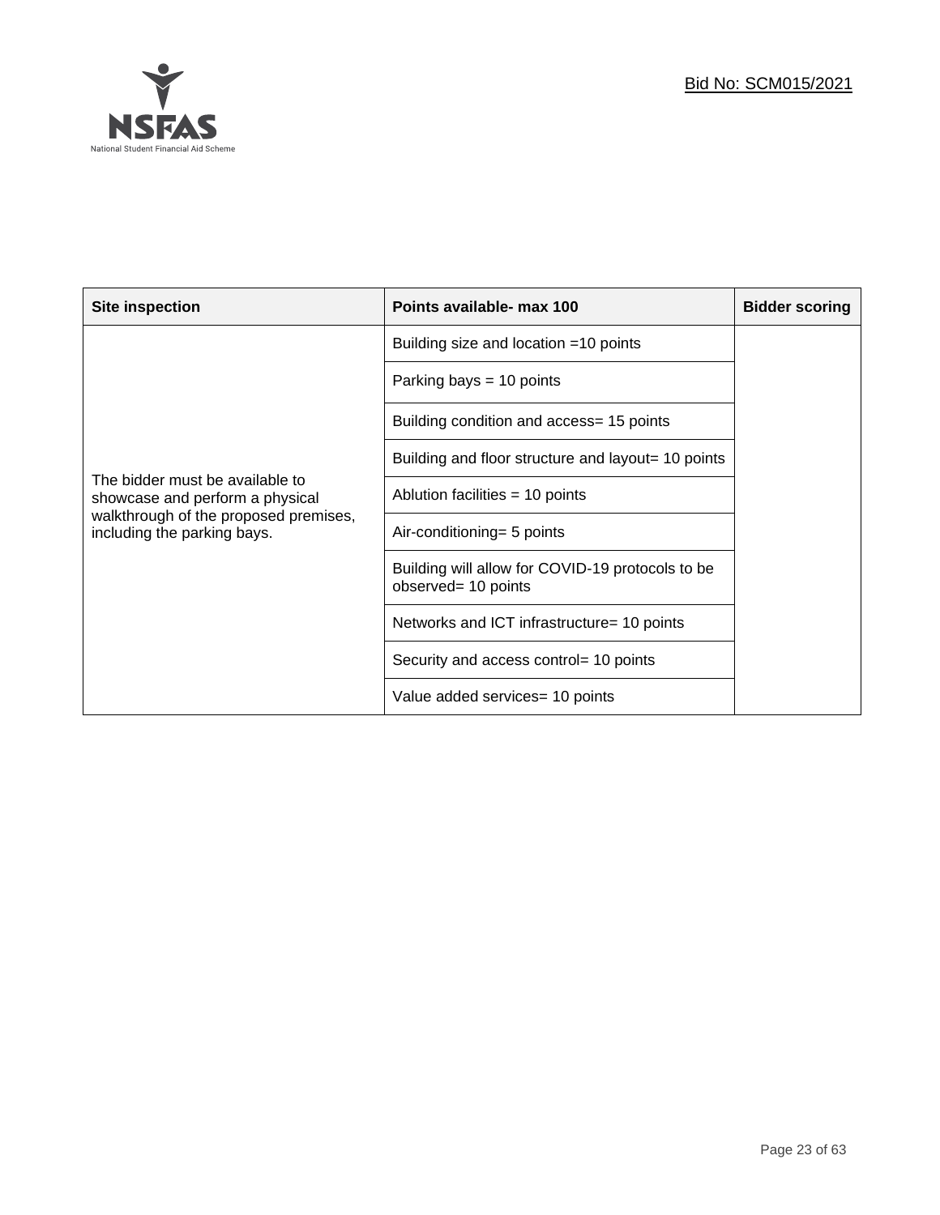| Site inspection | Points available- max 100 | Bidder scoring |
|---|---|---|
| The bidder must be available to showcase and perform a physical walkthrough of the proposed premises, including the parking bays. | Building size and location =10 points | |
| | Parking bays = 10 points | |
| | Building condition and access= 15 points | |
| | Building and floor structure and layout= 10 points | |
| | Ablution facilities = 10 points | |
| | Air-conditioning= 5 points | |
| | Building will allow for COVID-19 protocols to be observed= 10 points | |
| | Networks and ICT infrastructure= 10 points | |
| | Security and access control= 10 points | |
| | Value added services= 10 points | |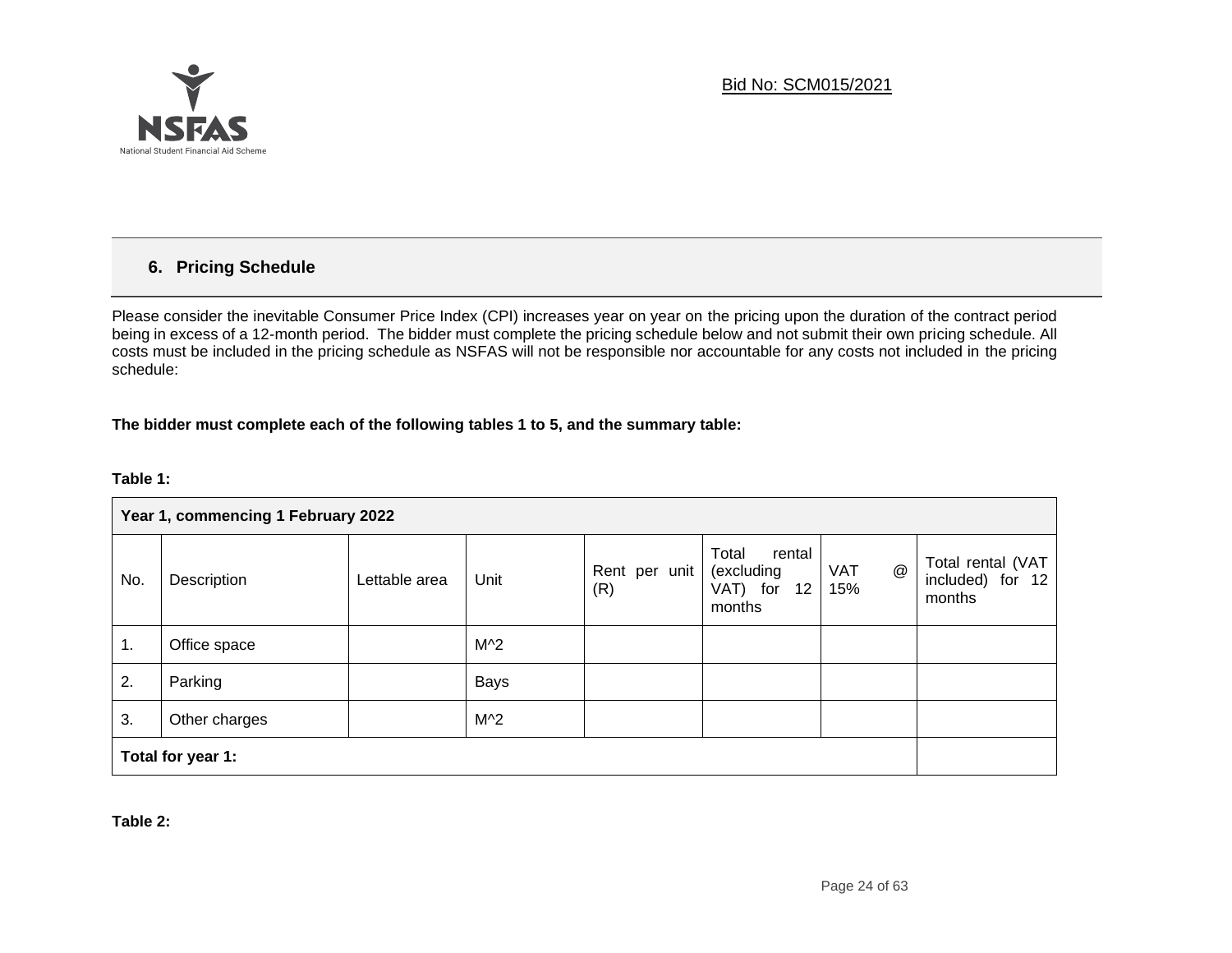## 6. Pricing Schedule

Please consider the inevitable Consumer Price Index (CPI) increases year on year on the pricing upon the duration of the contract period being in excess of a 12-month period. The bidder must complete the pricing schedule below and not submit their own pricing schedule. All costs must be included in the pricing schedule as NSFAS will not be responsible nor accountable for any costs not included in the pricing schedule:

**The bidder must complete each of the following tables 1 to 5, and the summary table:**

**Table 1:**

| **Year 1, commencing 1 February 2022** | | | | | | | |
|---|---|---|---|---|---|---|---|
| No. | Description | Lettable area | Unit | Rent per unit (R) | Total rental (excluding VAT) for 12 months | VAT @ 15% | Total rental (VAT included) for 12 months |
| 1. | Office space | | M^2 | | | | |
| 2. | Parking | | Bays | | | | |
| 3. | Other charges | | M^2 | | | | |
| **Total for year 1:** | | | | | | | |

**Table 2:**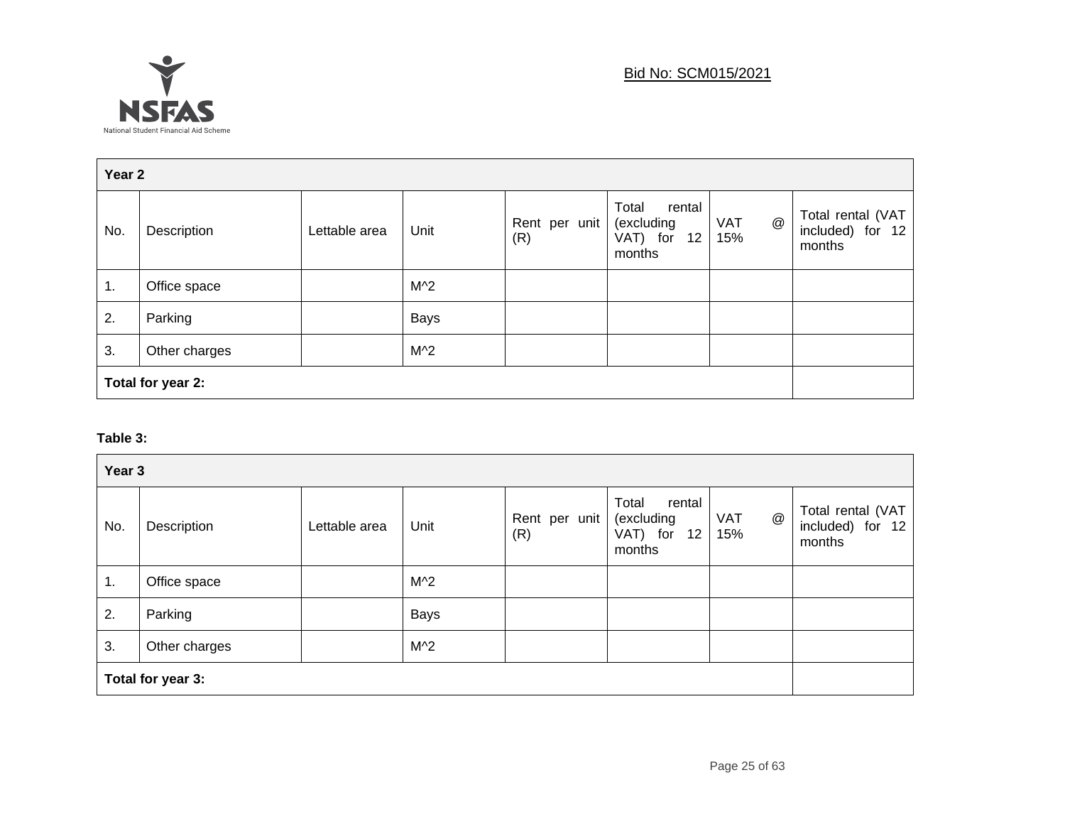Bid No: SCM015/2021

| Year 2 | | | | | | | |
|---|---|---|---|---|---|---|---|
| No. | Description | Lettable area | Unit | Rent per unit (R) | Total rental (excluding VAT) for 12 months | VAT @ 15% | Total rental (VAT included) for 12 months |
| 1. | Office space | | M^2 | | | | |
| 2. | Parking | | Bays | | | | |
| 3. | Other charges | | M^2 | | | | |
| **Total for year 2:** | | | | | | | |

**Table 3:**

| Year 3 | | | | | | | |
|---|---|---|---|---|---|---|---|
| No. | Description | Lettable area | Unit | Rent per unit (R) | Total rental (excluding VAT) for 12 months | VAT @ 15% | Total rental (VAT included) for 12 months |
| 1. | Office space | | M^2 | | | | |
| 2. | Parking | | Bays | | | | |
| 3. | Other charges | | M^2 | | | | |
| **Total for year 3:** | | | | | | | |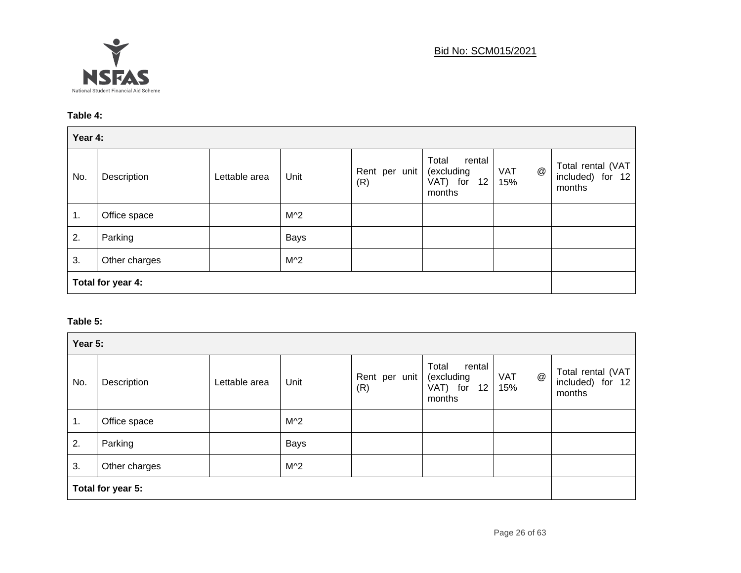Bid No: SCM015/2021

**Table 4:**

| **Year 4:** | | | | | | | |
|---|---|---|---|---|---|---|---|
| No. | Description | Lettable area | Unit | Rent per unit (R) | Total rental (excluding VAT) for 12 months | VAT @ 15% | Total rental (VAT included) for 12 months |
| 1. | Office space | | M^2 | | | | |
| 2. | Parking | | Bays | | | | |
| 3. | Other charges | | M^2 | | | | |
| **Total for year 4:** | | | | | | | |

**Table 5:**

| **Year 5:** | | | | | | | |
|---|---|---|---|---|---|---|---|
| No. | Description | Lettable area | Unit | Rent per unit (R) | Total rental (excluding VAT) for 12 months | VAT @ 15% | Total rental (VAT included) for 12 months |
| 1. | Office space | | M^2 | | | | |
| 2. | Parking | | Bays | | | | |
| 3. | Other charges | | M^2 | | | | |
| **Total for year 5:** | | | | | | | |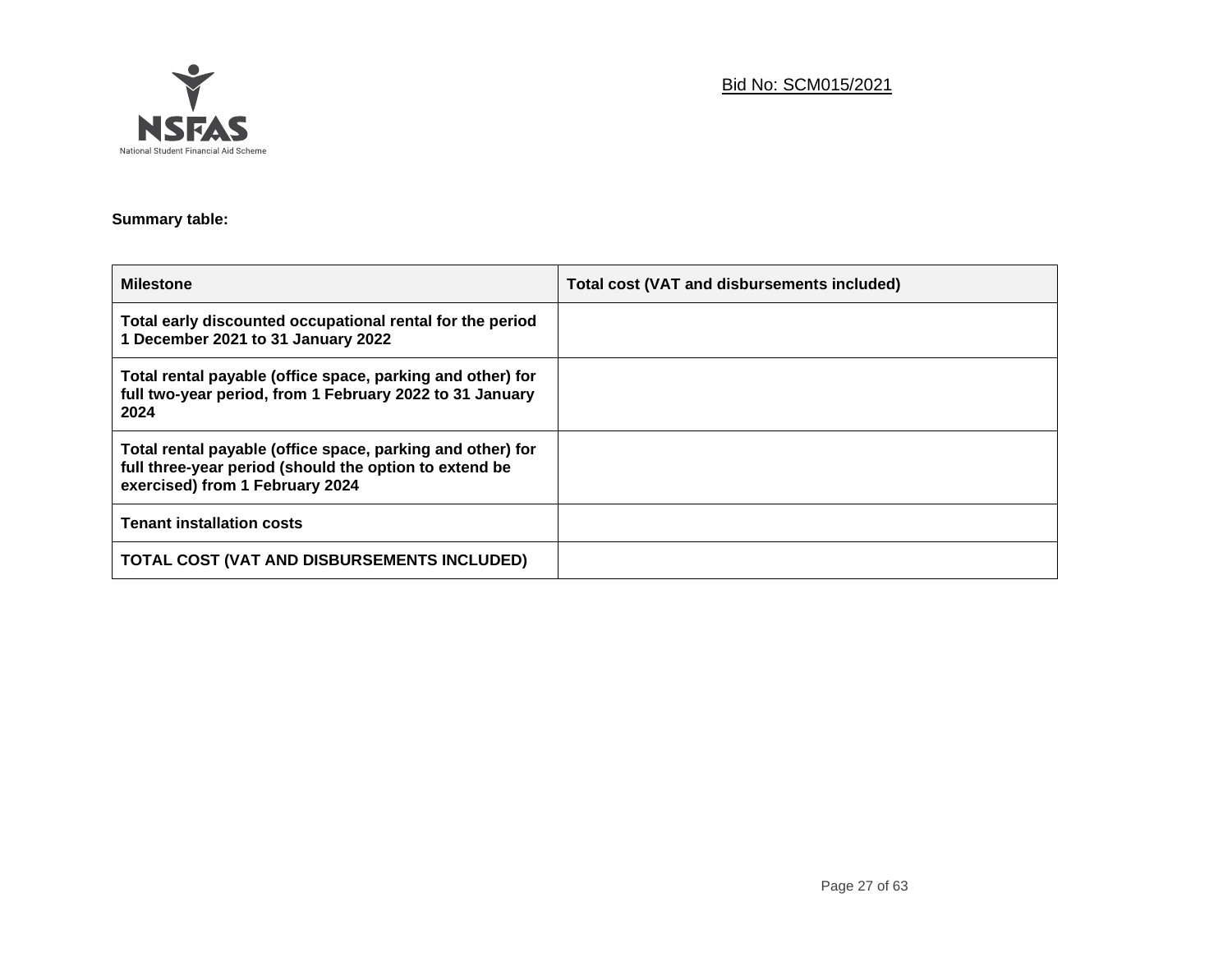**Summary table:**

| Milestone | Total cost (VAT and disbursements included) |
| --- | --- |
| **Total early discounted occupational rental for the period 1 December 2021 to 31 January 2022** | |
| **Total rental payable (office space, parking and other) for full two-year period, from 1 February 2022 to 31 January 2024** | |
| **Total rental payable (office space, parking and other) for full three-year period (should the option to extend be exercised) from 1 February 2024** | |
| **Tenant installation costs** | |
| **TOTAL COST (VAT AND DISBURSEMENTS INCLUDED)** | |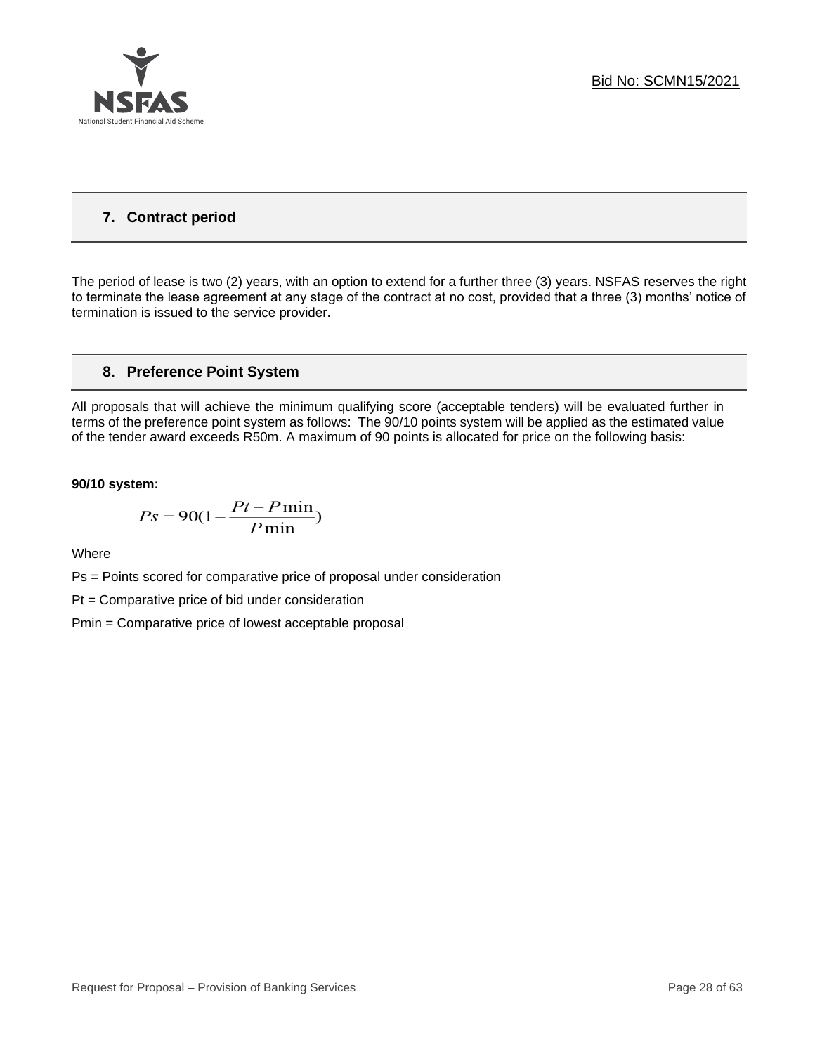## 7. Contract period

The period of lease is two (2) years, with an option to extend for a further three (3) years. NSFAS reserves the right to terminate the lease agreement at any stage of the contract at no cost, provided that a three (3) months' notice of termination is issued to the service provider.

## 8. Preference Point System

All proposals that will achieve the minimum qualifying score (acceptable tenders) will be evaluated further in terms of the preference point system as follows: The 90/10 points system will be applied as the estimated value of the tender award exceeds R50m. A maximum of 90 points is allocated for price on the following basis:

**90/10 system:**

$$Ps = 90\left(1 - \frac{Pt - P\min}{P\min}\right)$$

Where

Ps = Points scored for comparative price of proposal under consideration

Pt = Comparative price of bid under consideration

Pmin = Comparative price of lowest acceptable proposal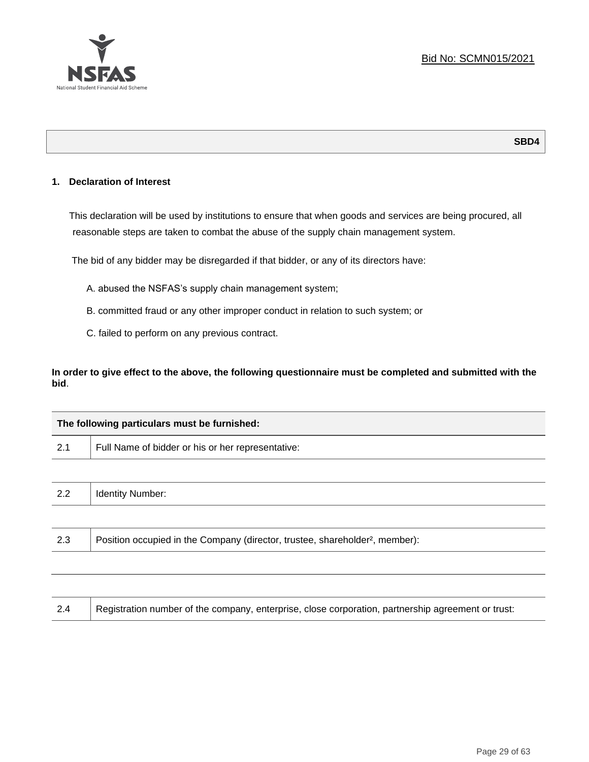Bid No: SCMN015/2021

**SBD4**

## 1. Declaration of Interest

This declaration will be used by institutions to ensure that when goods and services are being procured, all reasonable steps are taken to combat the abuse of the supply chain management system.

The bid of any bidder may be disregarded if that bidder, or any of its directors have:

A. abused the NSFAS's supply chain management system;

B. committed fraud or any other improper conduct in relation to such system; or

C. failed to perform on any previous contract.

**In order to give effect to the above, the following questionnaire must be completed and submitted with the bid**.

| **The following particulars must be furnished:** | |
|---|---|
| 2.1 | Full Name of bidder or his or her representative: |
| | |
| 2.2 | Identity Number: |
| | |
| 2.3 | Position occupied in the Company (director, trustee, shareholder[2], member): |
| | |
| | |
| 2.4 | Registration number of the company, enterprise, close corporation, partnership agreement or trust: |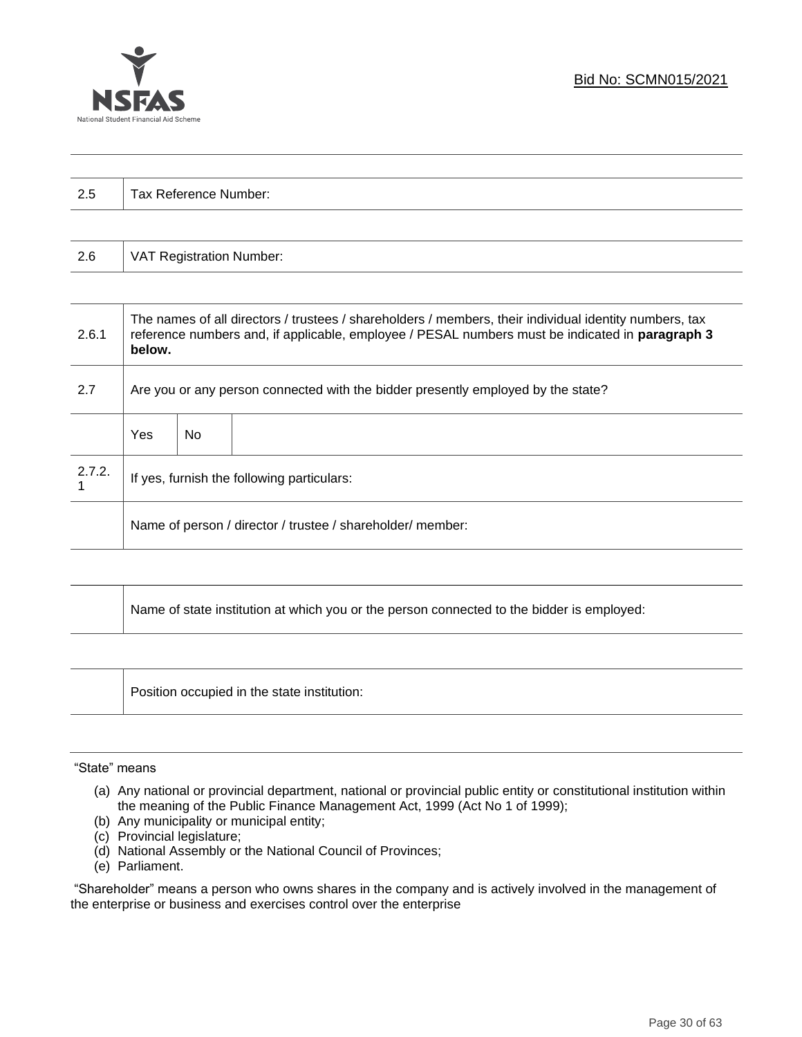| | |
|---|---|
| 2.5 | Tax Reference Number: |

| | |
|---|---|
| 2.6 | VAT Registration Number: |

| | | | |
|---|---|---|---|
| 2.6.1 | The names of all directors / trustees / shareholders / members, their individual identity numbers, tax reference numbers and, if applicable, employee / PESAL numbers must be indicated in **paragraph 3 below.** | | |
| 2.7 | Are you or any person connected with the bidder presently employed by the state? | | |
| | Yes | No | |
| 2.7.2.1 | If yes, furnish the following particulars: | | |
| | Name of person / director / trustee / shareholder/ member: | | |

| | |
|---|---|
| | Name of state institution at which you or the person connected to the bidder is employed: |

| | |
|---|---|
| | Position occupied in the state institution: |

"State" means

(a) Any national or provincial department, national or provincial public entity or constitutional institution within the meaning of the Public Finance Management Act, 1999 (Act No 1 of 1999);
(b) Any municipality or municipal entity;
(c) Provincial legislature;
(d) National Assembly or the National Council of Provinces;
(e) Parliament.

"Shareholder" means a person who owns shares in the company and is actively involved in the management of the enterprise or business and exercises control over the enterprise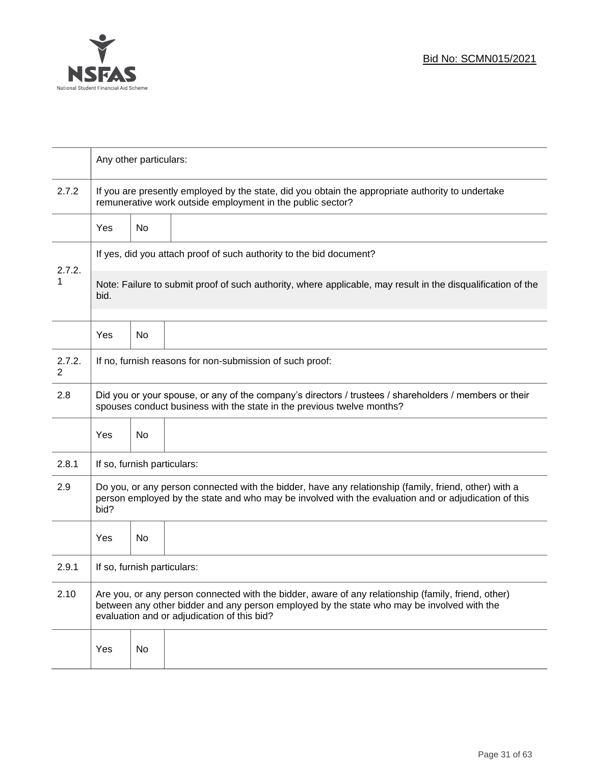| | | | |
|---|---|---|---|
| | Any other particulars: | | |
| 2.7.2 | If you are presently employed by the state, did you obtain the appropriate authority to undertake remunerative work outside employment in the public sector? | | |
| | Yes | No | |
| 2.7.2.1 | If yes, did you attach proof of such authority to the bid document? Note: Failure to submit proof of such authority, where applicable, may result in the disqualification of the bid. | | |
| | Yes | No | |
| 2.7.2.2 | If no, furnish reasons for non-submission of such proof: | | |
| 2.8 | Did you or your spouse, or any of the company's directors / trustees / shareholders / members or their spouses conduct business with the state in the previous twelve months? | | |
| | Yes | No | |
| 2.8.1 | If so, furnish particulars: | | |
| 2.9 | Do you, or any person connected with the bidder, have any relationship (family, friend, other) with a person employed by the state and who may be involved with the evaluation and or adjudication of this bid? | | |
| | Yes | No | |
| 2.9.1 | If so, furnish particulars: | | |
| 2.10 | Are you, or any person connected with the bidder, aware of any relationship (family, friend, other) between any other bidder and any person employed by the state who may be involved with the evaluation and or adjudication of this bid? | | |
| | Yes | No | |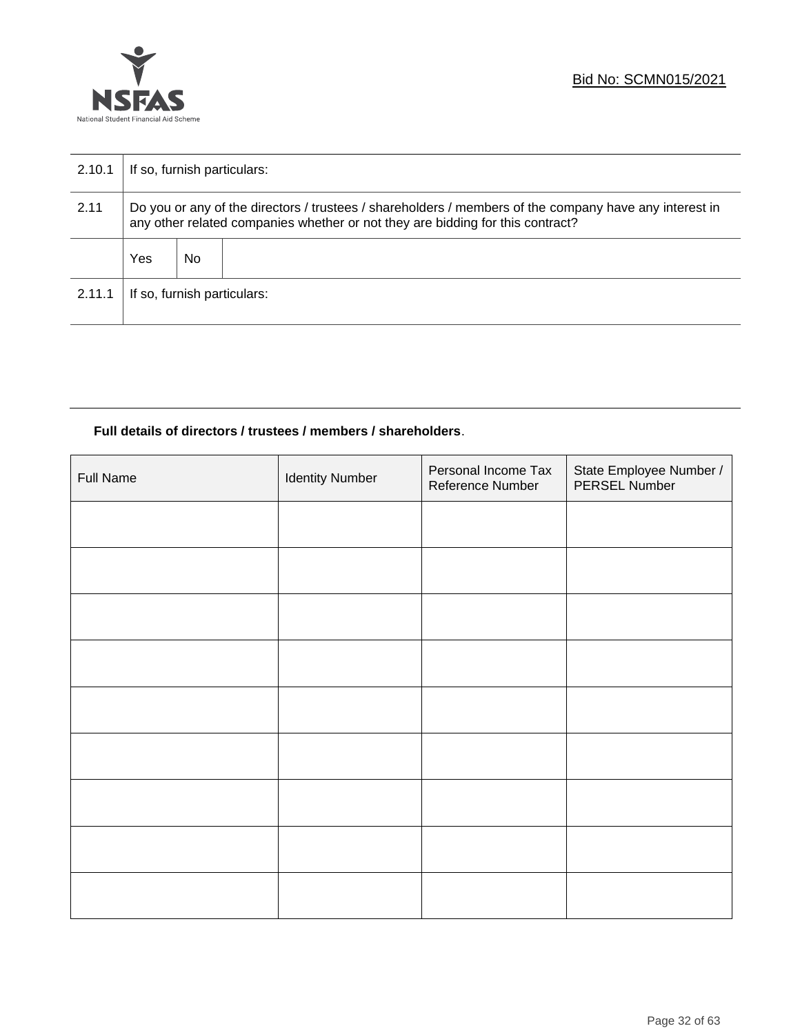| | |
|---|---|
| 2.10.1 | If so, furnish particulars: |
| 2.11 | Do you or any of the directors / trustees / shareholders / members of the company have any interest in any other related companies whether or not they are bidding for this contract? |
| | Yes &nbsp;&nbsp; No |
| 2.11.1 | If so, furnish particulars: |

**Full details of directors / trustees / members / shareholders**.

| Full Name | Identity Number | Personal Income Tax Reference Number | State Employee Number / PERSEL Number |
|---|---|---|---|
| | | | |
| | | | |
| | | | |
| | | | |
| | | | |
| | | | |
| | | | |
| | | | |
| | | | |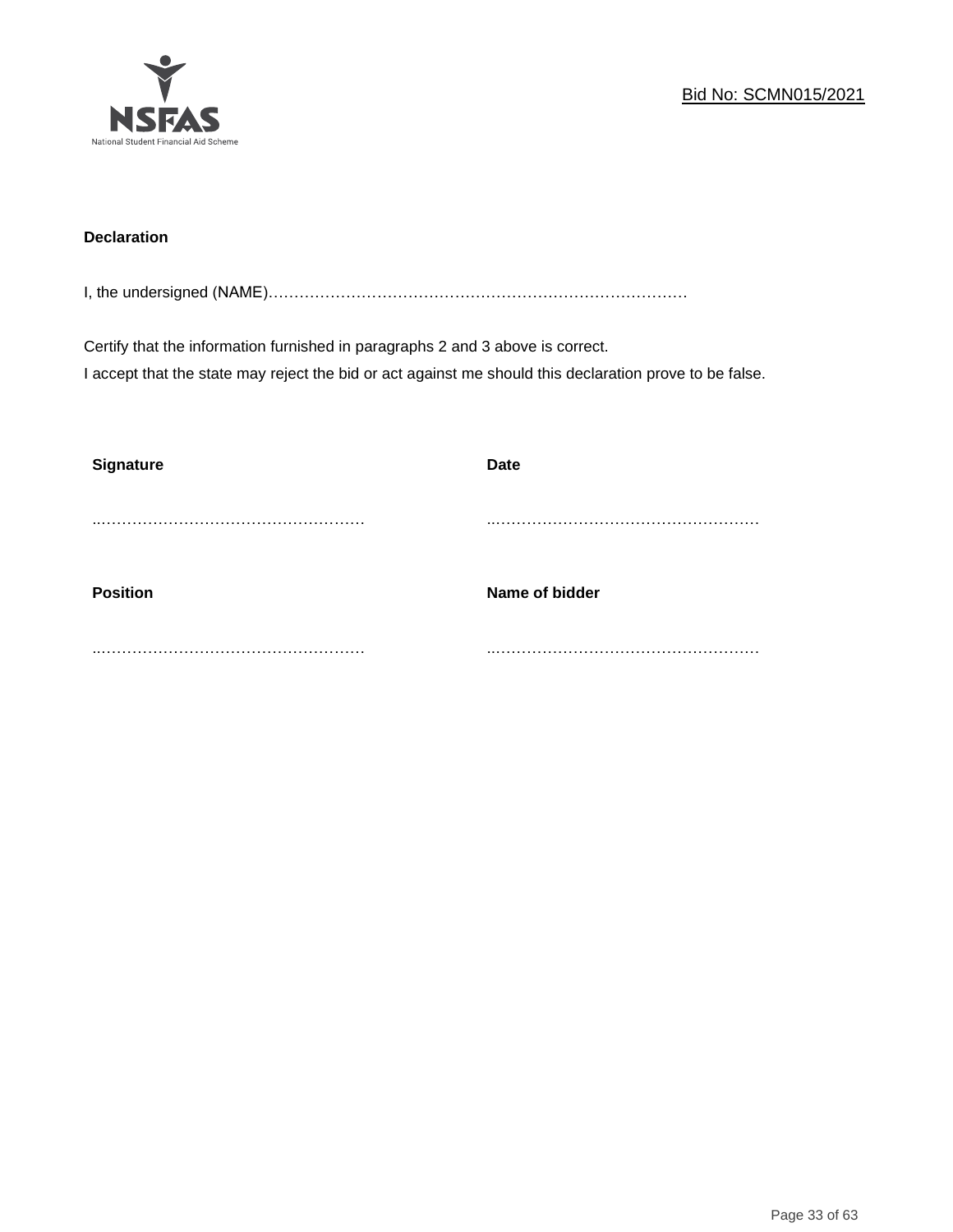**Declaration**

I, the undersigned (NAME)…………………………………………………………………………

Certify that the information furnished in paragraphs 2 and 3 above is correct.
I accept that the state may reject the bid or act against me should this declaration prove to be false.

| **Signature** | **Date** |
|---|---|
| ..…………………………………………… | ..…………………………………………… |
| **Position** | **Name of bidder** |
| ..…………………………………………… | ..…………………………………………… |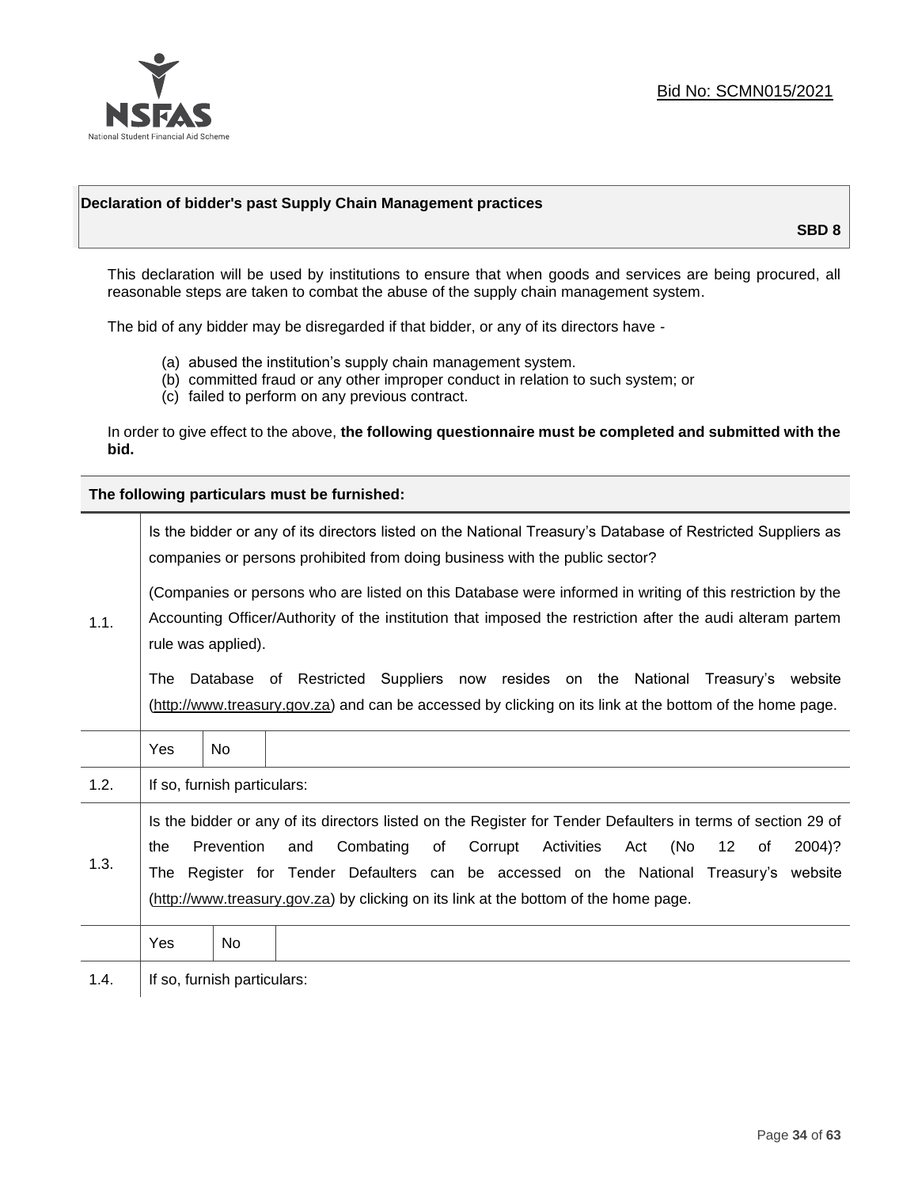Bid No: SCMN015/2021

## Declaration of bidder's past Supply Chain Management practices

**SBD 8**

This declaration will be used by institutions to ensure that when goods and services are being procured, all reasonable steps are taken to combat the abuse of the supply chain management system.

The bid of any bidder may be disregarded if that bidder, or any of its directors have -

(a) abused the institution's supply chain management system.
(b) committed fraud or any other improper conduct in relation to such system; or
(c) failed to perform on any previous contract.

In order to give effect to the above, **the following questionnaire must be completed and submitted with the bid.**

**The following particulars must be furnished:**

| | |
|---|---|
| 1.1. | Is the bidder or any of its directors listed on the National Treasury's Database of Restricted Suppliers as companies or persons prohibited from doing business with the public sector?<br><br>(Companies or persons who are listed on this Database were informed in writing of this restriction by the Accounting Officer/Authority of the institution that imposed the restriction after the audi alteram partem rule was applied).<br><br>The Database of Restricted Suppliers now resides on the National Treasury's website (http://www.treasury.gov.za) and can be accessed by clicking on its link at the bottom of the home page. |
| | Yes / No |
| 1.2. | If so, furnish particulars: |
| 1.3. | Is the bidder or any of its directors listed on the Register for Tender Defaulters in terms of section 29 of the Prevention and Combating of Corrupt Activities Act (No 12 of 2004)? The Register for Tender Defaulters can be accessed on the National Treasury's website (http://www.treasury.gov.za) by clicking on its link at the bottom of the home page. |
| | Yes / No |
| 1.4. | If so, furnish particulars: |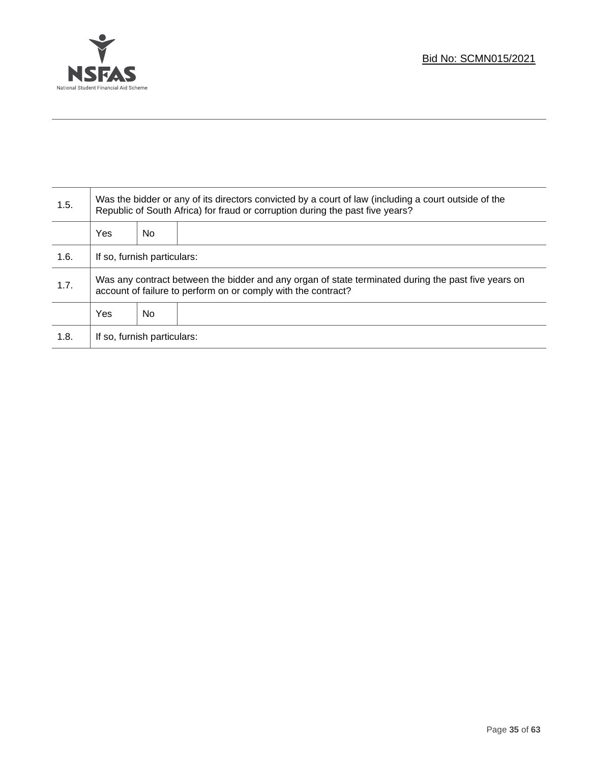| | | | |
|---|---|---|---|
| 1.5. | Was the bidder or any of its directors convicted by a court of law (including a court outside of the Republic of South Africa) for fraud or corruption during the past five years? | | |
| | Yes | No | |
| 1.6. | If so, furnish particulars: | | |
| 1.7. | Was any contract between the bidder and any organ of state terminated during the past five years on account of failure to perform on or comply with the contract? | | |
| | Yes | No | |
| 1.8. | If so, furnish particulars: | | |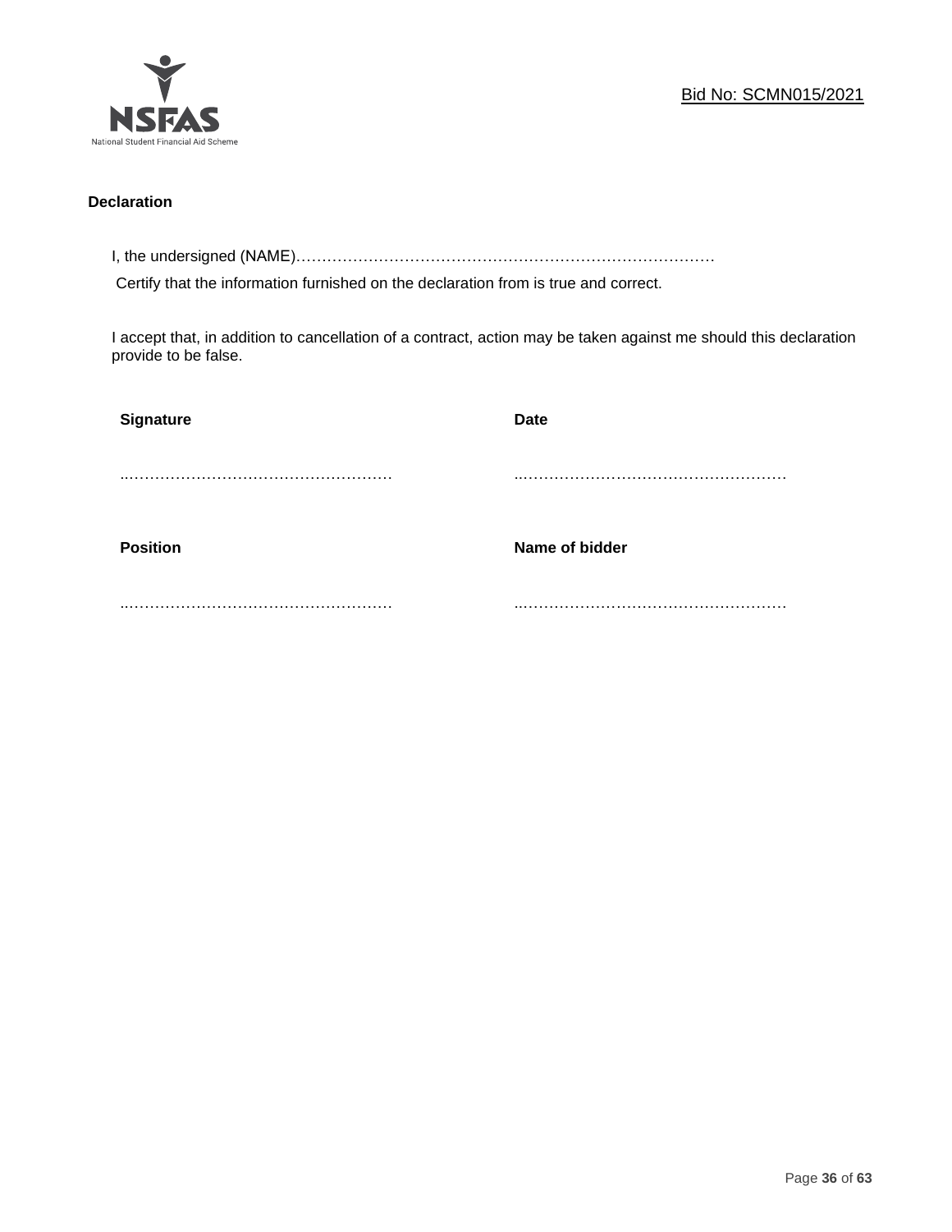**Declaration**

I, the undersigned (NAME)………………………………………………………………………

Certify that the information furnished on the declaration from is true and correct.

I accept that, in addition to cancellation of a contract, action may be taken against me should this declaration provide to be false.

| **Signature** | **Date** |
|---|---|
| ……………………………………………… | ……………………………………………… |
| **Position** | **Name of bidder** |
| ……………………………………………… | ……………………………………………… |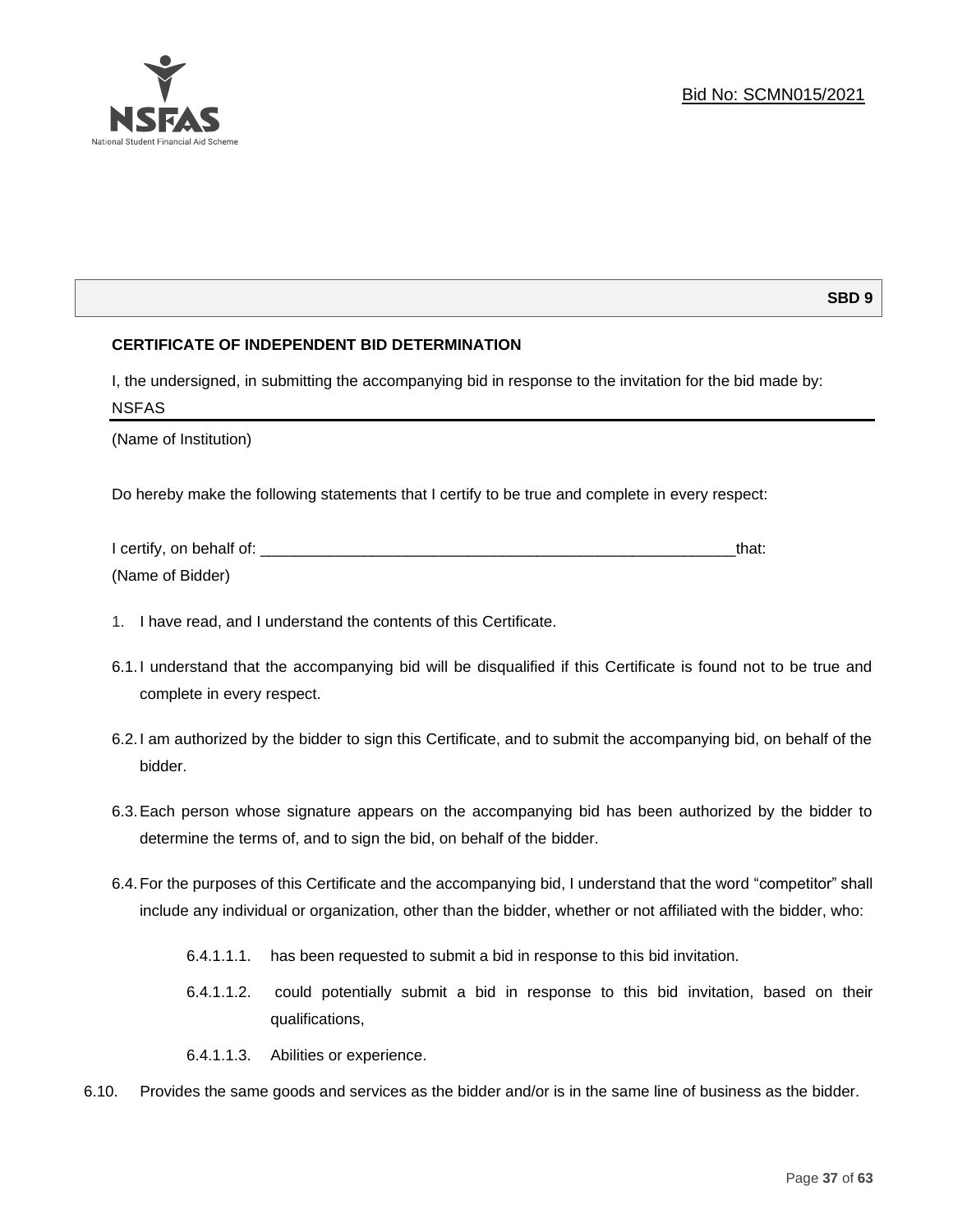Bid No: SCMN015/2021

**SBD 9**

**CERTIFICATE OF INDEPENDENT BID DETERMINATION**

I, the undersigned, in submitting the accompanying bid in response to the invitation for the bid made by:

NSFAS

(Name of Institution)

Do hereby make the following statements that I certify to be true and complete in every respect:

I certify, on behalf of: \_\_\_\_\_\_\_\_\_\_\_\_\_\_\_\_\_\_\_\_\_\_\_\_\_\_\_\_\_\_\_\_\_\_\_\_\_\_\_\_\_\_\_\_\_\_\_\_\_\_\_\_\_\_\_\_\_that:

(Name of Bidder)

1. I have read, and I understand the contents of this Certificate.

6.1. I understand that the accompanying bid will be disqualified if this Certificate is found not to be true and complete in every respect.

6.2. I am authorized by the bidder to sign this Certificate, and to submit the accompanying bid, on behalf of the bidder.

6.3. Each person whose signature appears on the accompanying bid has been authorized by the bidder to determine the terms of, and to sign the bid, on behalf of the bidder.

6.4. For the purposes of this Certificate and the accompanying bid, I understand that the word "competitor" shall include any individual or organization, other than the bidder, whether or not affiliated with the bidder, who:

6.4.1.1.1. has been requested to submit a bid in response to this bid invitation.

6.4.1.1.2. could potentially submit a bid in response to this bid invitation, based on their qualifications,

6.4.1.1.3. Abilities or experience.

6.10. Provides the same goods and services as the bidder and/or is in the same line of business as the bidder.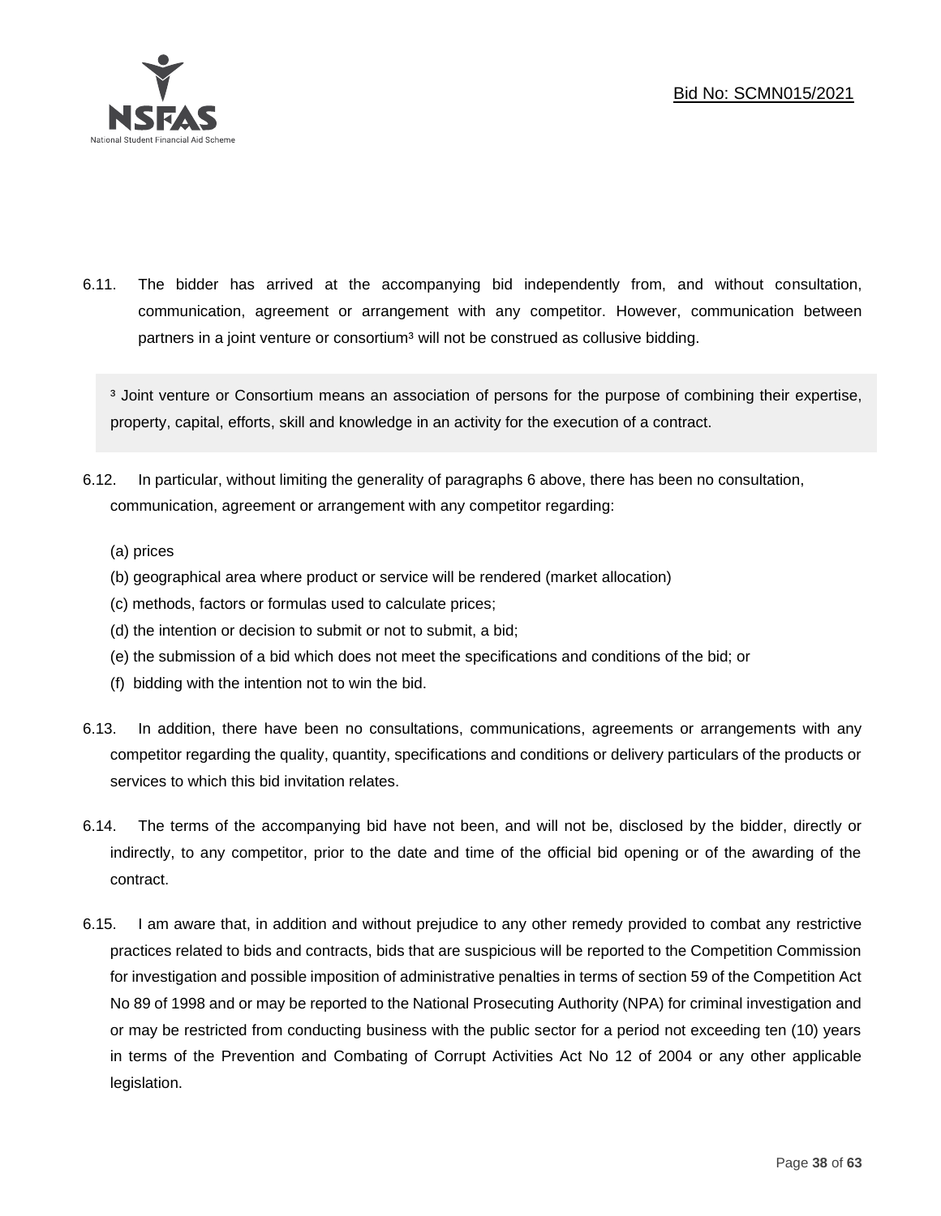6.11. The bidder has arrived at the accompanying bid independently from, and without consultation, communication, agreement or arrangement with any competitor. However, communication between partners in a joint venture or consortium[3] will not be construed as collusive bidding.

[3] Joint venture or Consortium means an association of persons for the purpose of combining their expertise, property, capital, efforts, skill and knowledge in an activity for the execution of a contract.

6.12. In particular, without limiting the generality of paragraphs 6 above, there has been no consultation, communication, agreement or arrangement with any competitor regarding:

(a) prices
(b) geographical area where product or service will be rendered (market allocation)
(c) methods, factors or formulas used to calculate prices;
(d) the intention or decision to submit or not to submit, a bid;
(e) the submission of a bid which does not meet the specifications and conditions of the bid; or
(f) bidding with the intention not to win the bid.

6.13. In addition, there have been no consultations, communications, agreements or arrangements with any competitor regarding the quality, quantity, specifications and conditions or delivery particulars of the products or services to which this bid invitation relates.

6.14. The terms of the accompanying bid have not been, and will not be, disclosed by the bidder, directly or indirectly, to any competitor, prior to the date and time of the official bid opening or of the awarding of the contract.

6.15. I am aware that, in addition and without prejudice to any other remedy provided to combat any restrictive practices related to bids and contracts, bids that are suspicious will be reported to the Competition Commission for investigation and possible imposition of administrative penalties in terms of section 59 of the Competition Act No 89 of 1998 and or may be reported to the National Prosecuting Authority (NPA) for criminal investigation and or may be restricted from conducting business with the public sector for a period not exceeding ten (10) years in terms of the Prevention and Combating of Corrupt Activities Act No 12 of 2004 or any other applicable legislation.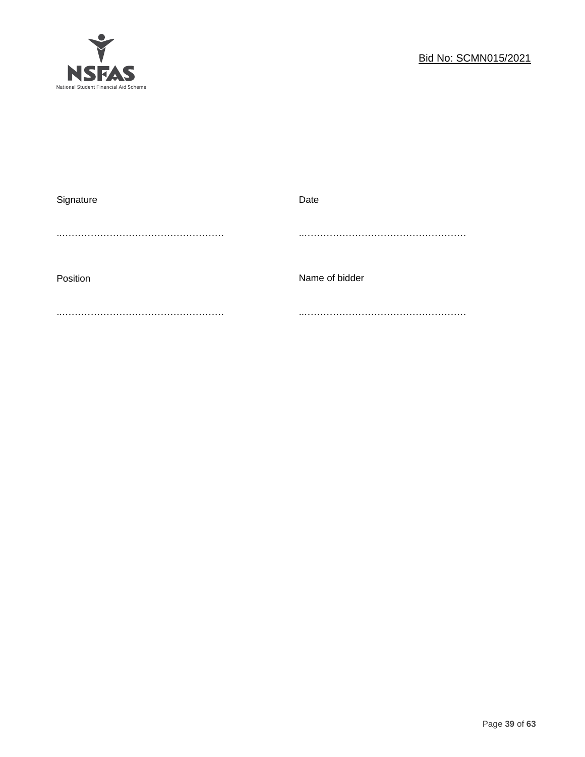| Signature | Date |
|---|---|
| …………………………………………… | …………………………………………… |
| Position | Name of bidder |
| …………………………………………… | …………………………………………… |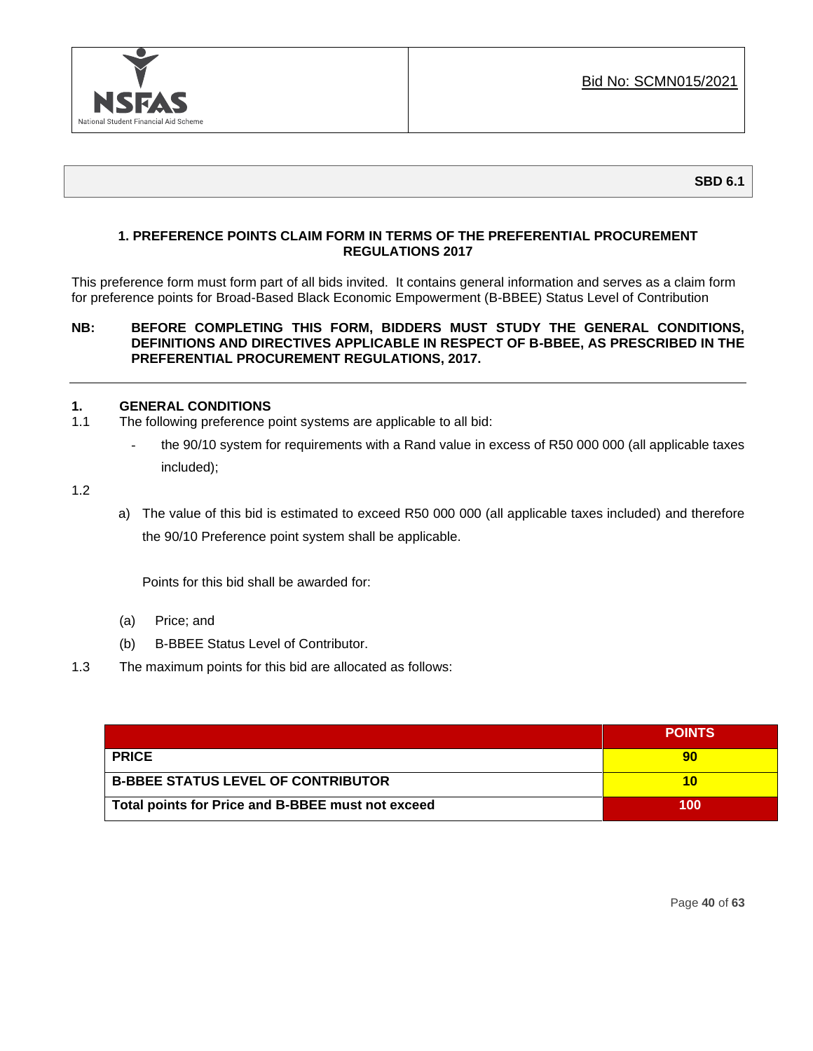Bid No: SCMN015/2021

**SBD 6.1**

### 1. PREFERENCE POINTS CLAIM FORM IN TERMS OF THE PREFERENTIAL PROCUREMENT REGULATIONS 2017

This preference form must form part of all bids invited. It contains general information and serves as a claim form for preference points for Broad-Based Black Economic Empowerment (B-BBEE) Status Level of Contribution

**NB: BEFORE COMPLETING THIS FORM, BIDDERS MUST STUDY THE GENERAL CONDITIONS, DEFINITIONS AND DIRECTIVES APPLICABLE IN RESPECT OF B-BBEE, AS PRESCRIBED IN THE PREFERENTIAL PROCUREMENT REGULATIONS, 2017.**

---

**1. GENERAL CONDITIONS**

1.1 The following preference point systems are applicable to all bid:

- the 90/10 system for requirements with a Rand value in excess of R50 000 000 (all applicable taxes included);

1.2

a) The value of this bid is estimated to exceed R50 000 000 (all applicable taxes included) and therefore the 90/10 Preference point system shall be applicable.

Points for this bid shall be awarded for:

(a) Price; and

(b) B-BBEE Status Level of Contributor.

1.3 The maximum points for this bid are allocated as follows:

| | POINTS |
|---|---|
| **PRICE** | **90** |
| **B-BBEE STATUS LEVEL OF CONTRIBUTOR** | **10** |
| **Total points for Price and B-BBEE must not exceed** | **100** |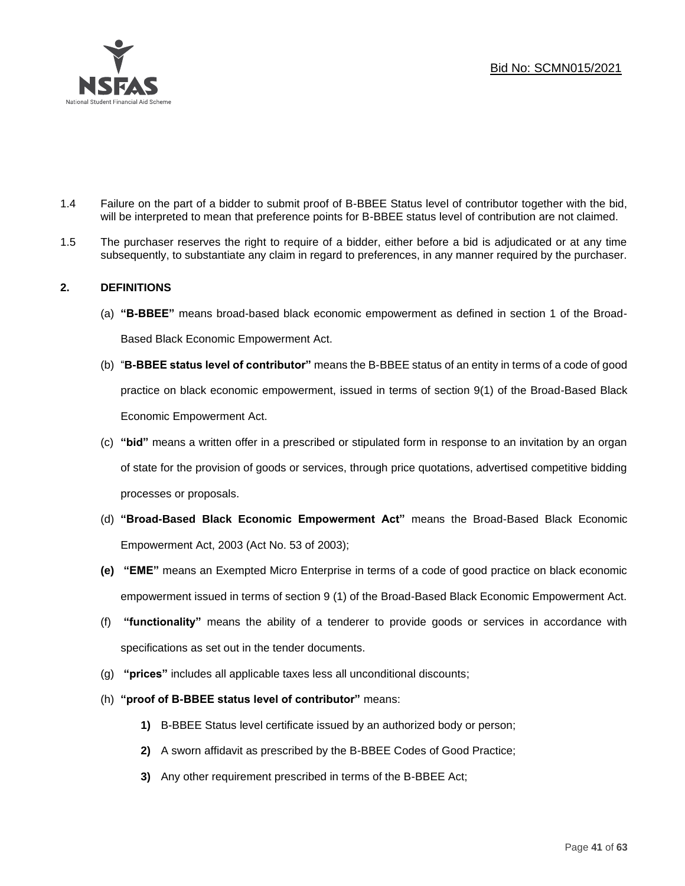1.4 Failure on the part of a bidder to submit proof of B-BBEE Status level of contributor together with the bid, will be interpreted to mean that preference points for B-BBEE status level of contribution are not claimed.

1.5 The purchaser reserves the right to require of a bidder, either before a bid is adjudicated or at any time subsequently, to substantiate any claim in regard to preferences, in any manner required by the purchaser.

## 2. DEFINITIONS

(a) **"B-BBEE"** means broad-based black economic empowerment as defined in section 1 of the Broad-Based Black Economic Empowerment Act.

(b) "**B-BBEE status level of contributor"** means the B-BBEE status of an entity in terms of a code of good practice on black economic empowerment, issued in terms of section 9(1) of the Broad-Based Black Economic Empowerment Act.

(c) **"bid"** means a written offer in a prescribed or stipulated form in response to an invitation by an organ of state for the provision of goods or services, through price quotations, advertised competitive bidding processes or proposals.

(d) **"Broad-Based Black Economic Empowerment Act"** means the Broad-Based Black Economic Empowerment Act, 2003 (Act No. 53 of 2003);

**(e)** **"EME"** means an Exempted Micro Enterprise in terms of a code of good practice on black economic empowerment issued in terms of section 9 (1) of the Broad-Based Black Economic Empowerment Act.

(f) **"functionality"** means the ability of a tenderer to provide goods or services in accordance with specifications as set out in the tender documents.

(g) **"prices"** includes all applicable taxes less all unconditional discounts;

(h) **"proof of B-BBEE status level of contributor"** means:

**1)** B-BBEE Status level certificate issued by an authorized body or person;

**2)** A sworn affidavit as prescribed by the B-BBEE Codes of Good Practice;

**3)** Any other requirement prescribed in terms of the B-BBEE Act;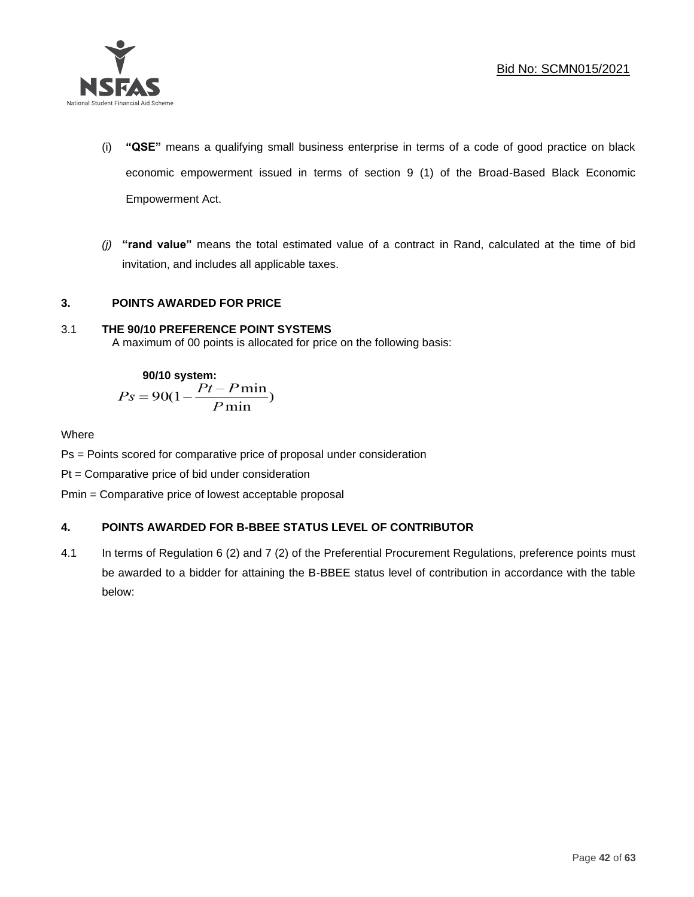(i) **"QSE"** means a qualifying small business enterprise in terms of a code of good practice on black economic empowerment issued in terms of section 9 (1) of the Broad-Based Black Economic Empowerment Act.

*(j)* **"rand value"** means the total estimated value of a contract in Rand, calculated at the time of bid invitation, and includes all applicable taxes.

## 3. POINTS AWARDED FOR PRICE

### 3.1 THE 90/10 PREFERENCE POINT SYSTEMS

A maximum of 00 points is allocated for price on the following basis:

**90/10 system:**

$$Ps = 90\left(1 - \frac{Pt - P\min}{P\min}\right)$$

Where

Ps = Points scored for comparative price of proposal under consideration

Pt = Comparative price of bid under consideration

Pmin = Comparative price of lowest acceptable proposal

## 4. POINTS AWARDED FOR B-BBEE STATUS LEVEL OF CONTRIBUTOR

4.1 In terms of Regulation 6 (2) and 7 (2) of the Preferential Procurement Regulations, preference points must be awarded to a bidder for attaining the B-BBEE status level of contribution in accordance with the table below: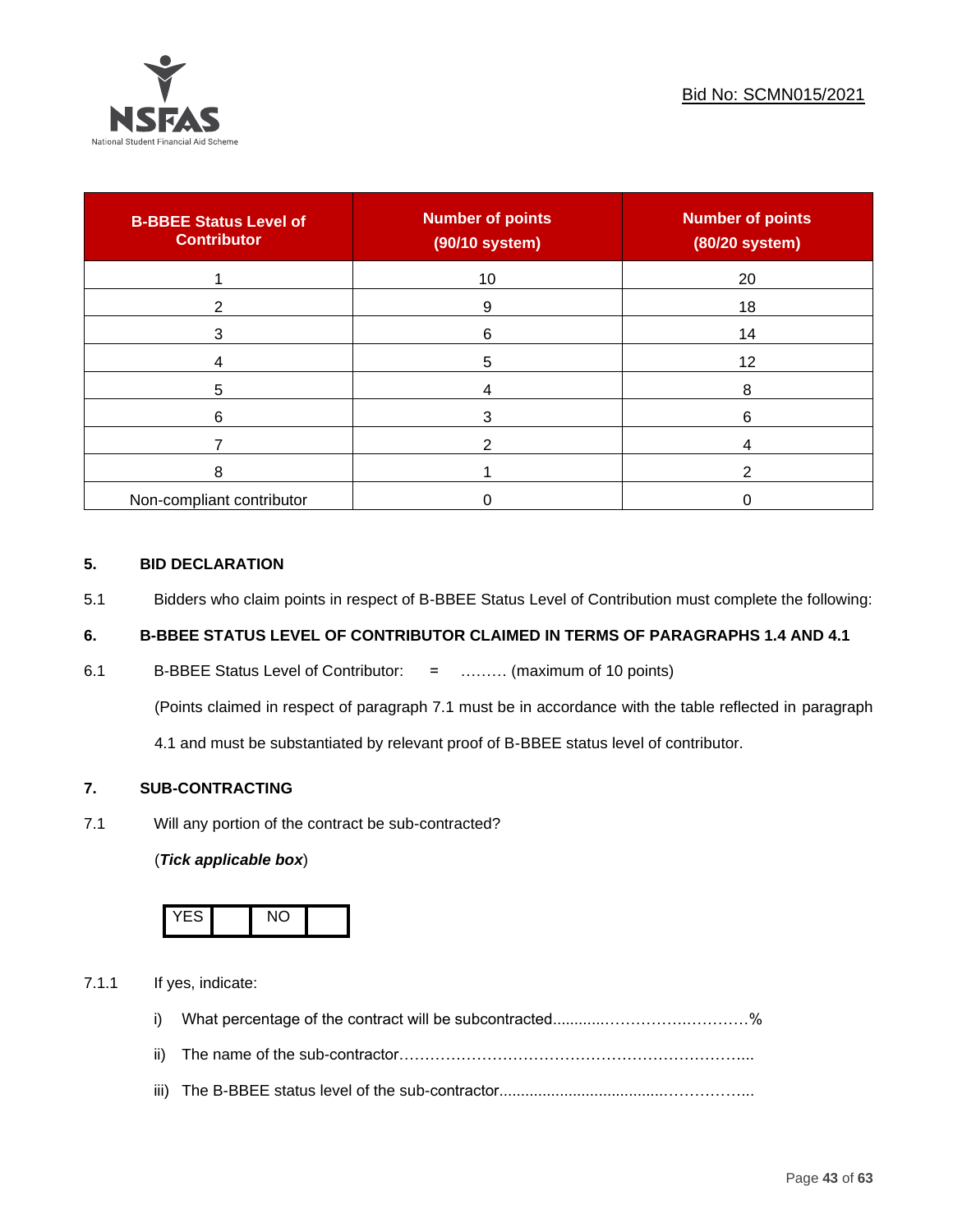| B-BBEE Status Level of Contributor | Number of points (90/10 system) | Number of points (80/20 system) |
|---|---|---|
| 1 | 10 | 20 |
| 2 | 9 | 18 |
| 3 | 6 | 14 |
| 4 | 5 | 12 |
| 5 | 4 | 8 |
| 6 | 3 | 6 |
| 7 | 2 | 4 |
| 8 | 1 | 2 |
| Non-compliant contributor | 0 | 0 |

## 5. BID DECLARATION

5.1 Bidders who claim points in respect of B-BBEE Status Level of Contribution must complete the following:

## 6. B-BBEE STATUS LEVEL OF CONTRIBUTOR CLAIMED IN TERMS OF PARAGRAPHS 1.4 AND 4.1

6.1 B-BBEE Status Level of Contributor: = ……… (maximum of 10 points)

(Points claimed in respect of paragraph 7.1 must be in accordance with the table reflected in paragraph 4.1 and must be substantiated by relevant proof of B-BBEE status level of contributor.

## 7. SUB-CONTRACTING

7.1 Will any portion of the contract be sub-contracted?

(***Tick applicable box***)

| YES | | NO | |
|---|---|---|---|

7.1.1 If yes, indicate:

i) What percentage of the contract will be subcontracted............…………….…………%

ii) The name of the sub-contractor…………………………………………………………..

iii) The B-BBEE status level of the sub-contractor......................................……………..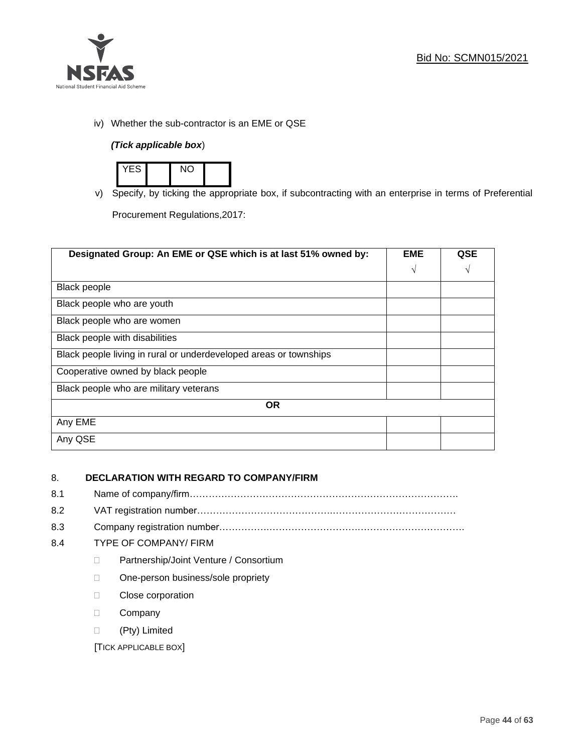iv) Whether the sub-contractor is an EME or QSE

*(Tick applicable box)*

| YES | | NO | |
|---|---|---|---|

v) Specify, by ticking the appropriate box, if subcontracting with an enterprise in terms of Preferential Procurement Regulations,2017:

| Designated Group: An EME or QSE which is at last 51% owned by: | EME √ | QSE √ |
|---|---|---|
| Black people | | |
| Black people who are youth | | |
| Black people who are women | | |
| Black people with disabilities | | |
| Black people living in rural or underdeveloped areas or townships | | |
| Cooperative owned by black people | | |
| Black people who are military veterans | | |
| **OR** | | |
| Any EME | | |
| Any QSE | | |

## 8. DECLARATION WITH REGARD TO COMPANY/FIRM

8.1 Name of company/firm…………………………………………………………………………….

8.2 VAT registration number……………………………………….…………………………………

8.3 Company registration number……………….……………………….…………………………….

8.4 TYPE OF COMPANY/ FIRM

- □ Partnership/Joint Venture / Consortium
- □ One-person business/sole propriety
- □ Close corporation
- □ Company
- □ (Pty) Limited

[TICK APPLICABLE BOX]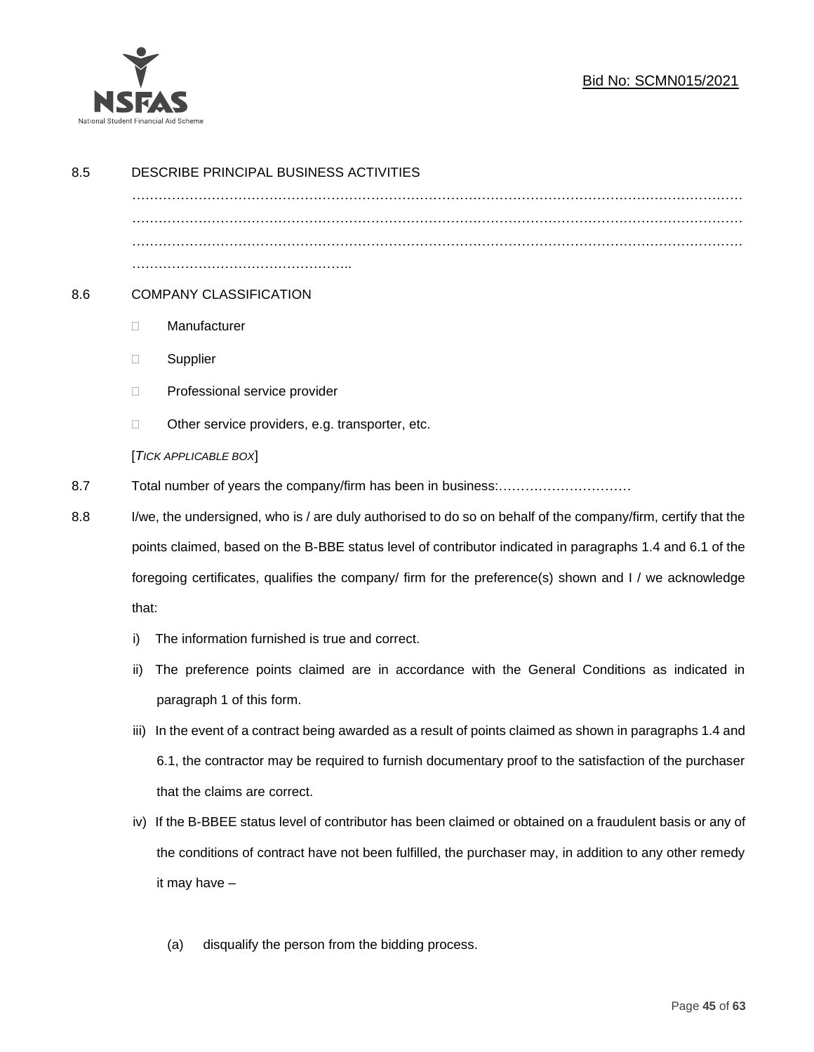8.5 DESCRIBE PRINCIPAL BUSINESS ACTIVITIES

…………………………………………………………………………………………………………………
…………………………………………………………………………………………………………………
…………………………………………………………………………………………………………………
…………………………………………..

8.6 COMPANY CLASSIFICATION

- ☐ Manufacturer
- ☐ Supplier
- ☐ Professional service provider
- ☐ Other service providers, e.g. transporter, etc.

[*TICK APPLICABLE BOX*]

8.7 Total number of years the company/firm has been in business:…………………………

8.8 I/we, the undersigned, who is / are duly authorised to do so on behalf of the company/firm, certify that the points claimed, based on the B-BBE status level of contributor indicated in paragraphs 1.4 and 6.1 of the foregoing certificates, qualifies the company/ firm for the preference(s) shown and I / we acknowledge that:

i) The information furnished is true and correct.

ii) The preference points claimed are in accordance with the General Conditions as indicated in paragraph 1 of this form.

iii) In the event of a contract being awarded as a result of points claimed as shown in paragraphs 1.4 and 6.1, the contractor may be required to furnish documentary proof to the satisfaction of the purchaser that the claims are correct.

iv) If the B-BBEE status level of contributor has been claimed or obtained on a fraudulent basis or any of the conditions of contract have not been fulfilled, the purchaser may, in addition to any other remedy it may have –

(a) disqualify the person from the bidding process.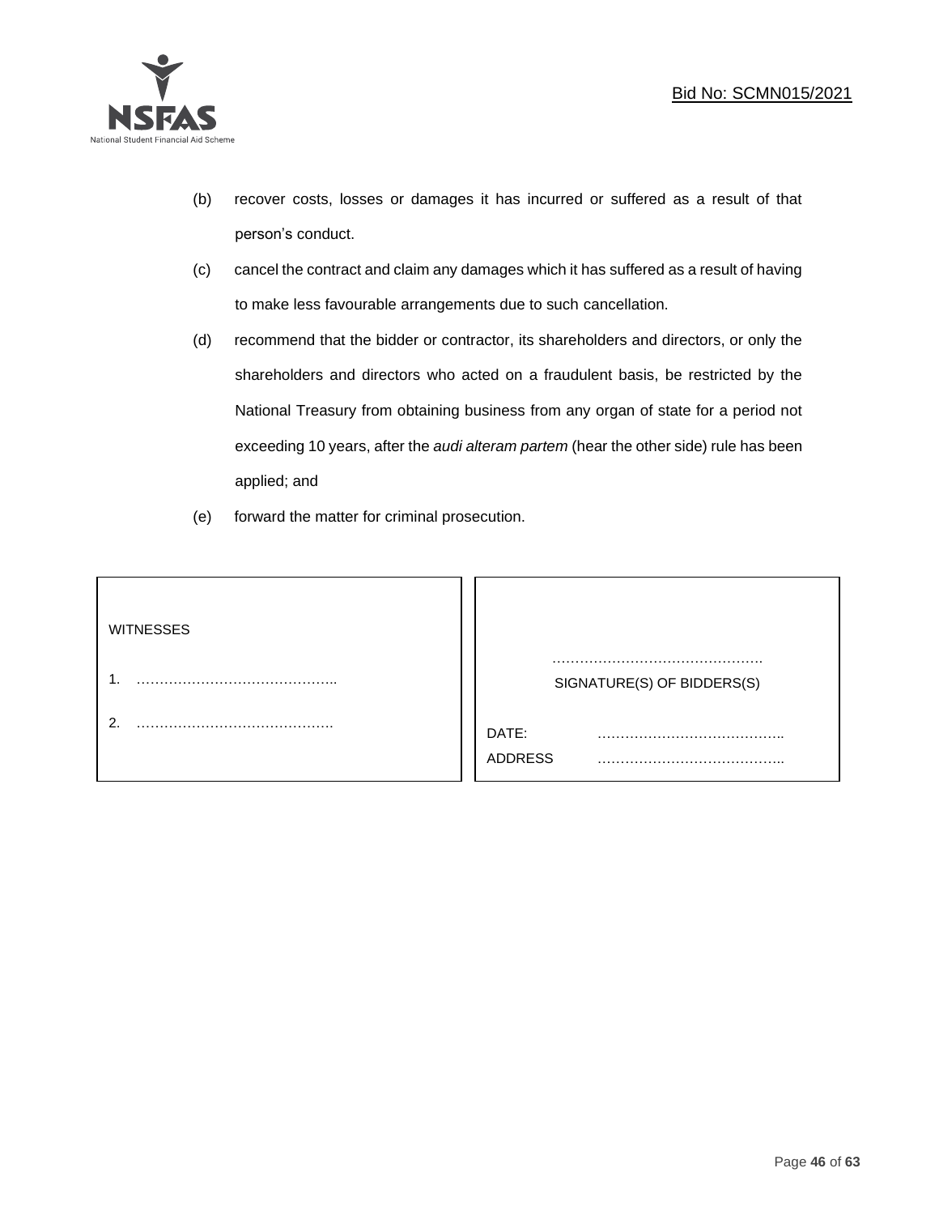(b) recover costs, losses or damages it has incurred or suffered as a result of that person's conduct.

(c) cancel the contract and claim any damages which it has suffered as a result of having to make less favourable arrangements due to such cancellation.

(d) recommend that the bidder or contractor, its shareholders and directors, or only the shareholders and directors who acted on a fraudulent basis, be restricted by the National Treasury from obtaining business from any organ of state for a period not exceeding 10 years, after the *audi alteram partem* (hear the other side) rule has been applied; and

(e) forward the matter for criminal prosecution.

| WITNESSES | |
|---|---|
| 1. …………………………………….. | ………………………………………. SIGNATURE(S) OF BIDDERS(S) |
| 2. ……………………………………. | DATE: ………………………………….. |
| | ADDRESS ………………………………….. |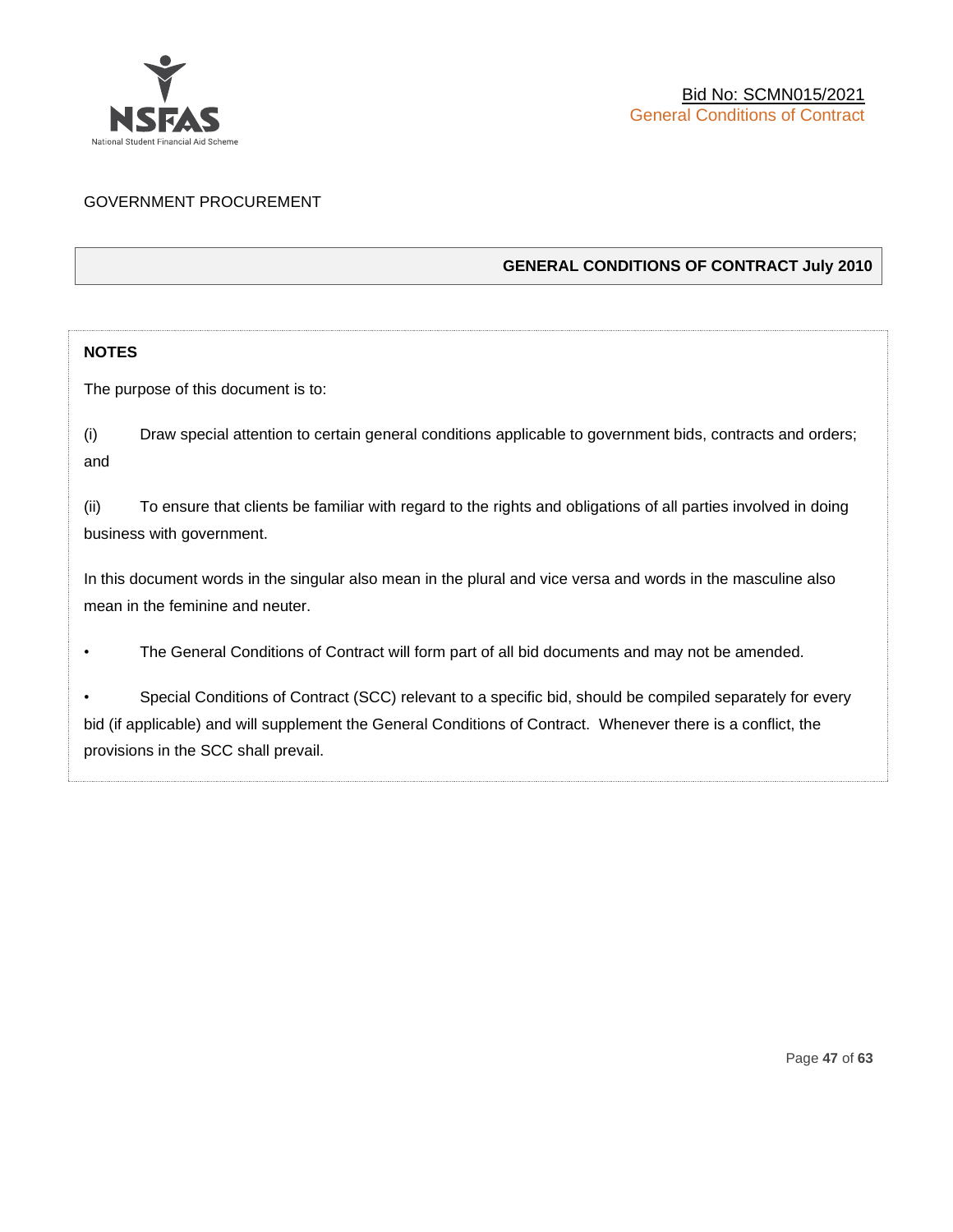GOVERNMENT PROCUREMENT

## GENERAL CONDITIONS OF CONTRACT July 2010

**NOTES**

The purpose of this document is to:

(i) Draw special attention to certain general conditions applicable to government bids, contracts and orders; and

(ii) To ensure that clients be familiar with regard to the rights and obligations of all parties involved in doing business with government.

In this document words in the singular also mean in the plural and vice versa and words in the masculine also mean in the feminine and neuter.

- The General Conditions of Contract will form part of all bid documents and may not be amended.

- Special Conditions of Contract (SCC) relevant to a specific bid, should be compiled separately for every bid (if applicable) and will supplement the General Conditions of Contract. Whenever there is a conflict, the provisions in the SCC shall prevail.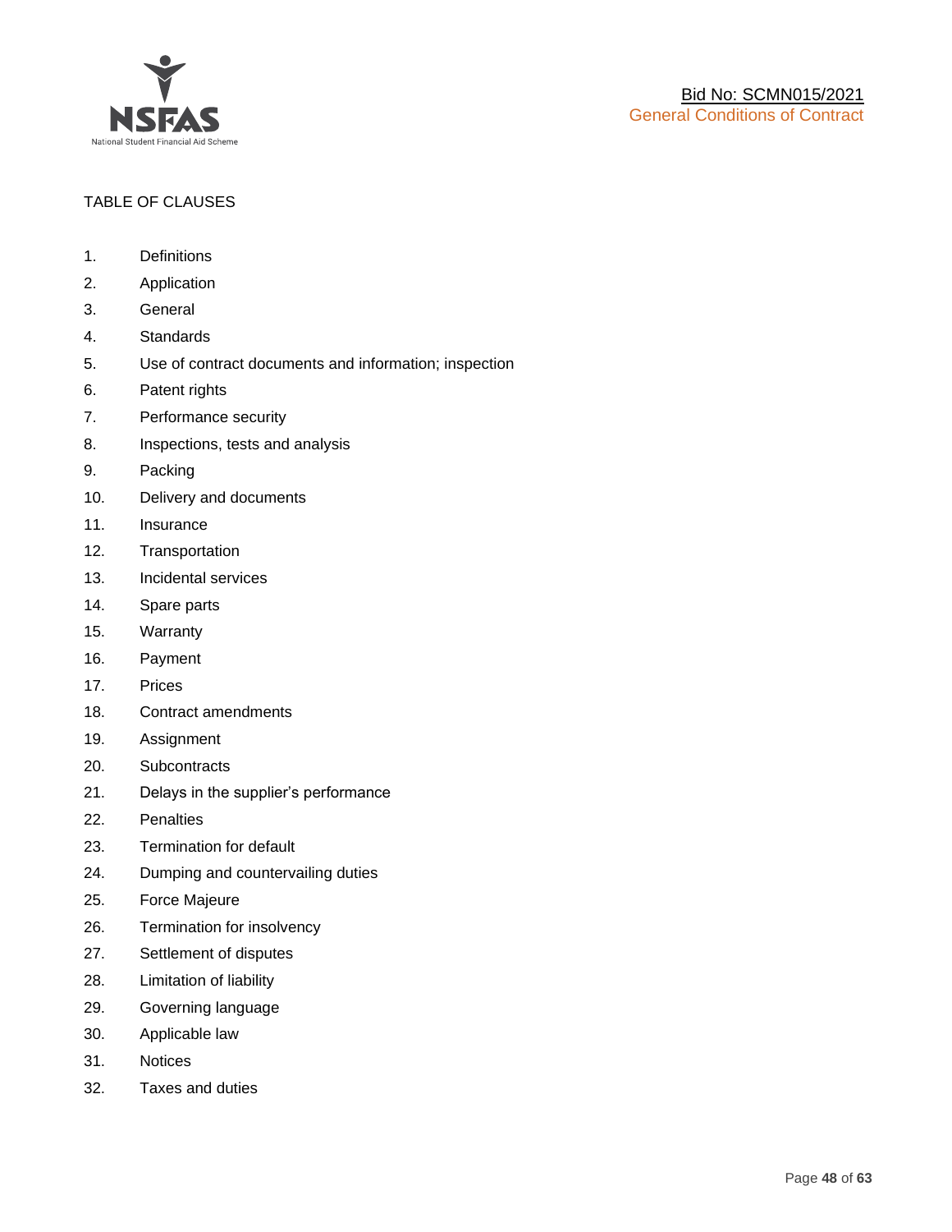TABLE OF CLAUSES

1. Definitions
2. Application
3. General
4. Standards
5. Use of contract documents and information; inspection
6. Patent rights
7. Performance security
8. Inspections, tests and analysis
9. Packing
10. Delivery and documents
11. Insurance
12. Transportation
13. Incidental services
14. Spare parts
15. Warranty
16. Payment
17. Prices
18. Contract amendments
19. Assignment
20. Subcontracts
21. Delays in the supplier's performance
22. Penalties
23. Termination for default
24. Dumping and countervailing duties
25. Force Majeure
26. Termination for insolvency
27. Settlement of disputes
28. Limitation of liability
29. Governing language
30. Applicable law
31. Notices
32. Taxes and duties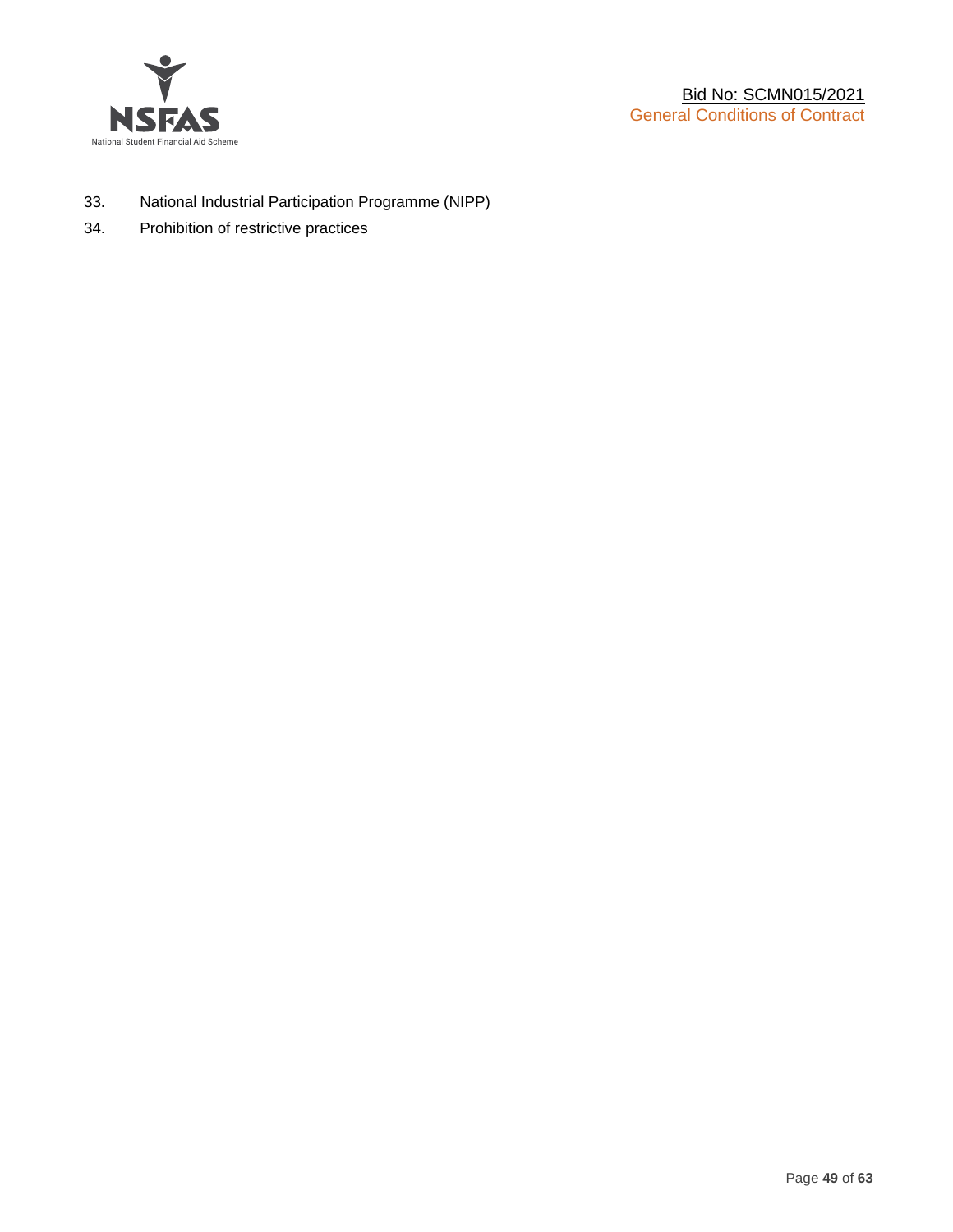33. National Industrial Participation Programme (NIPP)
34. Prohibition of restrictive practices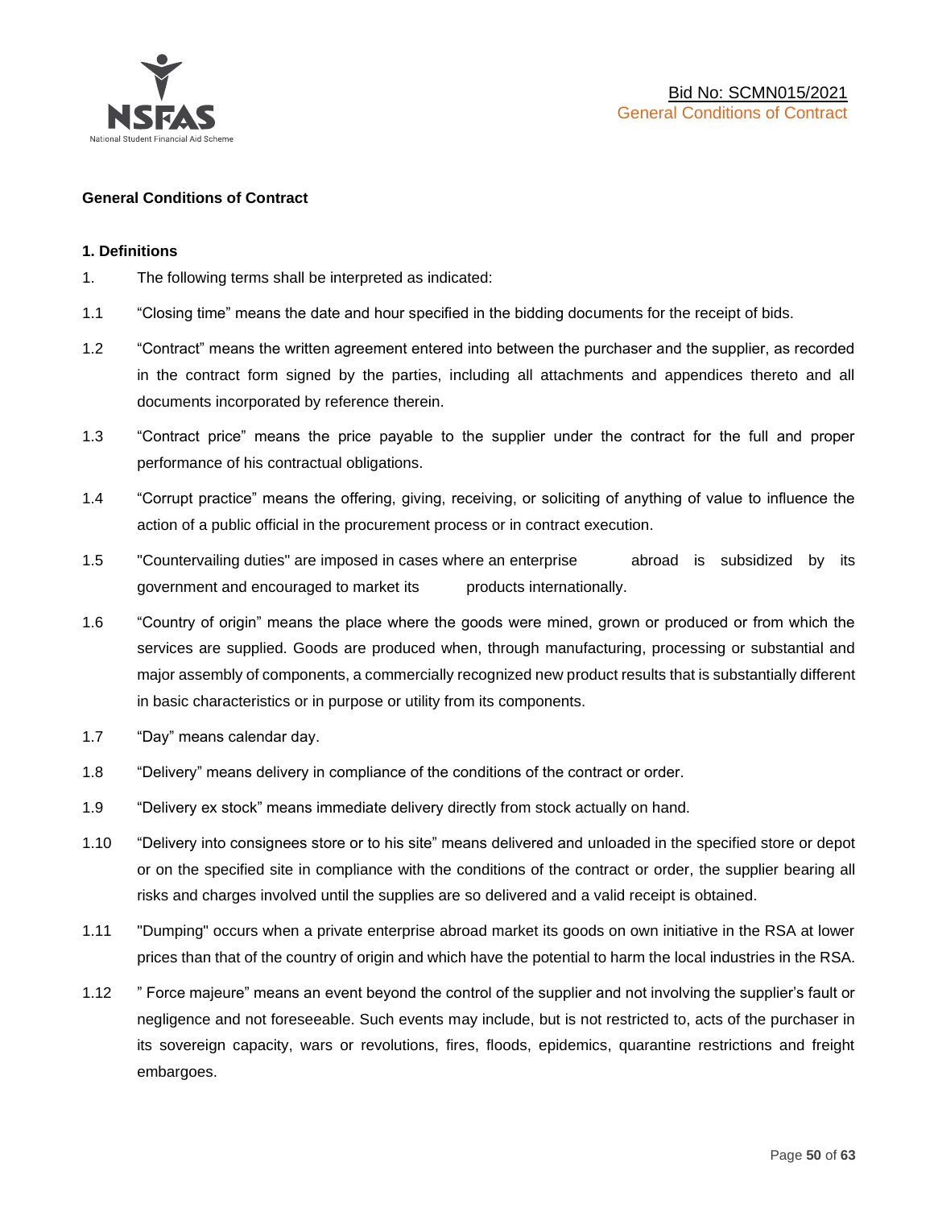## General Conditions of Contract

### 1. Definitions

1. The following terms shall be interpreted as indicated:

1.1 “Closing time” means the date and hour specified in the bidding documents for the receipt of bids.

1.2 “Contract” means the written agreement entered into between the purchaser and the supplier, as recorded in the contract form signed by the parties, including all attachments and appendices thereto and all documents incorporated by reference therein.

1.3 “Contract price” means the price payable to the supplier under the contract for the full and proper performance of his contractual obligations.

1.4 “Corrupt practice” means the offering, giving, receiving, or soliciting of anything of value to influence the action of a public official in the procurement process or in contract execution.

1.5 "Countervailing duties" are imposed in cases where an enterprise abroad is subsidized by its government and encouraged to market its products internationally.

1.6 “Country of origin” means the place where the goods were mined, grown or produced or from which the services are supplied. Goods are produced when, through manufacturing, processing or substantial and major assembly of components, a commercially recognized new product results that is substantially different in basic characteristics or in purpose or utility from its components.

1.7 “Day” means calendar day.

1.8 “Delivery” means delivery in compliance of the conditions of the contract or order.

1.9 “Delivery ex stock” means immediate delivery directly from stock actually on hand.

1.10 “Delivery into consignees store or to his site” means delivered and unloaded in the specified store or depot or on the specified site in compliance with the conditions of the contract or order, the supplier bearing all risks and charges involved until the supplies are so delivered and a valid receipt is obtained.

1.11 "Dumping" occurs when a private enterprise abroad market its goods on own initiative in the RSA at lower prices than that of the country of origin and which have the potential to harm the local industries in the RSA.

1.12 ” Force majeure” means an event beyond the control of the supplier and not involving the supplier’s fault or negligence and not foreseeable. Such events may include, but is not restricted to, acts of the purchaser in its sovereign capacity, wars or revolutions, fires, floods, epidemics, quarantine restrictions and freight embargoes.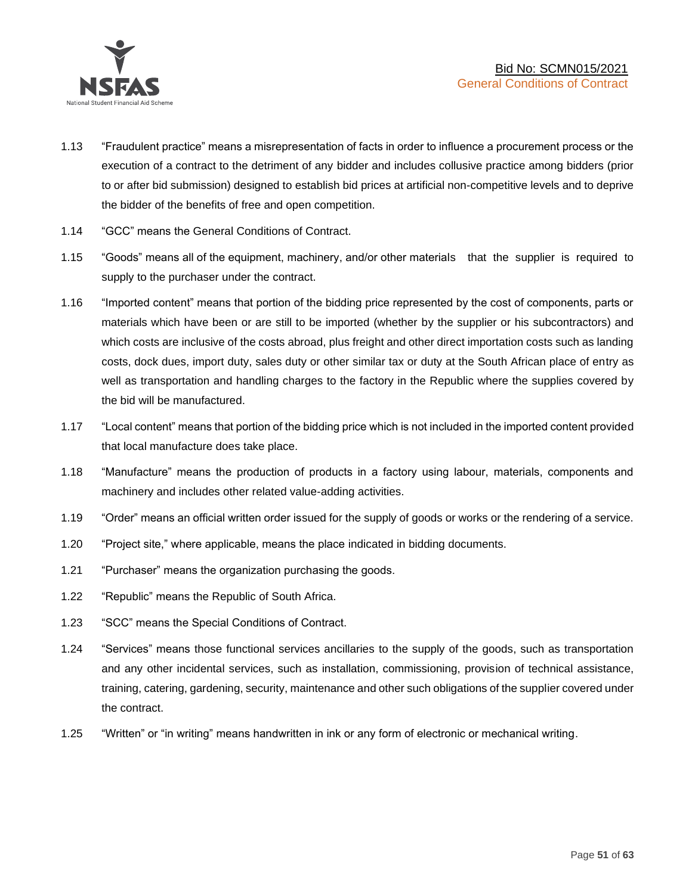1.13 "Fraudulent practice" means a misrepresentation of facts in order to influence a procurement process or the execution of a contract to the detriment of any bidder and includes collusive practice among bidders (prior to or after bid submission) designed to establish bid prices at artificial non-competitive levels and to deprive the bidder of the benefits of free and open competition.

1.14 "GCC" means the General Conditions of Contract.

1.15 "Goods" means all of the equipment, machinery, and/or other materials that the supplier is required to supply to the purchaser under the contract.

1.16 "Imported content" means that portion of the bidding price represented by the cost of components, parts or materials which have been or are still to be imported (whether by the supplier or his subcontractors) and which costs are inclusive of the costs abroad, plus freight and other direct importation costs such as landing costs, dock dues, import duty, sales duty or other similar tax or duty at the South African place of entry as well as transportation and handling charges to the factory in the Republic where the supplies covered by the bid will be manufactured.

1.17 "Local content" means that portion of the bidding price which is not included in the imported content provided that local manufacture does take place.

1.18 "Manufacture" means the production of products in a factory using labour, materials, components and machinery and includes other related value-adding activities.

1.19 "Order" means an official written order issued for the supply of goods or works or the rendering of a service.

1.20 "Project site," where applicable, means the place indicated in bidding documents.

1.21 "Purchaser" means the organization purchasing the goods.

1.22 "Republic" means the Republic of South Africa.

1.23 "SCC" means the Special Conditions of Contract.

1.24 "Services" means those functional services ancillaries to the supply of the goods, such as transportation and any other incidental services, such as installation, commissioning, provision of technical assistance, training, catering, gardening, security, maintenance and other such obligations of the supplier covered under the contract.

1.25 "Written" or "in writing" means handwritten in ink or any form of electronic or mechanical writing.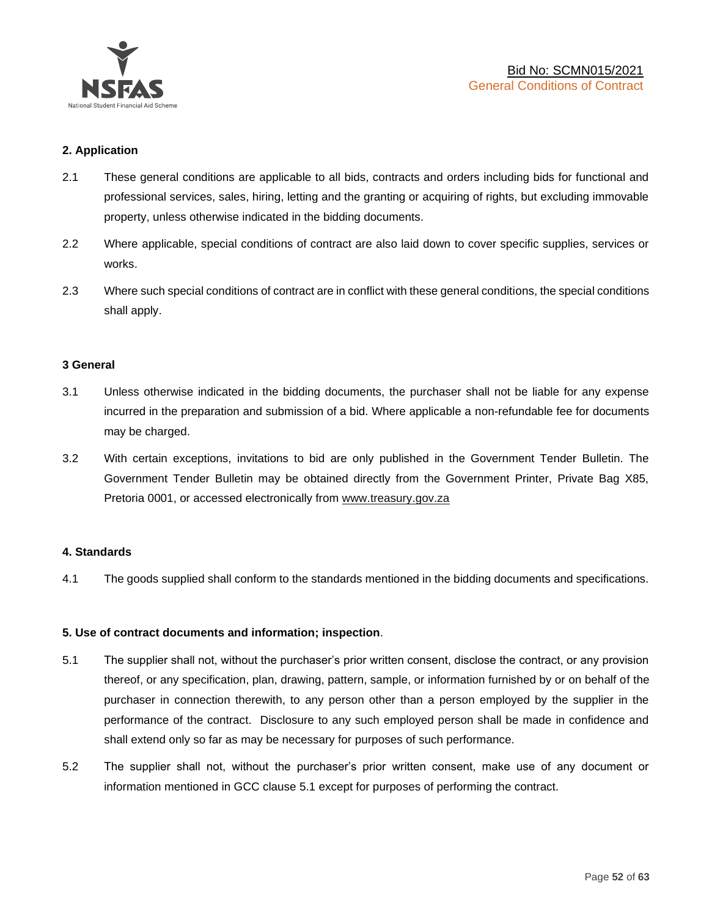**2. Application**

2.1 These general conditions are applicable to all bids, contracts and orders including bids for functional and professional services, sales, hiring, letting and the granting or acquiring of rights, but excluding immovable property, unless otherwise indicated in the bidding documents.

2.2 Where applicable, special conditions of contract are also laid down to cover specific supplies, services or works.

2.3 Where such special conditions of contract are in conflict with these general conditions, the special conditions shall apply.

**3 General**

3.1 Unless otherwise indicated in the bidding documents, the purchaser shall not be liable for any expense incurred in the preparation and submission of a bid. Where applicable a non-refundable fee for documents may be charged.

3.2 With certain exceptions, invitations to bid are only published in the Government Tender Bulletin. The Government Tender Bulletin may be obtained directly from the Government Printer, Private Bag X85, Pretoria 0001, or accessed electronically from www.treasury.gov.za

**4. Standards**

4.1 The goods supplied shall conform to the standards mentioned in the bidding documents and specifications.

**5. Use of contract documents and information; inspection**.

5.1 The supplier shall not, without the purchaser's prior written consent, disclose the contract, or any provision thereof, or any specification, plan, drawing, pattern, sample, or information furnished by or on behalf of the purchaser in connection therewith, to any person other than a person employed by the supplier in the performance of the contract. Disclosure to any such employed person shall be made in confidence and shall extend only so far as may be necessary for purposes of such performance.

5.2 The supplier shall not, without the purchaser's prior written consent, make use of any document or information mentioned in GCC clause 5.1 except for purposes of performing the contract.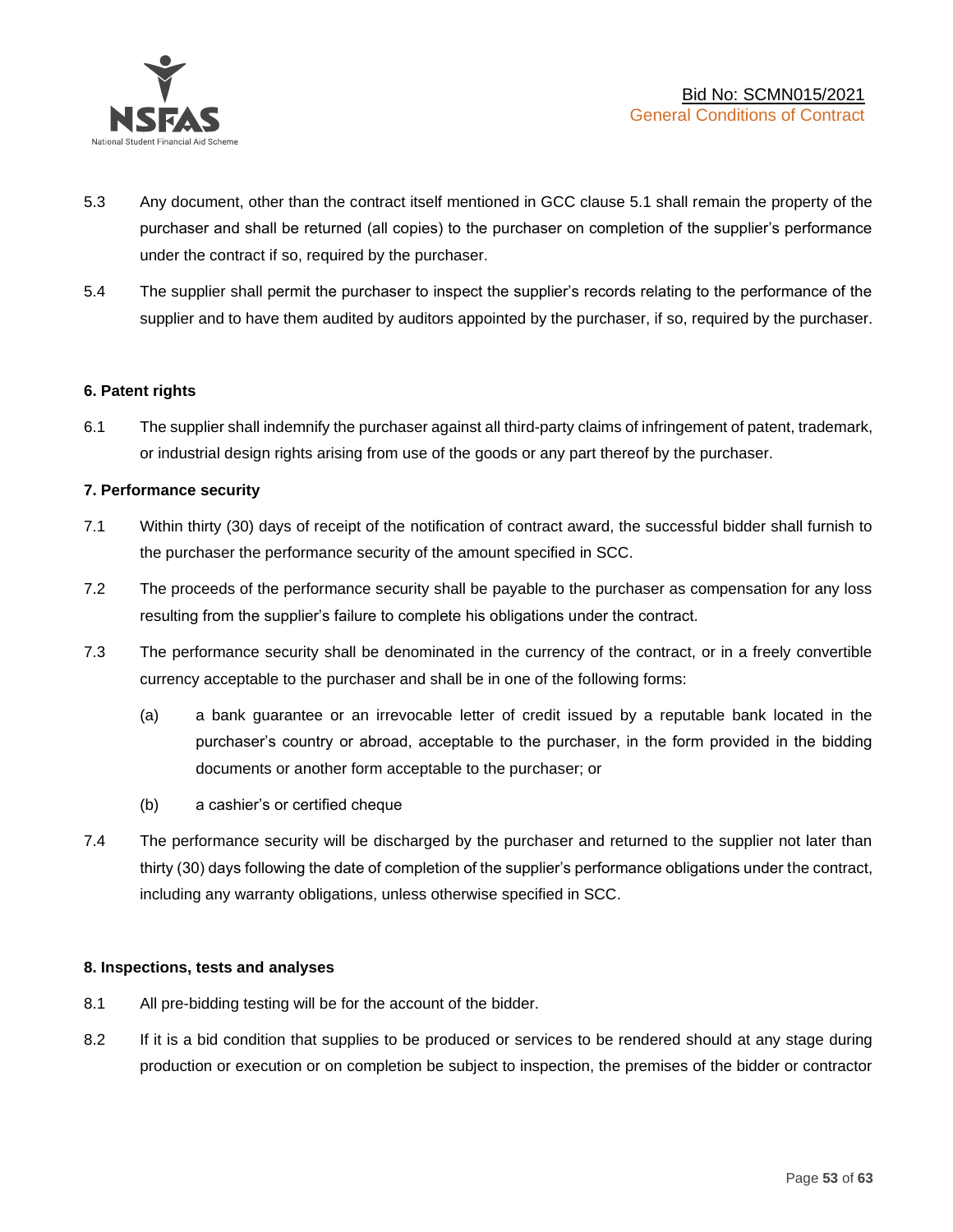5.3 Any document, other than the contract itself mentioned in GCC clause 5.1 shall remain the property of the purchaser and shall be returned (all copies) to the purchaser on completion of the supplier's performance under the contract if so, required by the purchaser.

5.4 The supplier shall permit the purchaser to inspect the supplier's records relating to the performance of the supplier and to have them audited by auditors appointed by the purchaser, if so, required by the purchaser.

**6. Patent rights**

6.1 The supplier shall indemnify the purchaser against all third-party claims of infringement of patent, trademark, or industrial design rights arising from use of the goods or any part thereof by the purchaser.

**7. Performance security**

7.1 Within thirty (30) days of receipt of the notification of contract award, the successful bidder shall furnish to the purchaser the performance security of the amount specified in SCC.

7.2 The proceeds of the performance security shall be payable to the purchaser as compensation for any loss resulting from the supplier's failure to complete his obligations under the contract.

7.3 The performance security shall be denominated in the currency of the contract, or in a freely convertible currency acceptable to the purchaser and shall be in one of the following forms:

(a) a bank guarantee or an irrevocable letter of credit issued by a reputable bank located in the purchaser's country or abroad, acceptable to the purchaser, in the form provided in the bidding documents or another form acceptable to the purchaser; or

(b) a cashier's or certified cheque

7.4 The performance security will be discharged by the purchaser and returned to the supplier not later than thirty (30) days following the date of completion of the supplier's performance obligations under the contract, including any warranty obligations, unless otherwise specified in SCC.

**8. Inspections, tests and analyses**

8.1 All pre-bidding testing will be for the account of the bidder.

8.2 If it is a bid condition that supplies to be produced or services to be rendered should at any stage during production or execution or on completion be subject to inspection, the premises of the bidder or contractor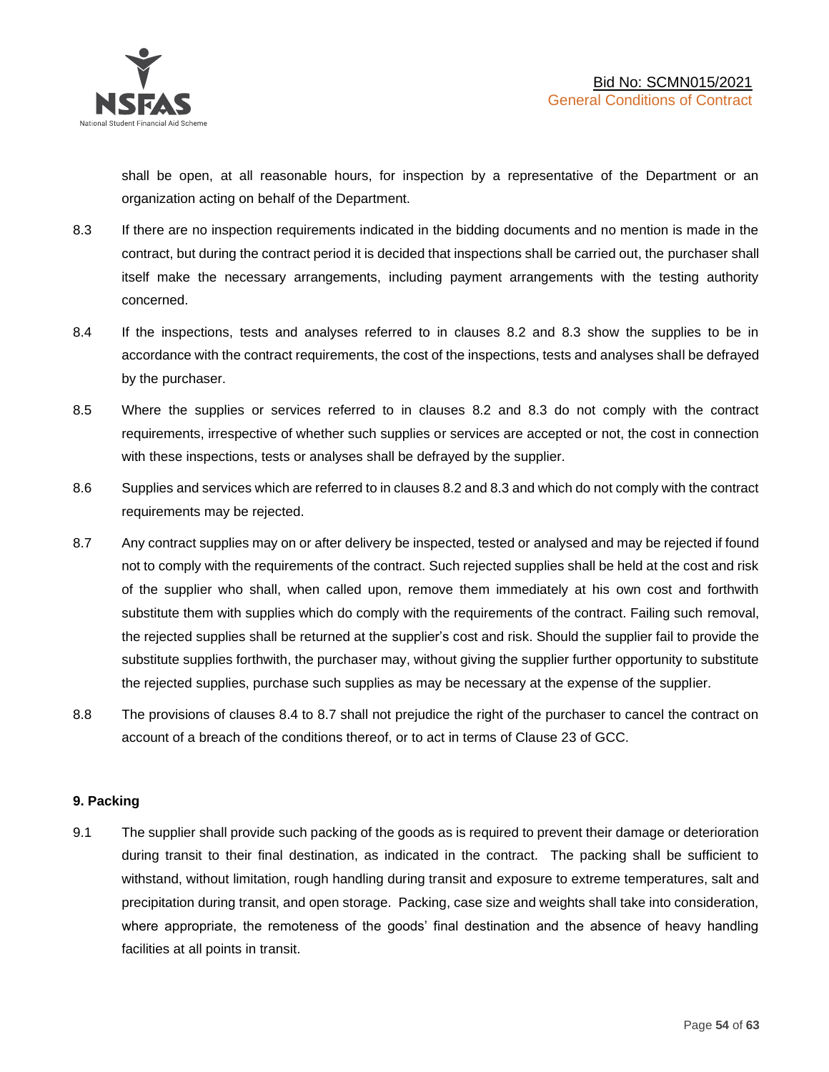shall be open, at all reasonable hours, for inspection by a representative of the Department or an organization acting on behalf of the Department.

8.3 If there are no inspection requirements indicated in the bidding documents and no mention is made in the contract, but during the contract period it is decided that inspections shall be carried out, the purchaser shall itself make the necessary arrangements, including payment arrangements with the testing authority concerned.

8.4 If the inspections, tests and analyses referred to in clauses 8.2 and 8.3 show the supplies to be in accordance with the contract requirements, the cost of the inspections, tests and analyses shall be defrayed by the purchaser.

8.5 Where the supplies or services referred to in clauses 8.2 and 8.3 do not comply with the contract requirements, irrespective of whether such supplies or services are accepted or not, the cost in connection with these inspections, tests or analyses shall be defrayed by the supplier.

8.6 Supplies and services which are referred to in clauses 8.2 and 8.3 and which do not comply with the contract requirements may be rejected.

8.7 Any contract supplies may on or after delivery be inspected, tested or analysed and may be rejected if found not to comply with the requirements of the contract. Such rejected supplies shall be held at the cost and risk of the supplier who shall, when called upon, remove them immediately at his own cost and forthwith substitute them with supplies which do comply with the requirements of the contract. Failing such removal, the rejected supplies shall be returned at the supplier's cost and risk. Should the supplier fail to provide the substitute supplies forthwith, the purchaser may, without giving the supplier further opportunity to substitute the rejected supplies, purchase such supplies as may be necessary at the expense of the supplier.

8.8 The provisions of clauses 8.4 to 8.7 shall not prejudice the right of the purchaser to cancel the contract on account of a breach of the conditions thereof, or to act in terms of Clause 23 of GCC.

**9. Packing**

9.1 The supplier shall provide such packing of the goods as is required to prevent their damage or deterioration during transit to their final destination, as indicated in the contract. The packing shall be sufficient to withstand, without limitation, rough handling during transit and exposure to extreme temperatures, salt and precipitation during transit, and open storage. Packing, case size and weights shall take into consideration, where appropriate, the remoteness of the goods' final destination and the absence of heavy handling facilities at all points in transit.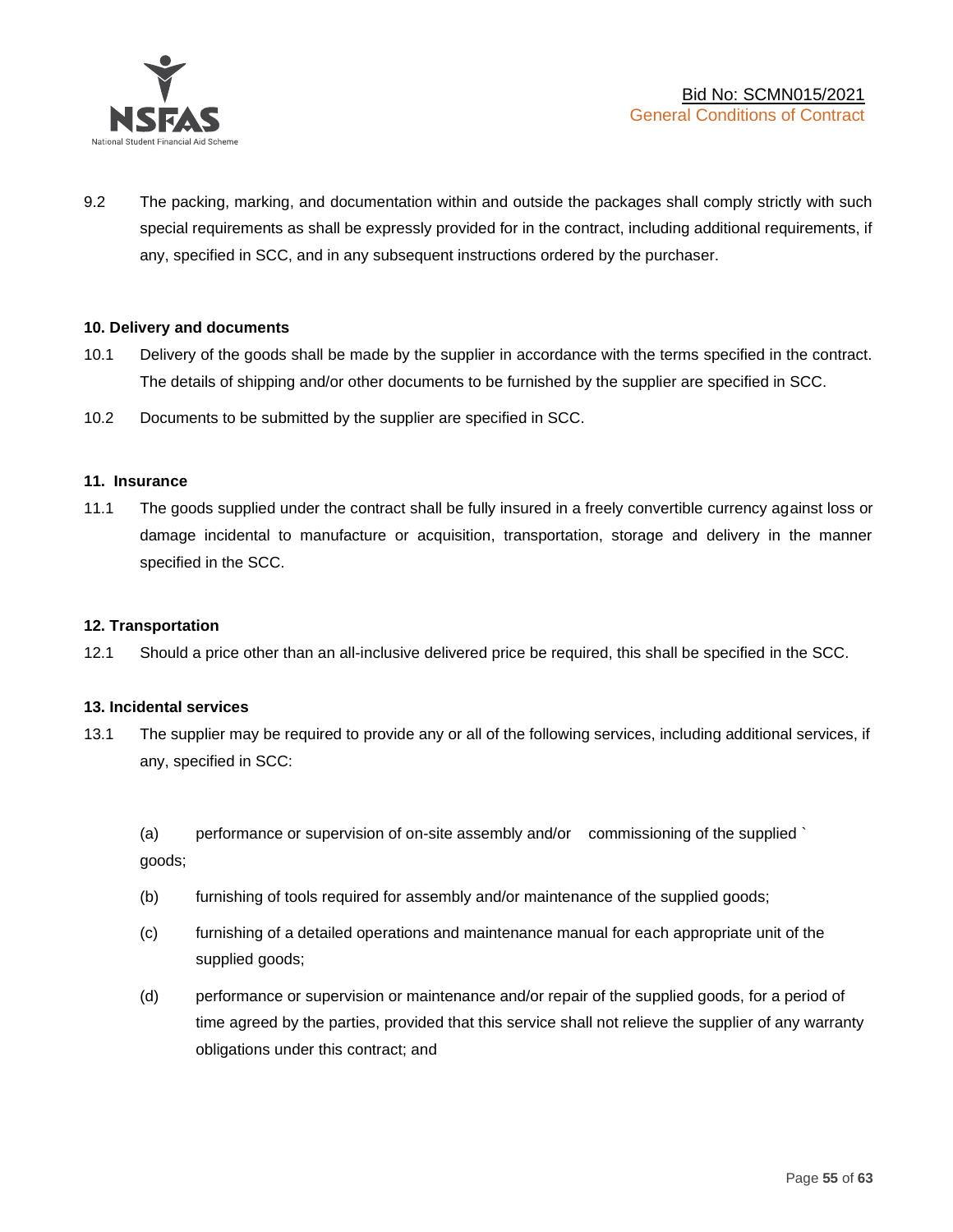9.2 The packing, marking, and documentation within and outside the packages shall comply strictly with such special requirements as shall be expressly provided for in the contract, including additional requirements, if any, specified in SCC, and in any subsequent instructions ordered by the purchaser.

**10. Delivery and documents**

10.1 Delivery of the goods shall be made by the supplier in accordance with the terms specified in the contract. The details of shipping and/or other documents to be furnished by the supplier are specified in SCC.

10.2 Documents to be submitted by the supplier are specified in SCC.

**11. Insurance**

11.1 The goods supplied under the contract shall be fully insured in a freely convertible currency against loss or damage incidental to manufacture or acquisition, transportation, storage and delivery in the manner specified in the SCC.

**12. Transportation**

12.1 Should a price other than an all-inclusive delivered price be required, this shall be specified in the SCC.

**13. Incidental services**

13.1 The supplier may be required to provide any or all of the following services, including additional services, if any, specified in SCC:

(a) performance or supervision of on-site assembly and/or commissioning of the supplied ` goods;

(b) furnishing of tools required for assembly and/or maintenance of the supplied goods;

(c) furnishing of a detailed operations and maintenance manual for each appropriate unit of the supplied goods;

(d) performance or supervision or maintenance and/or repair of the supplied goods, for a period of time agreed by the parties, provided that this service shall not relieve the supplier of any warranty obligations under this contract; and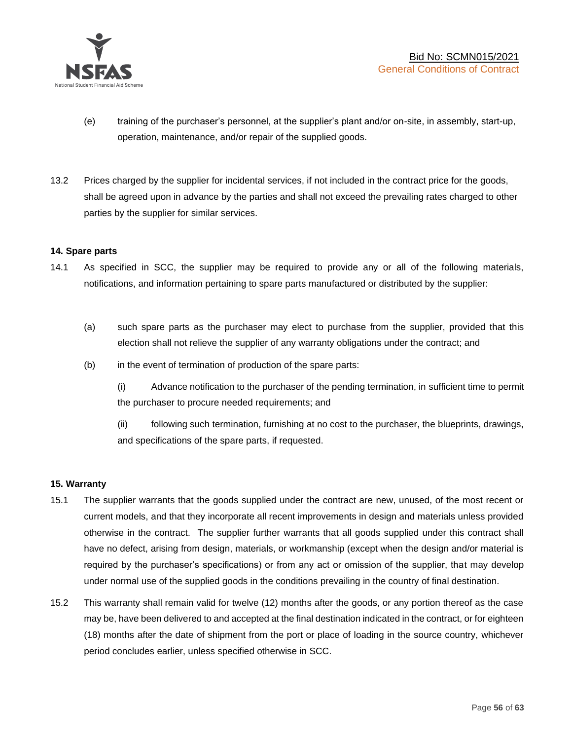(e) training of the purchaser's personnel, at the supplier's plant and/or on-site, in assembly, start-up, operation, maintenance, and/or repair of the supplied goods.

13.2 Prices charged by the supplier for incidental services, if not included in the contract price for the goods, shall be agreed upon in advance by the parties and shall not exceed the prevailing rates charged to other parties by the supplier for similar services.

**14. Spare parts**

14.1 As specified in SCC, the supplier may be required to provide any or all of the following materials, notifications, and information pertaining to spare parts manufactured or distributed by the supplier:

(a) such spare parts as the purchaser may elect to purchase from the supplier, provided that this election shall not relieve the supplier of any warranty obligations under the contract; and

(b) in the event of termination of production of the spare parts:

(i) Advance notification to the purchaser of the pending termination, in sufficient time to permit the purchaser to procure needed requirements; and

(ii) following such termination, furnishing at no cost to the purchaser, the blueprints, drawings, and specifications of the spare parts, if requested.

**15. Warranty**

15.1 The supplier warrants that the goods supplied under the contract are new, unused, of the most recent or current models, and that they incorporate all recent improvements in design and materials unless provided otherwise in the contract. The supplier further warrants that all goods supplied under this contract shall have no defect, arising from design, materials, or workmanship (except when the design and/or material is required by the purchaser's specifications) or from any act or omission of the supplier, that may develop under normal use of the supplied goods in the conditions prevailing in the country of final destination.

15.2 This warranty shall remain valid for twelve (12) months after the goods, or any portion thereof as the case may be, have been delivered to and accepted at the final destination indicated in the contract, or for eighteen (18) months after the date of shipment from the port or place of loading in the source country, whichever period concludes earlier, unless specified otherwise in SCC.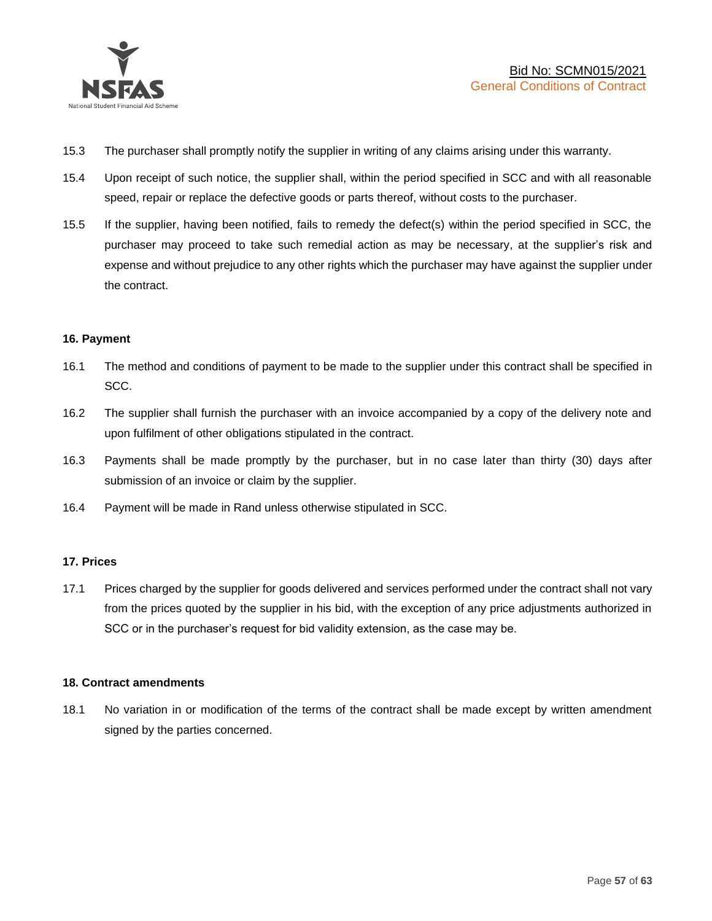15.3 The purchaser shall promptly notify the supplier in writing of any claims arising under this warranty.

15.4 Upon receipt of such notice, the supplier shall, within the period specified in SCC and with all reasonable speed, repair or replace the defective goods or parts thereof, without costs to the purchaser.

15.5 If the supplier, having been notified, fails to remedy the defect(s) within the period specified in SCC, the purchaser may proceed to take such remedial action as may be necessary, at the supplier's risk and expense and without prejudice to any other rights which the purchaser may have against the supplier under the contract.

**16. Payment**

16.1 The method and conditions of payment to be made to the supplier under this contract shall be specified in SCC.

16.2 The supplier shall furnish the purchaser with an invoice accompanied by a copy of the delivery note and upon fulfilment of other obligations stipulated in the contract.

16.3 Payments shall be made promptly by the purchaser, but in no case later than thirty (30) days after submission of an invoice or claim by the supplier.

16.4 Payment will be made in Rand unless otherwise stipulated in SCC.

**17. Prices**

17.1 Prices charged by the supplier for goods delivered and services performed under the contract shall not vary from the prices quoted by the supplier in his bid, with the exception of any price adjustments authorized in SCC or in the purchaser's request for bid validity extension, as the case may be.

**18. Contract amendments**

18.1 No variation in or modification of the terms of the contract shall be made except by written amendment signed by the parties concerned.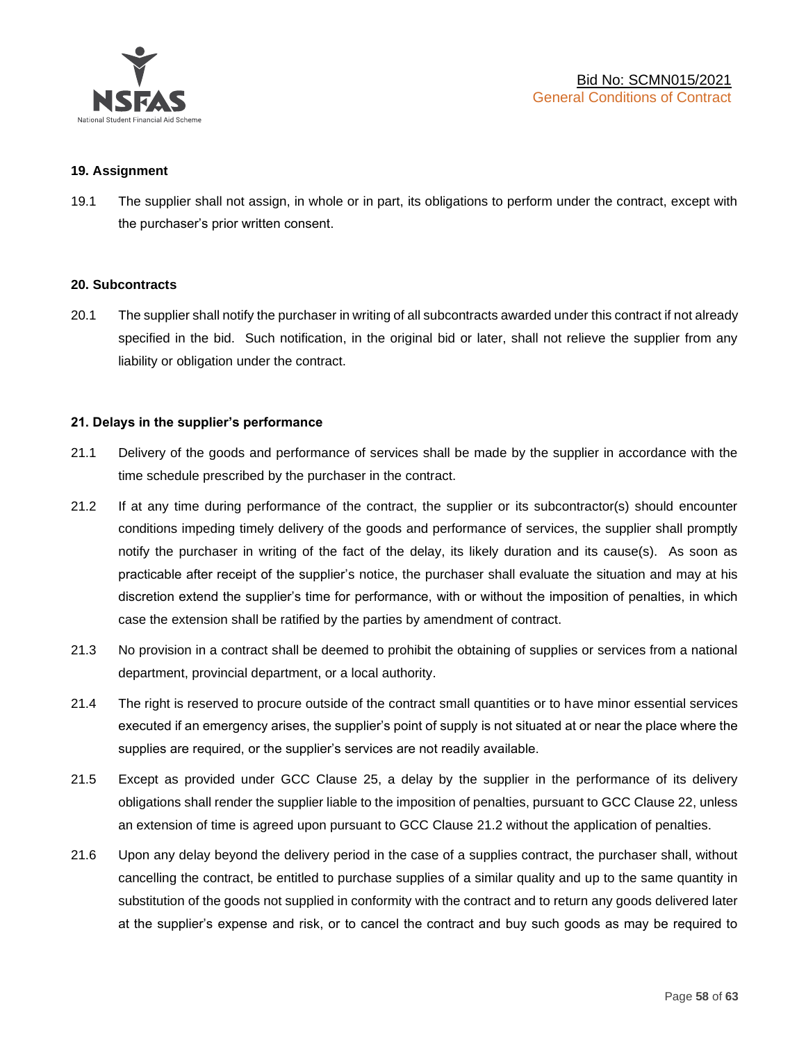## 19. Assignment

19.1 The supplier shall not assign, in whole or in part, its obligations to perform under the contract, except with the purchaser's prior written consent.

## 20. Subcontracts

20.1 The supplier shall notify the purchaser in writing of all subcontracts awarded under this contract if not already specified in the bid. Such notification, in the original bid or later, shall not relieve the supplier from any liability or obligation under the contract.

## 21. Delays in the supplier's performance

21.1 Delivery of the goods and performance of services shall be made by the supplier in accordance with the time schedule prescribed by the purchaser in the contract.

21.2 If at any time during performance of the contract, the supplier or its subcontractor(s) should encounter conditions impeding timely delivery of the goods and performance of services, the supplier shall promptly notify the purchaser in writing of the fact of the delay, its likely duration and its cause(s). As soon as practicable after receipt of the supplier's notice, the purchaser shall evaluate the situation and may at his discretion extend the supplier's time for performance, with or without the imposition of penalties, in which case the extension shall be ratified by the parties by amendment of contract.

21.3 No provision in a contract shall be deemed to prohibit the obtaining of supplies or services from a national department, provincial department, or a local authority.

21.4 The right is reserved to procure outside of the contract small quantities or to have minor essential services executed if an emergency arises, the supplier's point of supply is not situated at or near the place where the supplies are required, or the supplier's services are not readily available.

21.5 Except as provided under GCC Clause 25, a delay by the supplier in the performance of its delivery obligations shall render the supplier liable to the imposition of penalties, pursuant to GCC Clause 22, unless an extension of time is agreed upon pursuant to GCC Clause 21.2 without the application of penalties.

21.6 Upon any delay beyond the delivery period in the case of a supplies contract, the purchaser shall, without cancelling the contract, be entitled to purchase supplies of a similar quality and up to the same quantity in substitution of the goods not supplied in conformity with the contract and to return any goods delivered later at the supplier's expense and risk, or to cancel the contract and buy such goods as may be required to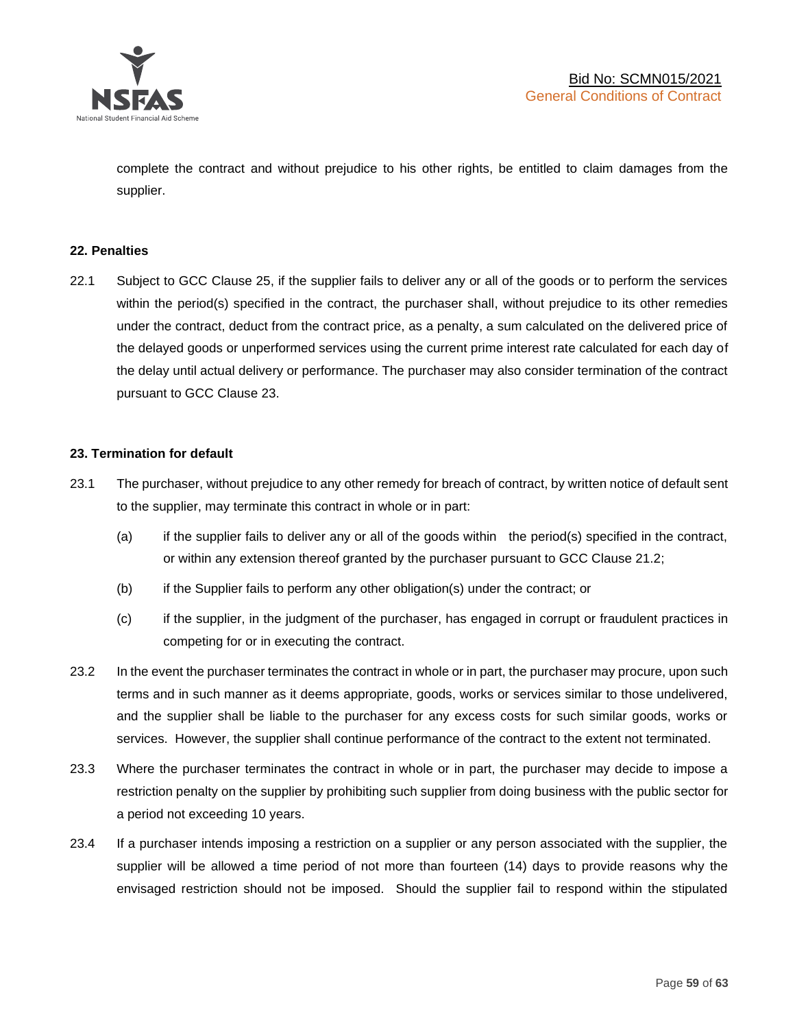complete the contract and without prejudice to his other rights, be entitled to claim damages from the supplier.

**22. Penalties**

22.1 Subject to GCC Clause 25, if the supplier fails to deliver any or all of the goods or to perform the services within the period(s) specified in the contract, the purchaser shall, without prejudice to its other remedies under the contract, deduct from the contract price, as a penalty, a sum calculated on the delivered price of the delayed goods or unperformed services using the current prime interest rate calculated for each day of the delay until actual delivery or performance. The purchaser may also consider termination of the contract pursuant to GCC Clause 23.

**23. Termination for default**

23.1 The purchaser, without prejudice to any other remedy for breach of contract, by written notice of default sent to the supplier, may terminate this contract in whole or in part:

(a) if the supplier fails to deliver any or all of the goods within the period(s) specified in the contract, or within any extension thereof granted by the purchaser pursuant to GCC Clause 21.2;

(b) if the Supplier fails to perform any other obligation(s) under the contract; or

(c) if the supplier, in the judgment of the purchaser, has engaged in corrupt or fraudulent practices in competing for or in executing the contract.

23.2 In the event the purchaser terminates the contract in whole or in part, the purchaser may procure, upon such terms and in such manner as it deems appropriate, goods, works or services similar to those undelivered, and the supplier shall be liable to the purchaser for any excess costs for such similar goods, works or services. However, the supplier shall continue performance of the contract to the extent not terminated.

23.3 Where the purchaser terminates the contract in whole or in part, the purchaser may decide to impose a restriction penalty on the supplier by prohibiting such supplier from doing business with the public sector for a period not exceeding 10 years.

23.4 If a purchaser intends imposing a restriction on a supplier or any person associated with the supplier, the supplier will be allowed a time period of not more than fourteen (14) days to provide reasons why the envisaged restriction should not be imposed. Should the supplier fail to respond within the stipulated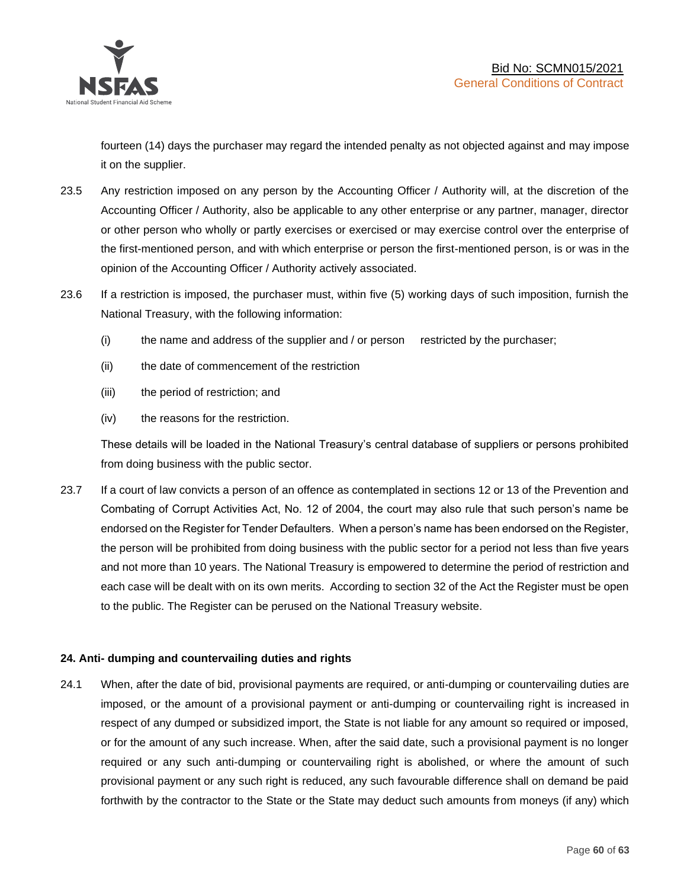fourteen (14) days the purchaser may regard the intended penalty as not objected against and may impose it on the supplier.

23.5 Any restriction imposed on any person by the Accounting Officer / Authority will, at the discretion of the Accounting Officer / Authority, also be applicable to any other enterprise or any partner, manager, director or other person who wholly or partly exercises or exercised or may exercise control over the enterprise of the first-mentioned person, and with which enterprise or person the first-mentioned person, is or was in the opinion of the Accounting Officer / Authority actively associated.

23.6 If a restriction is imposed, the purchaser must, within five (5) working days of such imposition, furnish the National Treasury, with the following information:

(i) the name and address of the supplier and / or person restricted by the purchaser;

(ii) the date of commencement of the restriction

(iii) the period of restriction; and

(iv) the reasons for the restriction.

These details will be loaded in the National Treasury's central database of suppliers or persons prohibited from doing business with the public sector.

23.7 If a court of law convicts a person of an offence as contemplated in sections 12 or 13 of the Prevention and Combating of Corrupt Activities Act, No. 12 of 2004, the court may also rule that such person's name be endorsed on the Register for Tender Defaulters. When a person's name has been endorsed on the Register, the person will be prohibited from doing business with the public sector for a period not less than five years and not more than 10 years. The National Treasury is empowered to determine the period of restriction and each case will be dealt with on its own merits. According to section 32 of the Act the Register must be open to the public. The Register can be perused on the National Treasury website.

**24. Anti- dumping and countervailing duties and rights**

24.1 When, after the date of bid, provisional payments are required, or anti-dumping or countervailing duties are imposed, or the amount of a provisional payment or anti-dumping or countervailing right is increased in respect of any dumped or subsidized import, the State is not liable for any amount so required or imposed, or for the amount of any such increase. When, after the said date, such a provisional payment is no longer required or any such anti-dumping or countervailing right is abolished, or where the amount of such provisional payment or any such right is reduced, any such favourable difference shall on demand be paid forthwith by the contractor to the State or the State may deduct such amounts from moneys (if any) which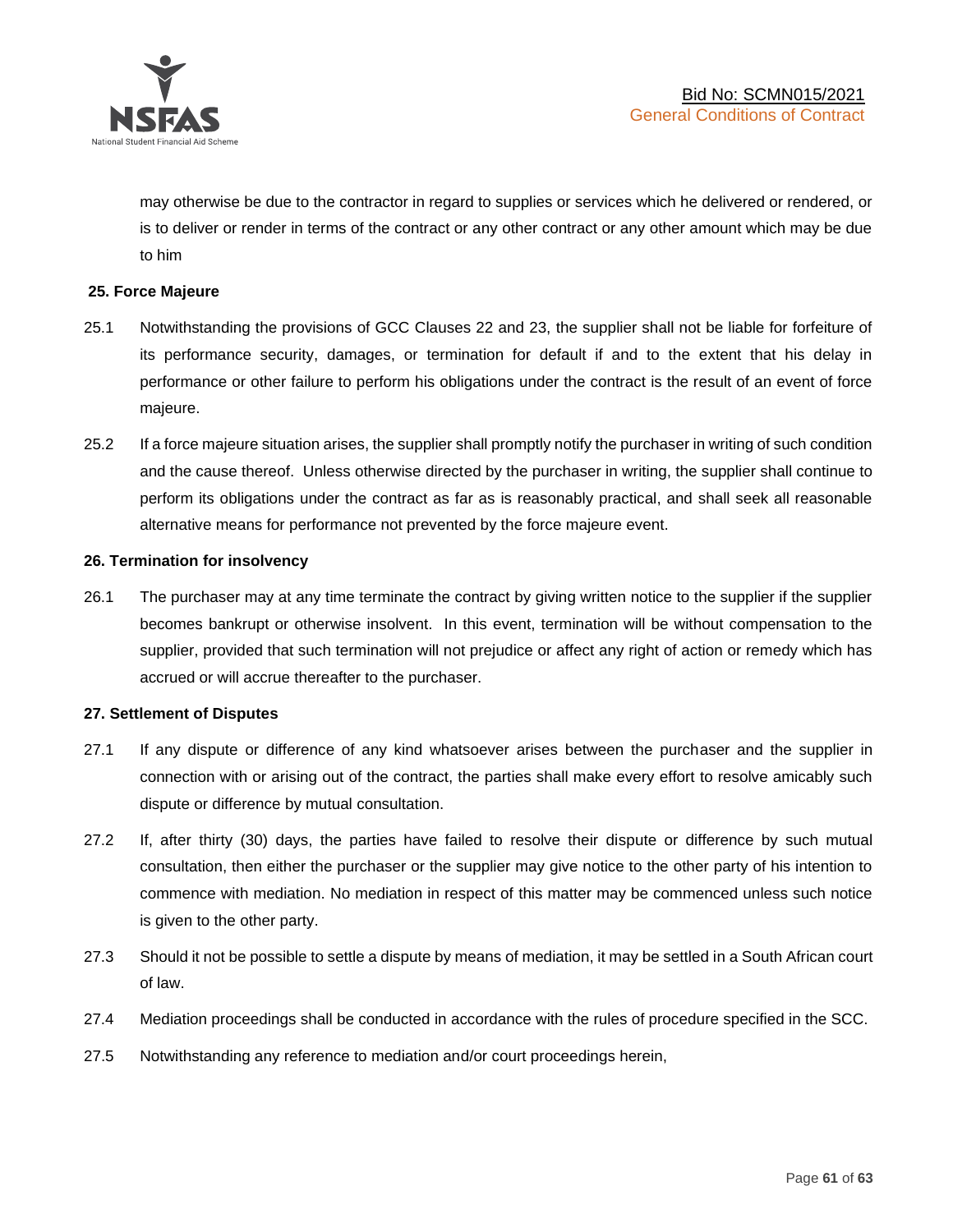may otherwise be due to the contractor in regard to supplies or services which he delivered or rendered, or is to deliver or render in terms of the contract or any other contract or any other amount which may be due to him

**25. Force Majeure**

25.1 Notwithstanding the provisions of GCC Clauses 22 and 23, the supplier shall not be liable for forfeiture of its performance security, damages, or termination for default if and to the extent that his delay in performance or other failure to perform his obligations under the contract is the result of an event of force majeure.

25.2 If a force majeure situation arises, the supplier shall promptly notify the purchaser in writing of such condition and the cause thereof. Unless otherwise directed by the purchaser in writing, the supplier shall continue to perform its obligations under the contract as far as is reasonably practical, and shall seek all reasonable alternative means for performance not prevented by the force majeure event.

**26. Termination for insolvency**

26.1 The purchaser may at any time terminate the contract by giving written notice to the supplier if the supplier becomes bankrupt or otherwise insolvent. In this event, termination will be without compensation to the supplier, provided that such termination will not prejudice or affect any right of action or remedy which has accrued or will accrue thereafter to the purchaser.

**27. Settlement of Disputes**

27.1 If any dispute or difference of any kind whatsoever arises between the purchaser and the supplier in connection with or arising out of the contract, the parties shall make every effort to resolve amicably such dispute or difference by mutual consultation.

27.2 If, after thirty (30) days, the parties have failed to resolve their dispute or difference by such mutual consultation, then either the purchaser or the supplier may give notice to the other party of his intention to commence with mediation. No mediation in respect of this matter may be commenced unless such notice is given to the other party.

27.3 Should it not be possible to settle a dispute by means of mediation, it may be settled in a South African court of law.

27.4 Mediation proceedings shall be conducted in accordance with the rules of procedure specified in the SCC.

27.5 Notwithstanding any reference to mediation and/or court proceedings herein,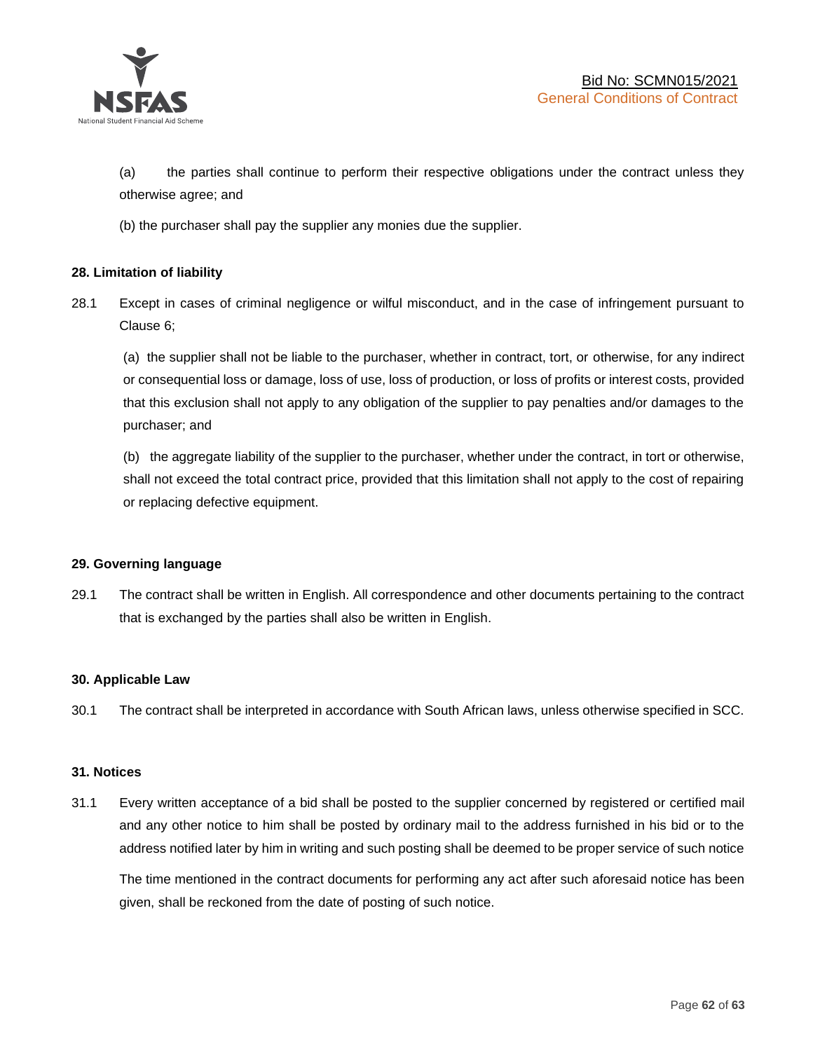(a) the parties shall continue to perform their respective obligations under the contract unless they otherwise agree; and

(b) the purchaser shall pay the supplier any monies due the supplier.

**28. Limitation of liability**

28.1 Except in cases of criminal negligence or wilful misconduct, and in the case of infringement pursuant to Clause 6;

(a) the supplier shall not be liable to the purchaser, whether in contract, tort, or otherwise, for any indirect or consequential loss or damage, loss of use, loss of production, or loss of profits or interest costs, provided that this exclusion shall not apply to any obligation of the supplier to pay penalties and/or damages to the purchaser; and

(b) the aggregate liability of the supplier to the purchaser, whether under the contract, in tort or otherwise, shall not exceed the total contract price, provided that this limitation shall not apply to the cost of repairing or replacing defective equipment.

**29. Governing language**

29.1 The contract shall be written in English. All correspondence and other documents pertaining to the contract that is exchanged by the parties shall also be written in English.

**30. Applicable Law**

30.1 The contract shall be interpreted in accordance with South African laws, unless otherwise specified in SCC.

**31. Notices**

31.1 Every written acceptance of a bid shall be posted to the supplier concerned by registered or certified mail and any other notice to him shall be posted by ordinary mail to the address furnished in his bid or to the address notified later by him in writing and such posting shall be deemed to be proper service of such notice

The time mentioned in the contract documents for performing any act after such aforesaid notice has been given, shall be reckoned from the date of posting of such notice.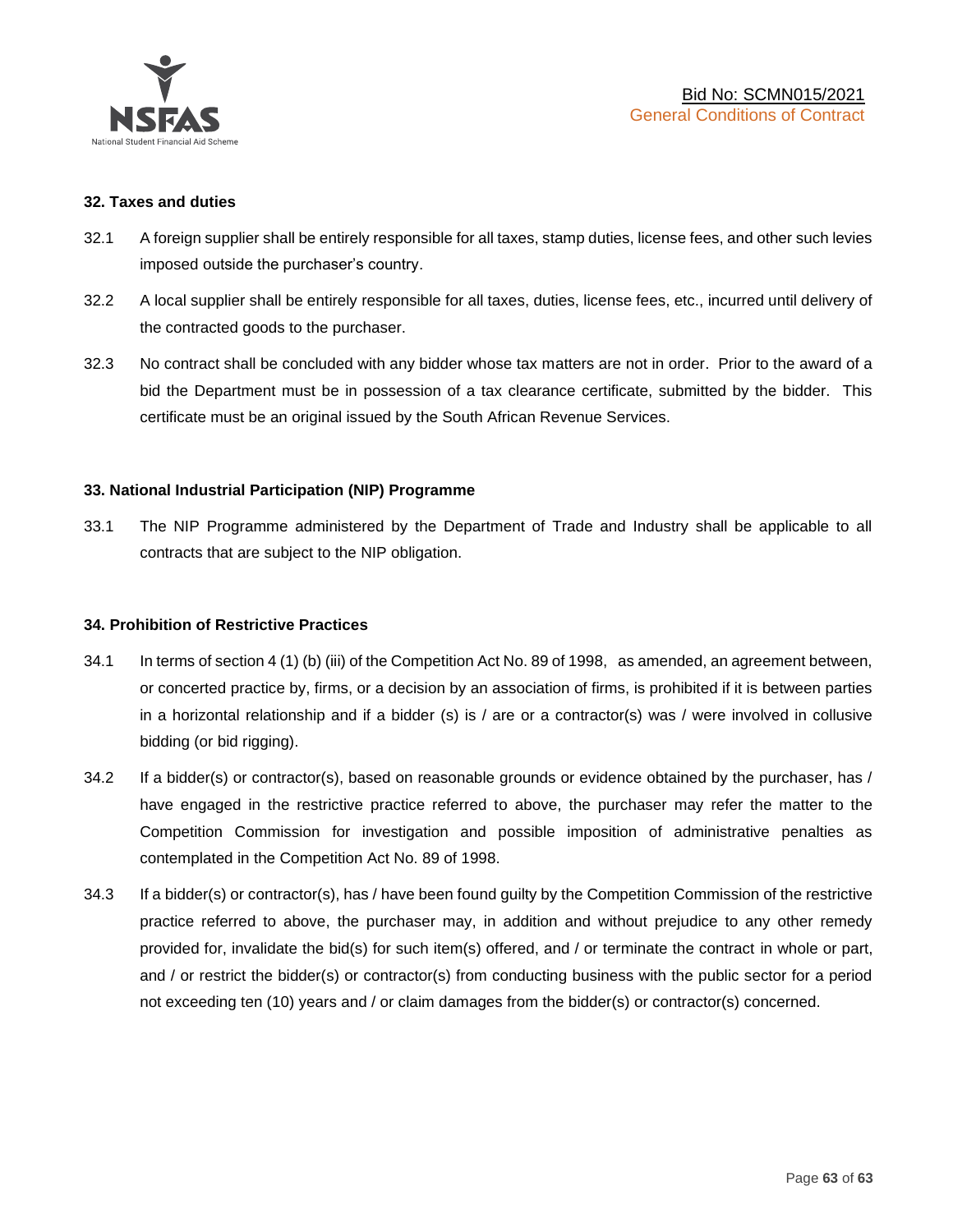### 32. Taxes and duties

32.1 A foreign supplier shall be entirely responsible for all taxes, stamp duties, license fees, and other such levies imposed outside the purchaser's country.

32.2 A local supplier shall be entirely responsible for all taxes, duties, license fees, etc., incurred until delivery of the contracted goods to the purchaser.

32.3 No contract shall be concluded with any bidder whose tax matters are not in order. Prior to the award of a bid the Department must be in possession of a tax clearance certificate, submitted by the bidder. This certificate must be an original issued by the South African Revenue Services.

### 33. National Industrial Participation (NIP) Programme

33.1 The NIP Programme administered by the Department of Trade and Industry shall be applicable to all contracts that are subject to the NIP obligation.

### 34. Prohibition of Restrictive Practices

34.1 In terms of section 4 (1) (b) (iii) of the Competition Act No. 89 of 1998, as amended, an agreement between, or concerted practice by, firms, or a decision by an association of firms, is prohibited if it is between parties in a horizontal relationship and if a bidder (s) is / are or a contractor(s) was / were involved in collusive bidding (or bid rigging).

34.2 If a bidder(s) or contractor(s), based on reasonable grounds or evidence obtained by the purchaser, has / have engaged in the restrictive practice referred to above, the purchaser may refer the matter to the Competition Commission for investigation and possible imposition of administrative penalties as contemplated in the Competition Act No. 89 of 1998.

34.3 If a bidder(s) or contractor(s), has / have been found guilty by the Competition Commission of the restrictive practice referred to above, the purchaser may, in addition and without prejudice to any other remedy provided for, invalidate the bid(s) for such item(s) offered, and / or terminate the contract in whole or part, and / or restrict the bidder(s) or contractor(s) from conducting business with the public sector for a period not exceeding ten (10) years and / or claim damages from the bidder(s) or contractor(s) concerned.